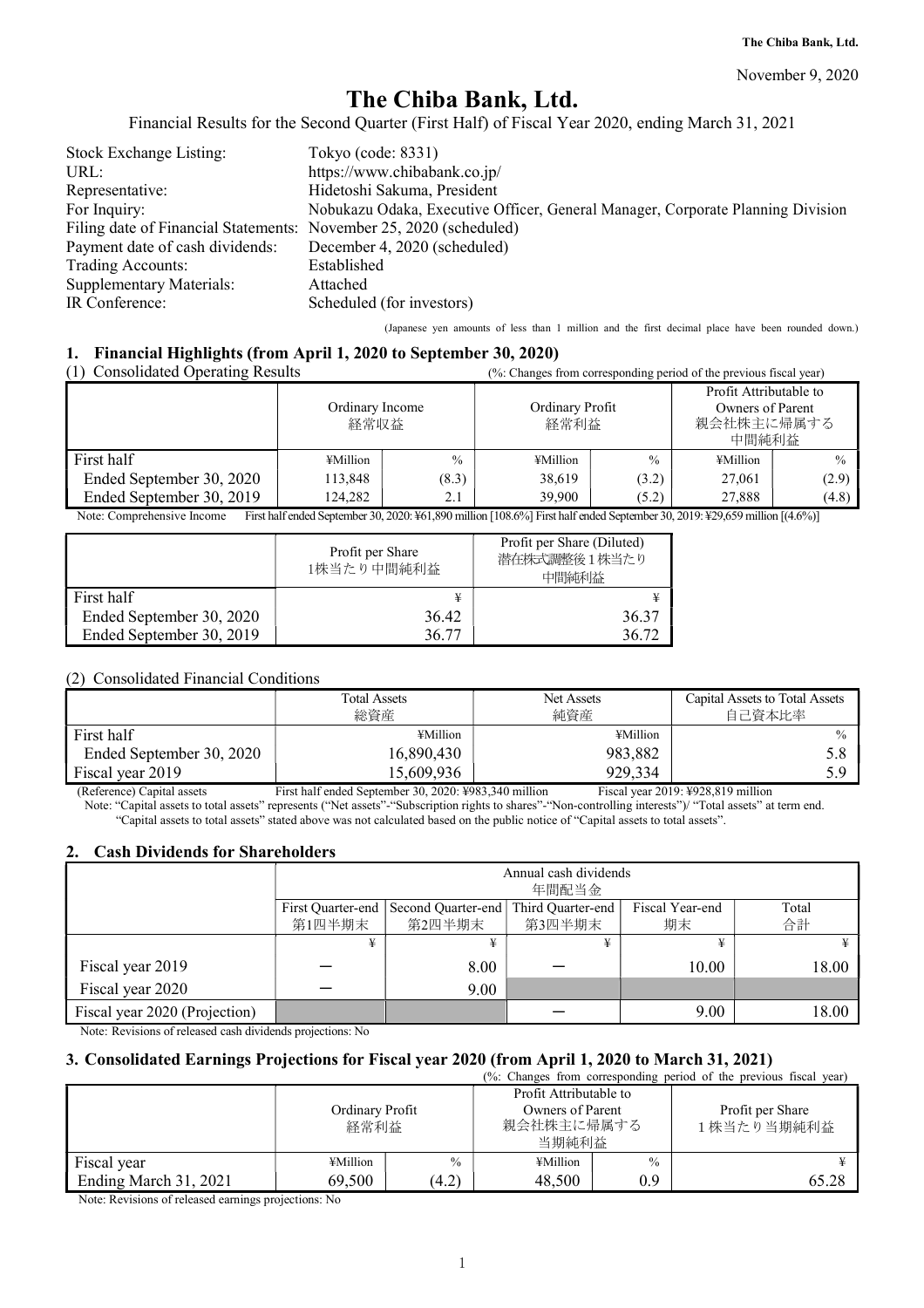The Chiba Bank, Ltd.

November 9, 2020

# The Chiba Bank, Ltd.

Financial Results for the Second Quarter (First Half) of Fiscal Year 2020, ending March 31, 2021

| | |
|---|---|
| Stock Exchange Listing: | Tokyo (code: 8331) |
| URL: | https://www.chibabank.co.jp/ |
| Representative: | Hidetoshi Sakuma, President |
| For Inquiry: | Nobukazu Odaka, Executive Officer, General Manager, Corporate Planning Division |
| Filing date of Financial Statements: | November 25, 2020 (scheduled) |
| Payment date of cash dividends: | December 4, 2020 (scheduled) |
| Trading Accounts: | Established |
| Supplementary Materials: | Attached |
| IR Conference: | Scheduled (for investors) |

(Japanese yen amounts of less than 1 million and the first decimal place have been rounded down.)

## 1. Financial Highlights (from April 1, 2020 to September 30, 2020)

### (1) Consolidated Operating Results

(%: Changes from corresponding period of the previous fiscal year)

| | Ordinary Income 経常収益 | | Ordinary Profit 経常利益 | | Profit Attributable to Owners of Parent 親会社株主に帰属する中間純利益 | |
|---|---|---|---|---|---|---|
| First half | ¥Million | % | ¥Million | % | ¥Million | % |
| Ended September 30, 2020 | 113,848 | (8.3) | 38,619 | (3.2) | 27,061 | (2.9) |
| Ended September 30, 2019 | 124,282 | 2.1 | 39,900 | (5.2) | 27,888 | (4.8) |

Note: Comprehensive Income First half ended September 30, 2020: ¥61,890 million [108.6%] First half ended September 30, 2019: ¥29,659 million [(4.6%)]

| | Profit per Share 1株当たり中間純利益 | Profit per Share (Diluted) 潜在株式調整後1株当たり中間純利益 |
|---|---|---|
| First half | ¥ | ¥ |
| Ended September 30, 2020 | 36.42 | 36.37 |
| Ended September 30, 2019 | 36.77 | 36.72 |

### (2) Consolidated Financial Conditions

| | Total Assets 総資産 | Net Assets 純資産 | Capital Assets to Total Assets 自己資本比率 |
|---|---|---|---|
| First half | ¥Million | ¥Million | % |
| Ended September 30, 2020 | 16,890,430 | 983,882 | 5.8 |
| Fiscal year 2019 | 15,609,936 | 929,334 | 5.9 |

(Reference) Capital assets First half ended September 30, 2020: ¥983,340 million Fiscal year 2019: ¥928,819 million

Note: "Capital assets to total assets" represents ("Net assets"-"Subscription rights to shares"-"Non-controlling interests")/ "Total assets" at term end.
"Capital assets to total assets" stated above was not calculated based on the public notice of "Capital assets to total assets".

## 2. Cash Dividends for Shareholders

| | Annual cash dividends 年間配当金 | | | | |
|---|---|---|---|---|---|
| | First Quarter-end 第1四半期末 | Second Quarter-end 第2四半期末 | Third Quarter-end 第3四半期末 | Fiscal Year-end 期末 | Total 合計 |
| | ¥ | ¥ | ¥ | ¥ | ¥ |
| Fiscal year 2019 | ― | 8.00 | ― | 10.00 | 18.00 |
| Fiscal year 2020 | ― | 9.00 | | | |
| Fiscal year 2020 (Projection) | | | ― | 9.00 | 18.00 |

Note: Revisions of released cash dividends projections: No

## 3. Consolidated Earnings Projections for Fiscal year 2020 (from April 1, 2020 to March 31, 2021)

(%: Changes from corresponding period of the previous fiscal year)

| | Ordinary Profit 経常利益 | | Profit Attributable to Owners of Parent 親会社株主に帰属する当期純利益 | | Profit per Share 1株当たり当期純利益 |
|---|---|---|---|---|---|
| Fiscal year | ¥Million | % | ¥Million | % | ¥ |
| Ending March 31, 2021 | 69,500 | (4.2) | 48,500 | 0.9 | 65.28 |

Note: Revisions of released earnings projections: No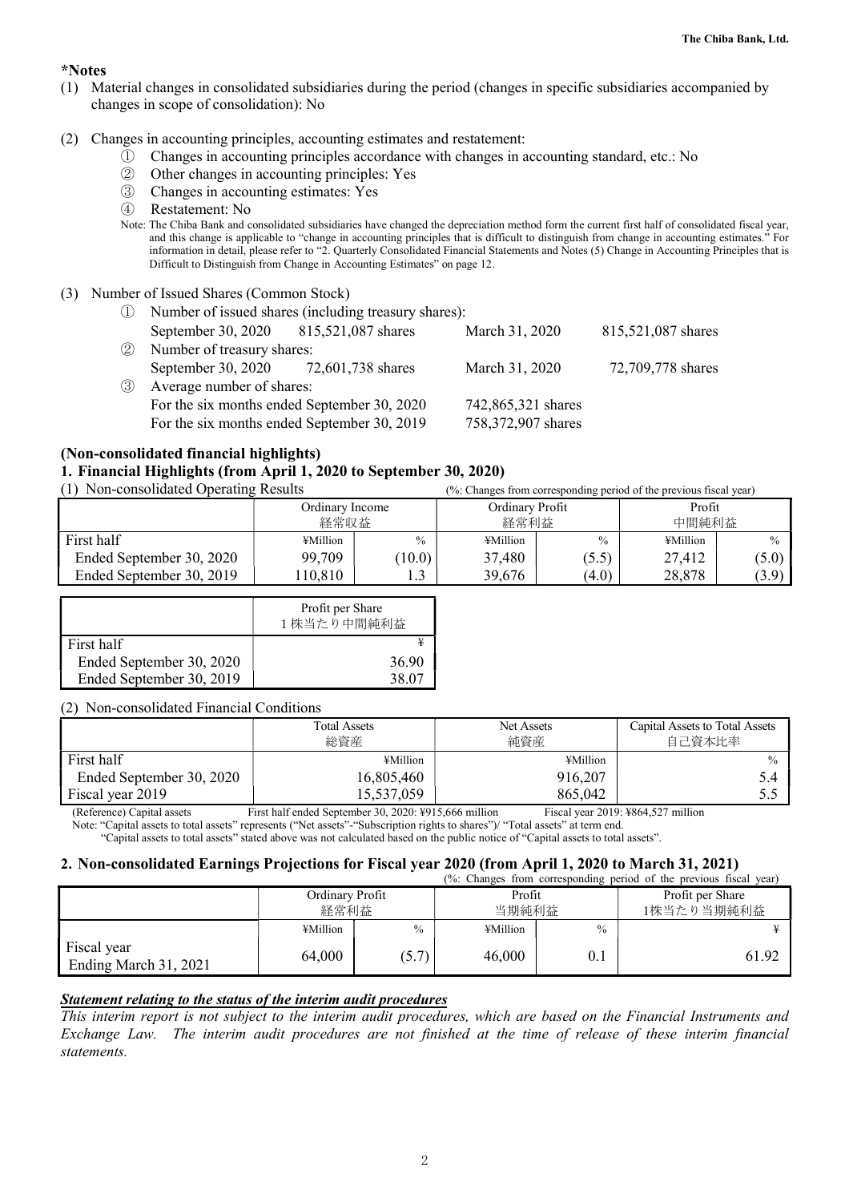**\*Notes**

(1) Material changes in consolidated subsidiaries during the period (changes in specific subsidiaries accompanied by changes in scope of consolidation): No

(2) Changes in accounting principles, accounting estimates and restatement:
   ① Changes in accounting principles accordance with changes in accounting standard, etc.: No
   ② Other changes in accounting principles: Yes
   ③ Changes in accounting estimates: Yes
   ④ Restatement: No

   Note: The Chiba Bank and consolidated subsidiaries have changed the depreciation method form the current first half of consolidated fiscal year, and this change is applicable to "change in accounting principles that is difficult to distinguish from change in accounting estimates." For information in detail, please refer to "2. Quarterly Consolidated Financial Statements and Notes (5) Change in Accounting Principles that is Difficult to Distinguish from Change in Accounting Estimates" on page 12.

(3) Number of Issued Shares (Common Stock)
   ① Number of issued shares (including treasury shares):
      September 30, 2020 815,521,087 shares March 31, 2020 815,521,087 shares
   ② Number of treasury shares:
      September 30, 2020 72,601,738 shares March 31, 2020 72,709,778 shares
   ③ Average number of shares:
      For the six months ended September 30, 2020 742,865,321 shares
      For the six months ended September 30, 2019 758,372,907 shares

## (Non-consolidated financial highlights)

## 1. Financial Highlights (from April 1, 2020 to September 30, 2020)

(1) Non-consolidated Operating Results (%: Changes from corresponding period of the previous fiscal year)

| | Ordinary Income 経常収益 | | Ordinary Profit 経常利益 | | Profit 中間純利益 | |
|---|---|---|---|---|---|---|
| First half | ¥Million | % | ¥Million | % | ¥Million | % |
| Ended September 30, 2020 | 99,709 | (10.0) | 37,480 | (5.5) | 27,412 | (5.0) |
| Ended September 30, 2019 | 110,810 | 1.3 | 39,676 | (4.0) | 28,878 | (3.9) |

| | Profit per Share 1株当たり中間純利益 |
|---|---|
| First half | ¥ |
| Ended September 30, 2020 | 36.90 |
| Ended September 30, 2019 | 38.07 |

(2) Non-consolidated Financial Conditions

| | Total Assets 総資産 | Net Assets 純資産 | Capital Assets to Total Assets 自己資本比率 |
|---|---|---|---|
| First half | ¥Million | ¥Million | % |
| Ended September 30, 2020 | 16,805,460 | 916,207 | 5.4 |
| Fiscal year 2019 | 15,537,059 | 865,042 | 5.5 |

(Reference) Capital assets First half ended September 30, 2020: ¥915,666 million Fiscal year 2019: ¥864,527 million

Note: "Capital assets to total assets" represents ("Net assets"-"Subscription rights to shares")/ "Total assets" at term end.
"Capital assets to total assets" stated above was not calculated based on the public notice of "Capital assets to total assets".

## 2. Non-consolidated Earnings Projections for Fiscal year 2020 (from April 1, 2020 to March 31, 2021)

(%: Changes from corresponding period of the previous fiscal year)

| | Ordinary Profit 経常利益 | | Profit 当期純利益 | | Profit per Share 1株当たり当期純利益 |
|---|---|---|---|---|---|
| | ¥Million | % | ¥Million | % | ¥ |
| Fiscal year Ending March 31, 2021 | 64,000 | (5.7) | 46,000 | 0.1 | 61.92 |

***Statement relating to the status of the interim audit procedures***

*This interim report is not subject to the interim audit procedures, which are based on the Financial Instruments and Exchange Law. The interim audit procedures are not finished at the time of release of these interim financial statements.*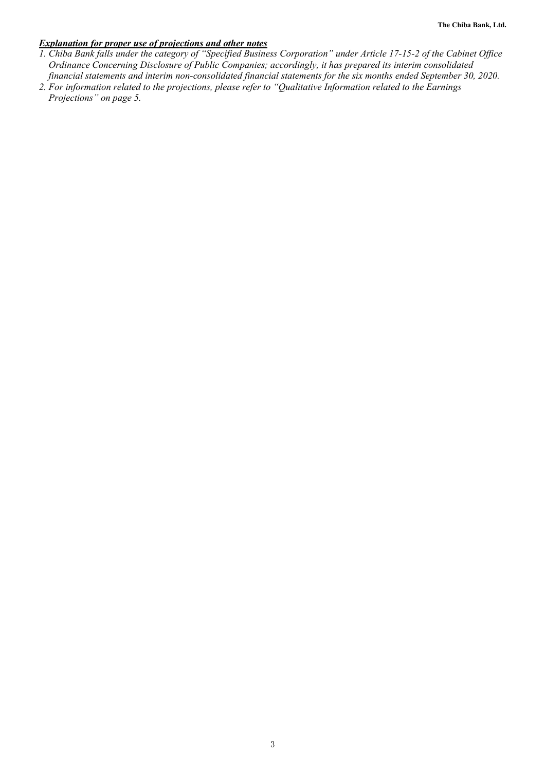***Explanation for proper use of projections and other notes***

1. *Chiba Bank falls under the category of "Specified Business Corporation" under Article 17-15-2 of the Cabinet Office Ordinance Concerning Disclosure of Public Companies; accordingly, it has prepared its interim consolidated financial statements and interim non-consolidated financial statements for the six months ended September 30, 2020.*
2. *For information related to the projections, please refer to "Qualitative Information related to the Earnings Projections" on page 5.*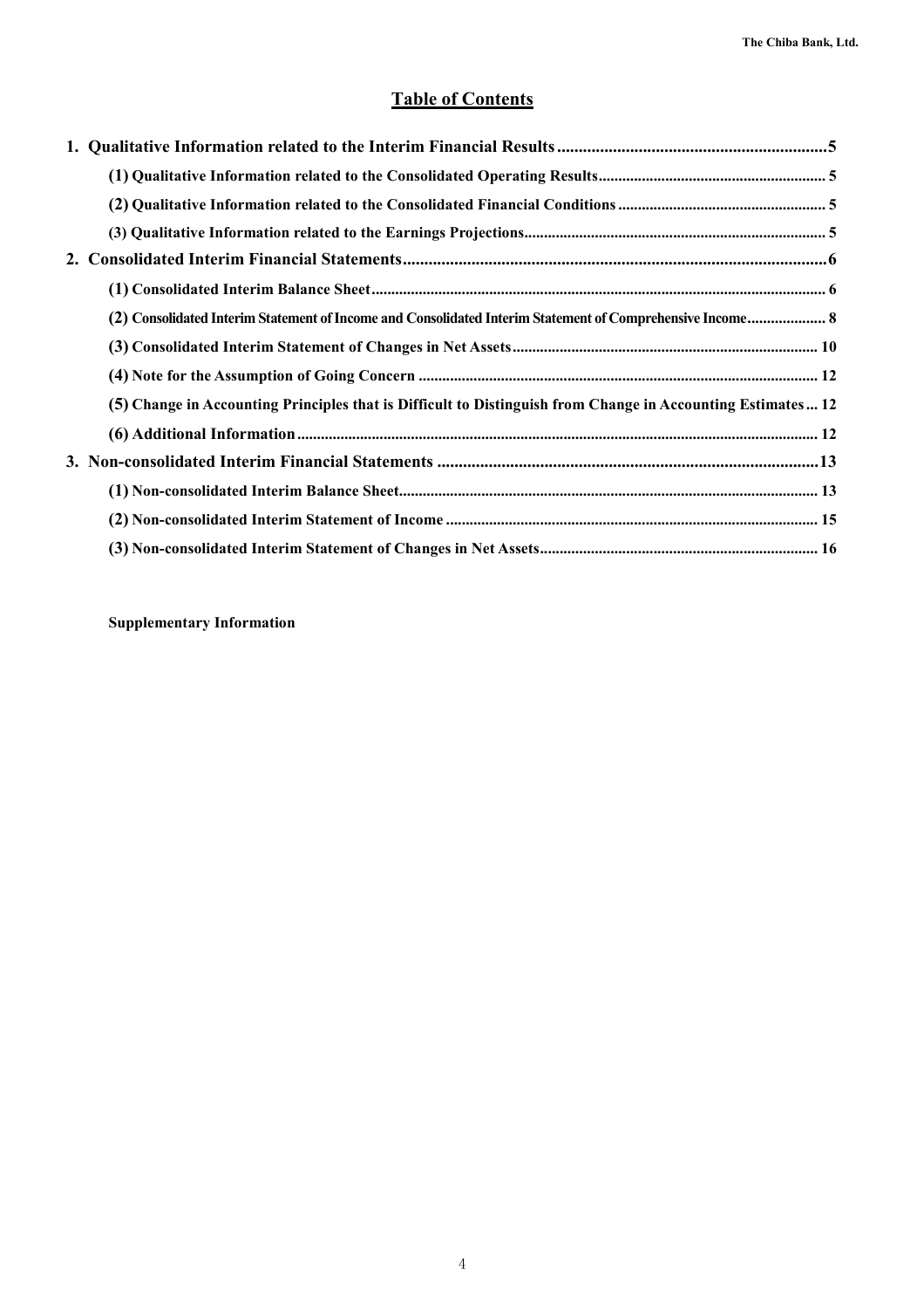# Table of Contents

1. Qualitative Information related to the Interim Financial Results .......................................................... 5
   - (1) Qualitative Information related to the Consolidated Operating Results .......................................................... 5
   - (2) Qualitative Information related to the Consolidated Financial Conditions .......................................................... 5
   - (3) Qualitative Information related to the Earnings Projections .......................................................... 5
2. Consolidated Interim Financial Statements .......................................................... 6
   - (1) Consolidated Interim Balance Sheet .......................................................... 6
   - (2) Consolidated Interim Statement of Income and Consolidated Interim Statement of Comprehensive Income .......................................................... 8
   - (3) Consolidated Interim Statement of Changes in Net Assets .......................................................... 10
   - (4) Note for the Assumption of Going Concern .......................................................... 12
   - (5) Change in Accounting Principles that is Difficult to Distinguish from Change in Accounting Estimates ... 12
   - (6) Additional Information .......................................................... 12
3. Non-consolidated Interim Financial Statements .......................................................... 13
   - (1) Non-consolidated Interim Balance Sheet .......................................................... 13
   - (2) Non-consolidated Interim Statement of Income .......................................................... 15
   - (3) Non-consolidated Interim Statement of Changes in Net Assets .......................................................... 16

**Supplementary Information**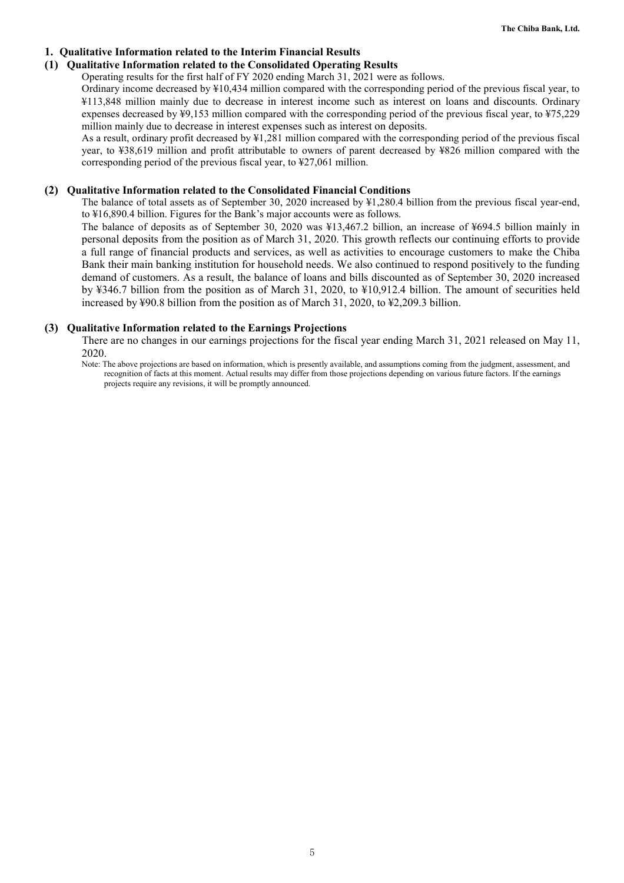## 1. Qualitative Information related to the Interim Financial Results

### (1) Qualitative Information related to the Consolidated Operating Results

Operating results for the first half of FY 2020 ending March 31, 2021 were as follows.

Ordinary income decreased by ¥10,434 million compared with the corresponding period of the previous fiscal year, to ¥113,848 million mainly due to decrease in interest income such as interest on loans and discounts. Ordinary expenses decreased by ¥9,153 million compared with the corresponding period of the previous fiscal year, to ¥75,229 million mainly due to decrease in interest expenses such as interest on deposits.

As a result, ordinary profit decreased by ¥1,281 million compared with the corresponding period of the previous fiscal year, to ¥38,619 million and profit attributable to owners of parent decreased by ¥826 million compared with the corresponding period of the previous fiscal year, to ¥27,061 million.

### (2) Qualitative Information related to the Consolidated Financial Conditions

The balance of total assets as of September 30, 2020 increased by ¥1,280.4 billion from the previous fiscal year-end, to ¥16,890.4 billion. Figures for the Bank's major accounts were as follows.

The balance of deposits as of September 30, 2020 was ¥13,467.2 billion, an increase of ¥694.5 billion mainly in personal deposits from the position as of March 31, 2020. This growth reflects our continuing efforts to provide a full range of financial products and services, as well as activities to encourage customers to make the Chiba Bank their main banking institution for household needs. We also continued to respond positively to the funding demand of customers. As a result, the balance of loans and bills discounted as of September 30, 2020 increased by ¥346.7 billion from the position as of March 31, 2020, to ¥10,912.4 billion. The amount of securities held increased by ¥90.8 billion from the position as of March 31, 2020, to ¥2,209.3 billion.

### (3) Qualitative Information related to the Earnings Projections

There are no changes in our earnings projections for the fiscal year ending March 31, 2021 released on May 11, 2020.

Note: The above projections are based on information, which is presently available, and assumptions coming from the judgment, assessment, and recognition of facts at this moment. Actual results may differ from those projections depending on various future factors. If the earnings projects require any revisions, it will be promptly announced.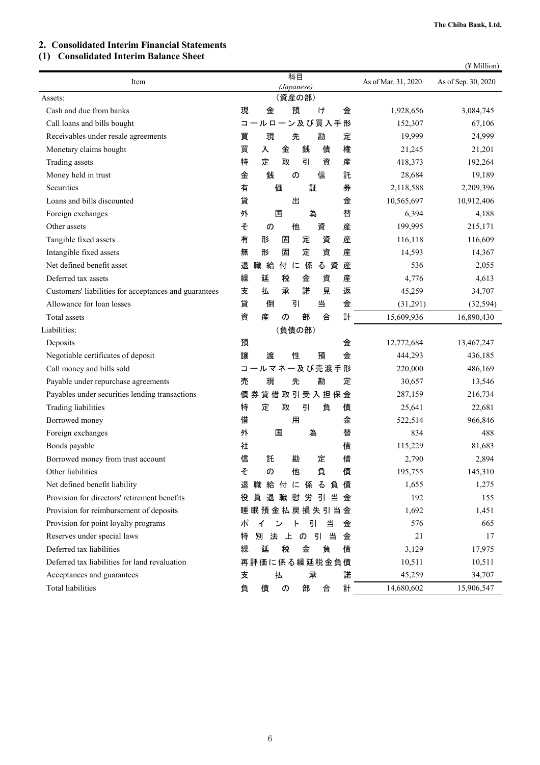## 2. Consolidated Interim Financial Statements

### (1) Consolidated Interim Balance Sheet

(¥ Million)

| Item | 科目 *(Japanese)* | As of Mar. 31, 2020 | As of Sep. 30, 2020 |
|---|---|---|---|
| Assets: | （資産の部） | | |
| Cash and due from banks | 現金預け金 | 1,928,656 | 3,084,745 |
| Call loans and bills bought | コールローン及び買入手形 | 152,307 | 67,106 |
| Receivables under resale agreements | 買現先勘定 | 19,999 | 24,999 |
| Monetary claims bought | 買入金銭債権 | 21,245 | 21,201 |
| Trading assets | 特定取引資産 | 418,373 | 192,264 |
| Money held in trust | 金銭の信託 | 28,684 | 19,189 |
| Securities | 有価証券 | 2,118,588 | 2,209,396 |
| Loans and bills discounted | 貸出金 | 10,565,697 | 10,912,406 |
| Foreign exchanges | 外国為替 | 6,394 | 4,188 |
| Other assets | その他資産 | 199,995 | 215,171 |
| Tangible fixed assets | 有形固定資産 | 116,118 | 116,609 |
| Intangible fixed assets | 無形固定資産 | 14,593 | 14,367 |
| Net defined benefit asset | 退職給付に係る資産 | 536 | 2,055 |
| Deferred tax assets | 繰延税金資産 | 4,776 | 4,613 |
| Customers' liabilities for acceptances and guarantees | 支払承諾見返 | 45,259 | 34,707 |
| Allowance for loan losses | 貸倒引当金 | (31,291) | (32,594) |
| Total assets | 資産の部合計 | 15,609,936 | 16,890,430 |
| Liabilities: | （負債の部） | | |
| Deposits | 預金 | 12,772,684 | 13,467,247 |
| Negotiable certificates of deposit | 譲渡性預金 | 444,293 | 436,185 |
| Call money and bills sold | コールマネー及び売渡手形 | 220,000 | 486,169 |
| Payable under repurchase agreements | 売現先勘定 | 30,657 | 13,546 |
| Payables under securities lending transactions | 債券貸借取引受入担保金 | 287,159 | 216,734 |
| Trading liabilities | 特定取引負債 | 25,641 | 22,681 |
| Borrowed money | 借用金 | 522,514 | 966,846 |
| Foreign exchanges | 外国為替 | 834 | 488 |
| Bonds payable | 社債 | 115,229 | 81,683 |
| Borrowed money from trust account | 信託勘定借 | 2,790 | 2,894 |
| Other liabilities | その他負債 | 195,755 | 145,310 |
| Net defined benefit liability | 退職給付に係る負債 | 1,655 | 1,275 |
| Provision for directors' retirement benefits | 役員退職慰労引当金 | 192 | 155 |
| Provision for reimbursement of deposits | 睡眠預金払戻損失引当金 | 1,692 | 1,451 |
| Provision for point loyalty programs | ポイント引当金 | 576 | 665 |
| Reserves under special laws | 特別法上の引当金 | 21 | 17 |
| Deferred tax liabilities | 繰延税金負債 | 3,129 | 17,975 |
| Deferred tax liabilities for land revaluation | 再評価に係る繰延税金負債 | 10,511 | 10,511 |
| Acceptances and guarantees | 支払承諾 | 45,259 | 34,707 |
| Total liabilities | 負債の部合計 | 14,680,602 | 15,906,547 |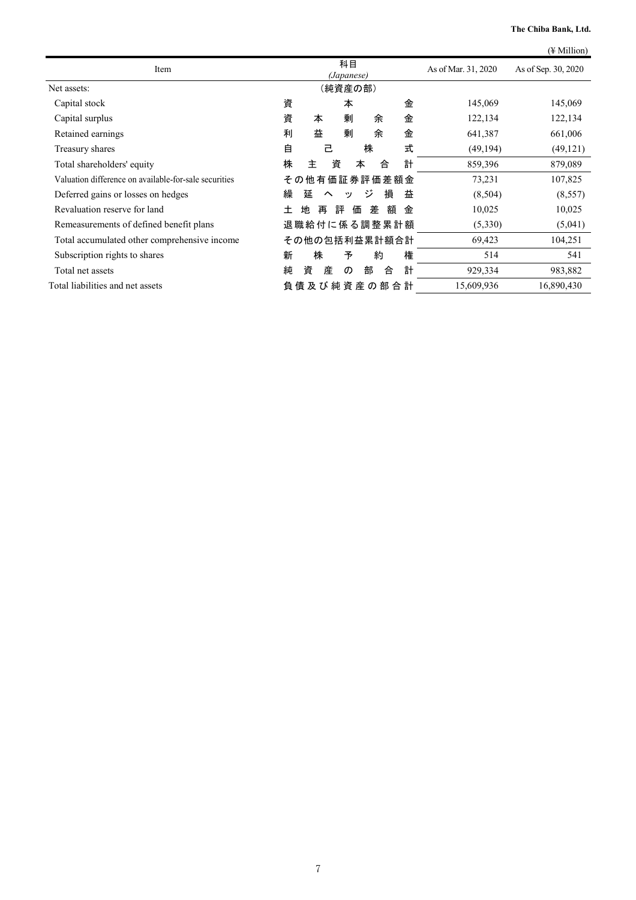(¥ Million)

| Item | 科目 (Japanese) | As of Mar. 31, 2020 | As of Sep. 30, 2020 |
| --- | --- | --- | --- |
| Net assets: | (純資産の部) | | |
| Capital stock | 資本金 | 145,069 | 145,069 |
| Capital surplus | 資本剰余金 | 122,134 | 122,134 |
| Retained earnings | 利益剰余金 | 641,387 | 661,006 |
| Treasury shares | 自己株式 | (49,194) | (49,121) |
| Total shareholders' equity | 株主資本合計 | 859,396 | 879,089 |
| Valuation difference on available-for-sale securities | その他有価証券評価差額金 | 73,231 | 107,825 |
| Deferred gains or losses on hedges | 繰延ヘッジ損益 | (8,504) | (8,557) |
| Revaluation reserve for land | 土地再評価差額金 | 10,025 | 10,025 |
| Remeasurements of defined benefit plans | 退職給付に係る調整累計額 | (5,330) | (5,041) |
| Total accumulated other comprehensive income | その他の包括利益累計額合計 | 69,423 | 104,251 |
| Subscription rights to shares | 新株予約権 | 514 | 541 |
| Total net assets | 純資産の部合計 | 929,334 | 983,882 |
| Total liabilities and net assets | 負債及び純資産の部合計 | 15,609,936 | 16,890,430 |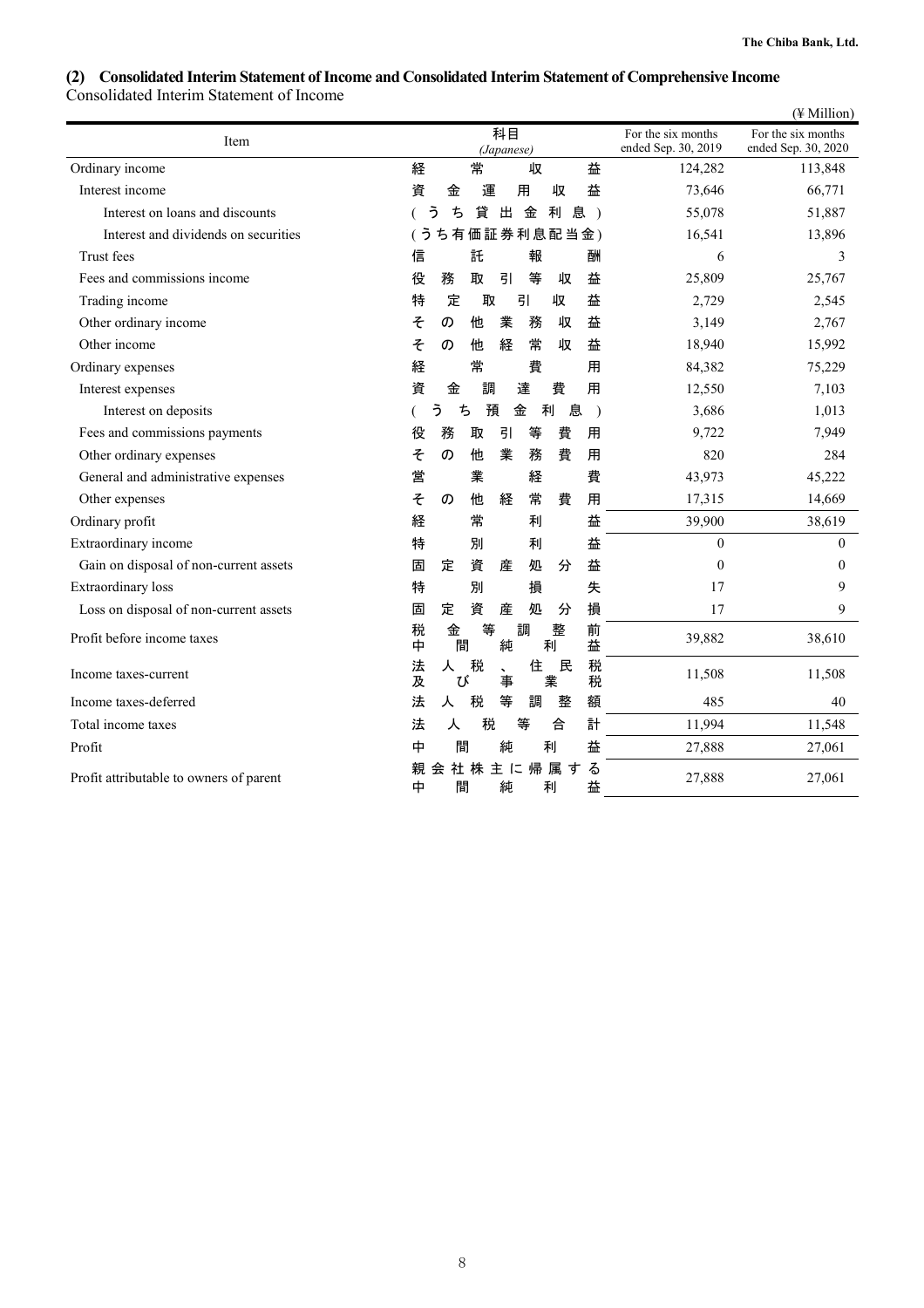## (2) Consolidated Interim Statement of Income and Consolidated Interim Statement of Comprehensive Income

Consolidated Interim Statement of Income

(¥ Million)

| Item | 科目 (Japanese) | For the six months ended Sep. 30, 2019 | For the six months ended Sep. 30, 2020 |
|---|---|---|---|
| Ordinary income | 経常収益 | 124,282 | 113,848 |
| Interest income | 資金運用収益 | 73,646 | 66,771 |
| Interest on loans and discounts | (うち貸出金利息) | 55,078 | 51,887 |
| Interest and dividends on securities | (うち有価証券利息配当金) | 16,541 | 13,896 |
| Trust fees | 信託報酬 | 6 | 3 |
| Fees and commissions income | 役務取引等収益 | 25,809 | 25,767 |
| Trading income | 特定取引収益 | 2,729 | 2,545 |
| Other ordinary income | その他業務収益 | 3,149 | 2,767 |
| Other income | その他経常収益 | 18,940 | 15,992 |
| Ordinary expenses | 経常費用 | 84,382 | 75,229 |
| Interest expenses | 資金調達費用 | 12,550 | 7,103 |
| Interest on deposits | (うち預金利息) | 3,686 | 1,013 |
| Fees and commissions payments | 役務取引等費用 | 9,722 | 7,949 |
| Other ordinary expenses | その他業務費用 | 820 | 284 |
| General and administrative expenses | 営業経費 | 43,973 | 45,222 |
| Other expenses | その他経常費用 | 17,315 | 14,669 |
| Ordinary profit | 経常利益 | 39,900 | 38,619 |
| Extraordinary income | 特別利益 | 0 | 0 |
| Gain on disposal of non-current assets | 固定資産処分益 | 0 | 0 |
| Extraordinary loss | 特別損失 | 17 | 9 |
| Loss on disposal of non-current assets | 固定資産処分損 | 17 | 9 |
| Profit before income taxes | 税金等調整前中間純利益 | 39,882 | 38,610 |
| Income taxes-current | 法人税、住民税及び事業税 | 11,508 | 11,508 |
| Income taxes-deferred | 法人税等調整額 | 485 | 40 |
| Total income taxes | 法人税等合計 | 11,994 | 11,548 |
| Profit | 中間純利益 | 27,888 | 27,061 |
| Profit attributable to owners of parent | 親会社株主に帰属する中間純利益 | 27,888 | 27,061 |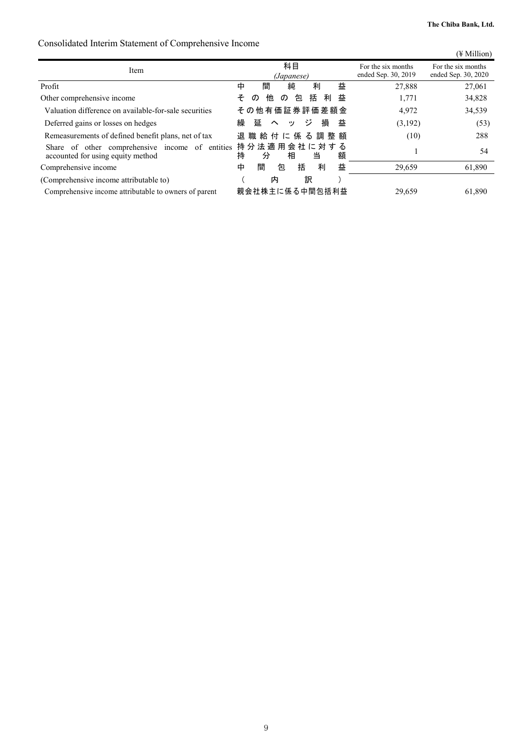## Consolidated Interim Statement of Comprehensive Income

(¥ Million)

| Item | 科目 *(Japanese)* | For the six months ended Sep. 30, 2019 | For the six months ended Sep. 30, 2020 |
|---|---|---|---|
| Profit | 中間純利益 | 27,888 | 27,061 |
| Other comprehensive income | その他の包括利益 | 1,771 | 34,828 |
| Valuation difference on available-for-sale securities | その他有価証券評価差額金 | 4,972 | 34,539 |
| Deferred gains or losses on hedges | 繰延ヘッジ損益 | (3,192) | (53) |
| Remeasurements of defined benefit plans, net of tax | 退職給付に係る調整額 | (10) | 288 |
| Share of other comprehensive income of entities accounted for using equity method | 持分法適用会社に対する持分相当額 | 1 | 54 |
| Comprehensive income | 中間包括利益 | 29,659 | 61,890 |
| (Comprehensive income attributable to) | (内訳) | | |
| Comprehensive income attributable to owners of parent | 親会社株主に係る中間包括利益 | 29,659 | 61,890 |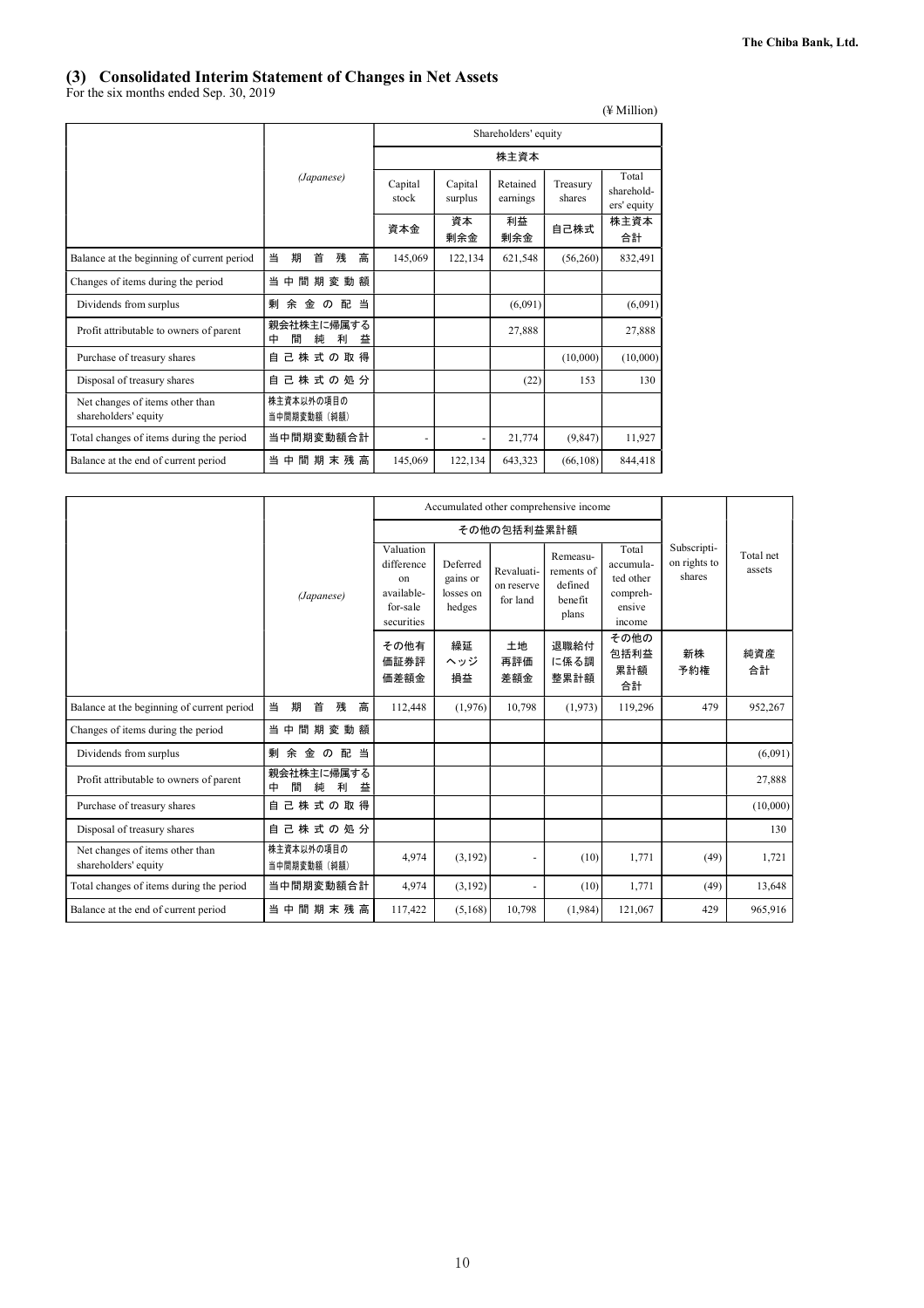## (3) Consolidated Interim Statement of Changes in Net Assets

For the six months ended Sep. 30, 2019

(¥ Million)

| | (Japanese) | Shareholders' equity | | | | |
|---|---|---|---|---|---|---|
| | | 株主資本 | | | | |
| | | Capital stock | Capital surplus | Retained earnings | Treasury shares | Total shareholders' equity |
| | | 資本金 | 資本剰余金 | 利益剰余金 | 自己株式 | 株主資本合計 |
| Balance at the beginning of current period | 当期首残高 | 145,069 | 122,134 | 621,548 | (56,260) | 832,491 |
| Changes of items during the period | 当中間期変動額 | | | | | |
| Dividends from surplus | 剰余金の配当 | | | (6,091) | | (6,091) |
| Profit attributable to owners of parent | 親会社株主に帰属する中間純利益 | | | 27,888 | | 27,888 |
| Purchase of treasury shares | 自己株式の取得 | | | | (10,000) | (10,000) |
| Disposal of treasury shares | 自己株式の処分 | | | (22) | 153 | 130 |
| Net changes of items other than shareholders' equity | 株主資本以外の項目の当中間期変動額（純額） | | | | | |
| Total changes of items during the period | 当中間期変動額合計 | - | - | 21,774 | (9,847) | 11,927 |
| Balance at the end of current period | 当中間期末残高 | 145,069 | 122,134 | 643,323 | (66,108) | 844,418 |

| | (Japanese) | Accumulated other comprehensive income | | | | | Subscription rights to shares | Total net assets |
|---|---|---|---|---|---|---|---|---|
| | | その他の包括利益累計額 | | | | | | |
| | | Valuation difference on available-for-sale securities | Deferred gains or losses on hedges | Revaluation reserve for land | Remeasurements of defined benefit plans | Total accumulated other comprehensive income | | |
| | | その他有価証券評価差額金 | 繰延ヘッジ損益 | 土地再評価差額金 | 退職給付に係る調整累計額 | その他の包括利益累計額合計 | 新株予約権 | 純資産合計 |
| Balance at the beginning of current period | 当期首残高 | 112,448 | (1,976) | 10,798 | (1,973) | 119,296 | 479 | 952,267 |
| Changes of items during the period | 当中間期変動額 | | | | | | | |
| Dividends from surplus | 剰余金の配当 | | | | | | | (6,091) |
| Profit attributable to owners of parent | 親会社株主に帰属する中間純利益 | | | | | | | 27,888 |
| Purchase of treasury shares | 自己株式の取得 | | | | | | | (10,000) |
| Disposal of treasury shares | 自己株式の処分 | | | | | | | 130 |
| Net changes of items other than shareholders' equity | 株主資本以外の項目の当中間期変動額（純額） | 4,974 | (3,192) | - | (10) | 1,771 | (49) | 1,721 |
| Total changes of items during the period | 当中間期変動額合計 | 4,974 | (3,192) | - | (10) | 1,771 | (49) | 13,648 |
| Balance at the end of current period | 当中間期末残高 | 117,422 | (5,168) | 10,798 | (1,984) | 121,067 | 429 | 965,916 |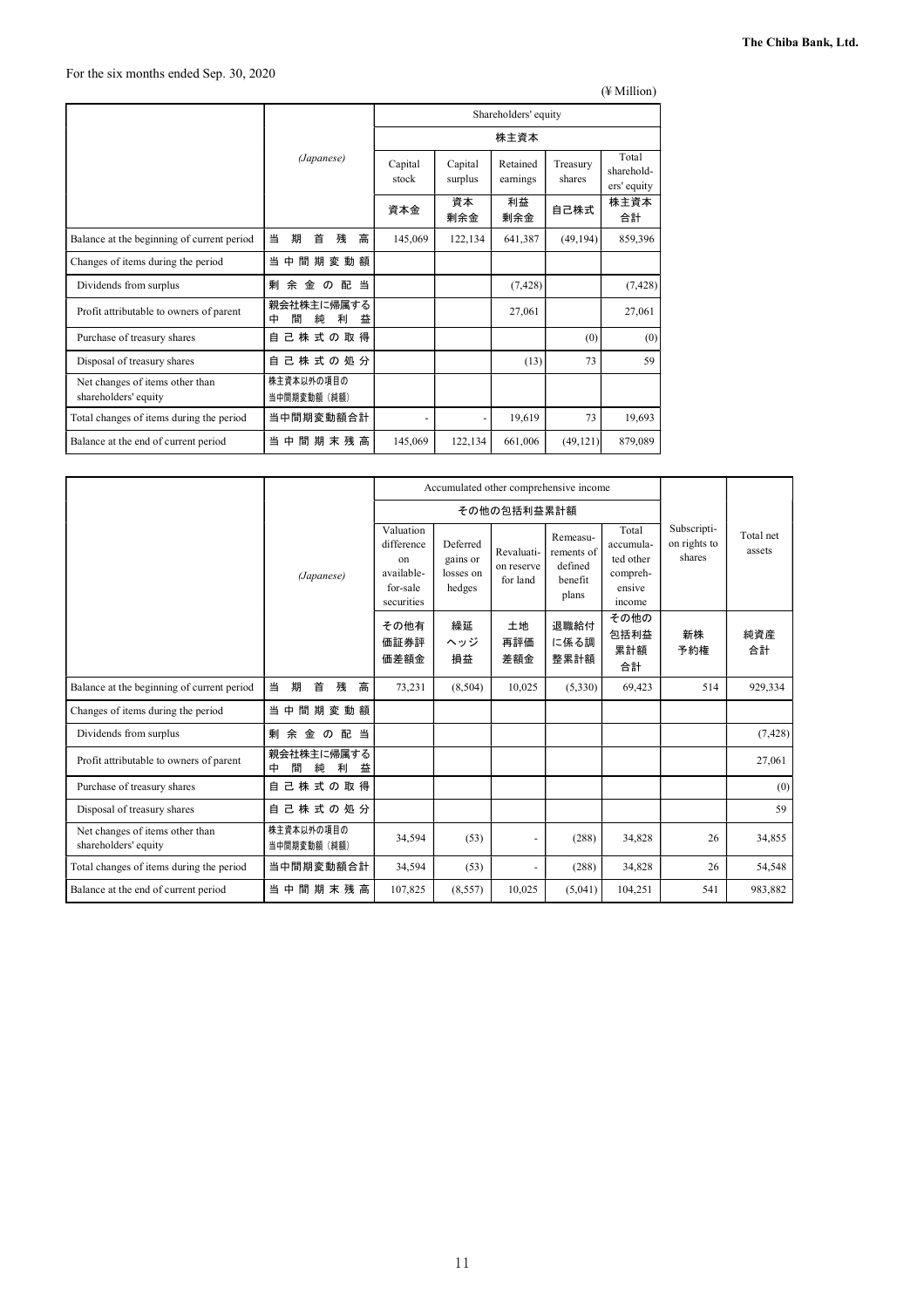For the six months ended Sep. 30, 2020

(¥ Million)

| | (Japanese) | Shareholders' equity 株主資本 | | | | |
|---|---|---|---|---|---|---|
| | | Capital stock 資本金 | Capital surplus 資本剰余金 | Retained earnings 利益剰余金 | Treasury shares 自己株式 | Total shareholders' equity 株主資本合計 |
| Balance at the beginning of current period | 当期首残高 | 145,069 | 122,134 | 641,387 | (49,194) | 859,396 |
| Changes of items during the period | 当中間期変動額 | | | | | |
| Dividends from surplus | 剰余金の配当 | | | (7,428) | | (7,428) |
| Profit attributable to owners of parent | 親会社株主に帰属する中間純利益 | | | 27,061 | | 27,061 |
| Purchase of treasury shares | 自己株式の取得 | | | | (0) | (0) |
| Disposal of treasury shares | 自己株式の処分 | | | (13) | 73 | 59 |
| Net changes of items other than shareholders' equity | 株主資本以外の項目の当中間期変動額（純額） | | | | | |
| Total changes of items during the period | 当中間期変動額合計 | - | - | 19,619 | 73 | 19,693 |
| Balance at the end of current period | 当中間期末残高 | 145,069 | 122,134 | 661,006 | (49,121) | 879,089 |

| | (Japanese) | Accumulated other comprehensive income その他の包括利益累計額 | | | | | Subscription rights to shares 新株予約権 | Total net assets 純資産合計 |
|---|---|---|---|---|---|---|---|---|
| | | Valuation difference on available-for-sale securities その他有価証券評価差額金 | Deferred gains or losses on hedges 繰延ヘッジ損益 | Revaluation reserve for land 土地再評価差額金 | Remeasurements of defined benefit plans 退職給付に係る調整累計額 | Total accumulated other comprehensive income その他の包括利益累計額合計 | | |
| Balance at the beginning of current period | 当期首残高 | 73,231 | (8,504) | 10,025 | (5,330) | 69,423 | 514 | 929,334 |
| Changes of items during the period | 当中間期変動額 | | | | | | | |
| Dividends from surplus | 剰余金の配当 | | | | | | | (7,428) |
| Profit attributable to owners of parent | 親会社株主に帰属する中間純利益 | | | | | | | 27,061 |
| Purchase of treasury shares | 自己株式の取得 | | | | | | | (0) |
| Disposal of treasury shares | 自己株式の処分 | | | | | | | 59 |
| Net changes of items other than shareholders' equity | 株主資本以外の項目の当中間期変動額（純額） | 34,594 | (53) | - | (288) | 34,828 | 26 | 34,855 |
| Total changes of items during the period | 当中間期変動額合計 | 34,594 | (53) | - | (288) | 34,828 | 26 | 54,548 |
| Balance at the end of current period | 当中間期末残高 | 107,825 | (8,557) | 10,025 | (5,041) | 104,251 | 541 | 983,882 |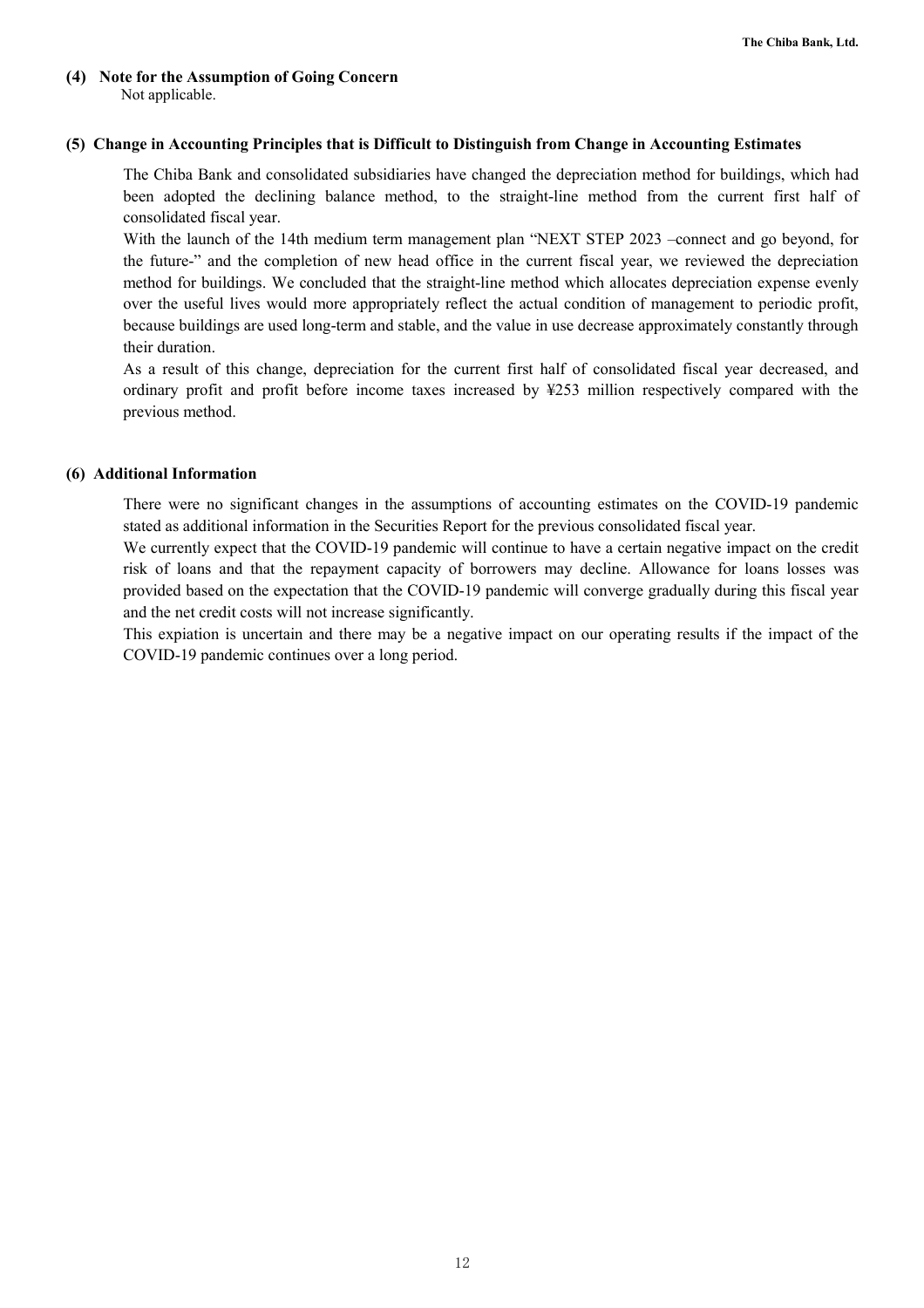### (4) Note for the Assumption of Going Concern

Not applicable.

### (5) Change in Accounting Principles that is Difficult to Distinguish from Change in Accounting Estimates

The Chiba Bank and consolidated subsidiaries have changed the depreciation method for buildings, which had been adopted the declining balance method, to the straight-line method from the current first half of consolidated fiscal year.

With the launch of the 14th medium term management plan “NEXT STEP 2023 –connect and go beyond, for the future-” and the completion of new head office in the current fiscal year, we reviewed the depreciation method for buildings. We concluded that the straight-line method which allocates depreciation expense evenly over the useful lives would more appropriately reflect the actual condition of management to periodic profit, because buildings are used long-term and stable, and the value in use decrease approximately constantly through their duration.

As a result of this change, depreciation for the current first half of consolidated fiscal year decreased, and ordinary profit and profit before income taxes increased by ¥253 million respectively compared with the previous method.

### (6) Additional Information

There were no significant changes in the assumptions of accounting estimates on the COVID-19 pandemic stated as additional information in the Securities Report for the previous consolidated fiscal year.

We currently expect that the COVID-19 pandemic will continue to have a certain negative impact on the credit risk of loans and that the repayment capacity of borrowers may decline. Allowance for loans losses was provided based on the expectation that the COVID-19 pandemic will converge gradually during this fiscal year and the net credit costs will not increase significantly.

This expiation is uncertain and there may be a negative impact on our operating results if the impact of the COVID-19 pandemic continues over a long period.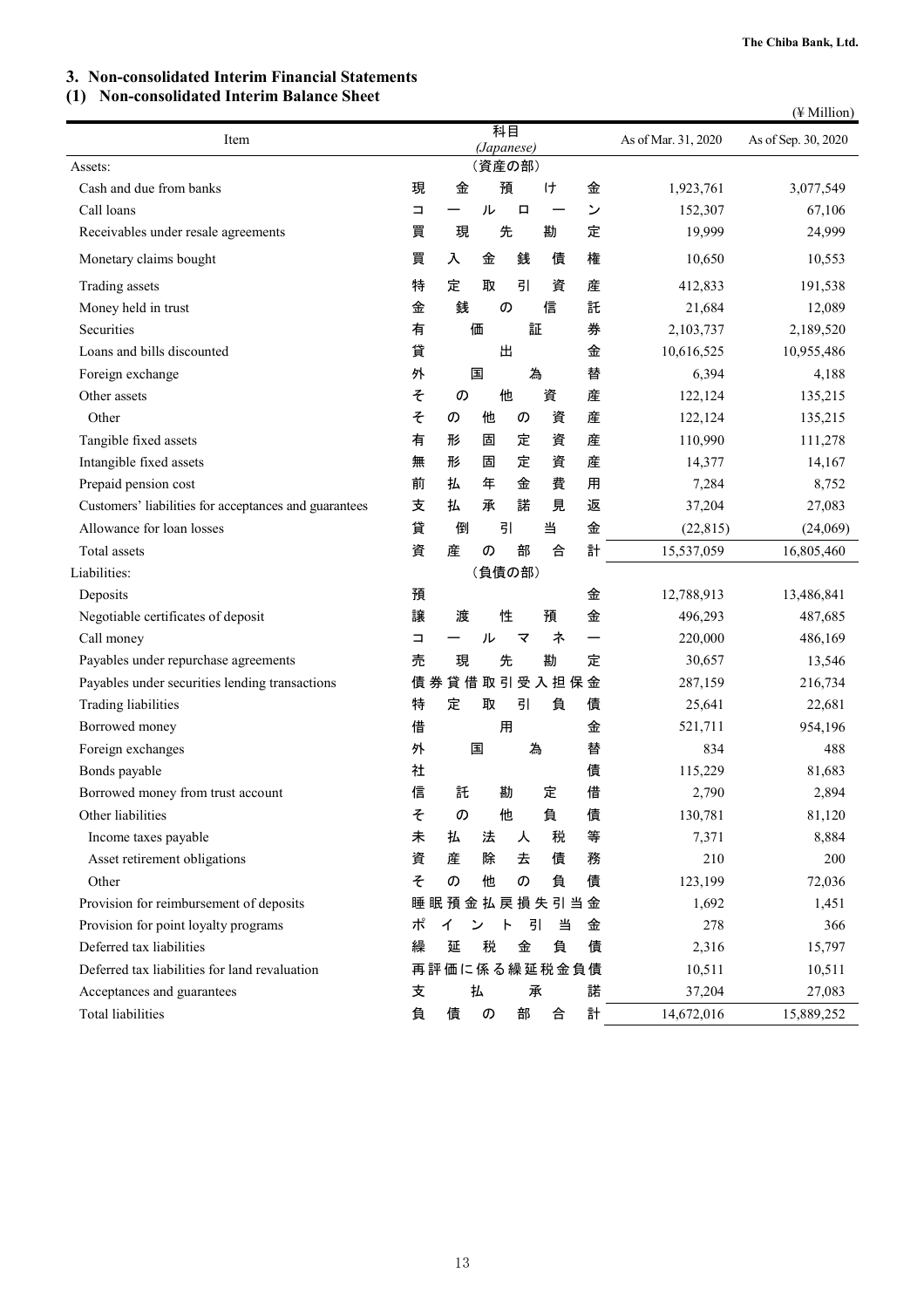## 3. Non-consolidated Interim Financial Statements

### (1) Non-consolidated Interim Balance Sheet

(¥ Million)

| Item | 科目 (Japanese) | As of Mar. 31, 2020 | As of Sep. 30, 2020 |
|---|---|---|---|
| Assets: | （資産の部） | | |
| Cash and due from banks | 現金預け金 | 1,923,761 | 3,077,549 |
| Call loans | コールローン | 152,307 | 67,106 |
| Receivables under resale agreements | 買現先勘定 | 19,999 | 24,999 |
| Monetary claims bought | 買入金銭債権 | 10,650 | 10,553 |
| Trading assets | 特定取引資産 | 412,833 | 191,538 |
| Money held in trust | 金銭の信託 | 21,684 | 12,089 |
| Securities | 有価証券 | 2,103,737 | 2,189,520 |
| Loans and bills discounted | 貸出金 | 10,616,525 | 10,955,486 |
| Foreign exchange | 外国為替 | 6,394 | 4,188 |
| Other assets | その他資産 | 122,124 | 135,215 |
| Other | その他の資産 | 122,124 | 135,215 |
| Tangible fixed assets | 有形固定資産 | 110,990 | 111,278 |
| Intangible fixed assets | 無形固定資産 | 14,377 | 14,167 |
| Prepaid pension cost | 前払年金費用 | 7,284 | 8,752 |
| Customers' liabilities for acceptances and guarantees | 支払承諾見返 | 37,204 | 27,083 |
| Allowance for loan losses | 貸倒引当金 | (22,815) | (24,069) |
| Total assets | 資産の部合計 | 15,537,059 | 16,805,460 |
| Liabilities: | （負債の部） | | |
| Deposits | 預金 | 12,788,913 | 13,486,841 |
| Negotiable certificates of deposit | 譲渡性預金 | 496,293 | 487,685 |
| Call money | コールマネー | 220,000 | 486,169 |
| Payables under repurchase agreements | 売現先勘定 | 30,657 | 13,546 |
| Payables under securities lending transactions | 債券貸借取引受入担保金 | 287,159 | 216,734 |
| Trading liabilities | 特定取引負債 | 25,641 | 22,681 |
| Borrowed money | 借用金 | 521,711 | 954,196 |
| Foreign exchanges | 外国為替 | 834 | 488 |
| Bonds payable | 社債 | 115,229 | 81,683 |
| Borrowed money from trust account | 信託勘定借 | 2,790 | 2,894 |
| Other liabilities | その他負債 | 130,781 | 81,120 |
| Income taxes payable | 未払法人税等 | 7,371 | 8,884 |
| Asset retirement obligations | 資産除去債務 | 210 | 200 |
| Other | その他の負債 | 123,199 | 72,036 |
| Provision for reimbursement of deposits | 睡眠預金払戻損失引当金 | 1,692 | 1,451 |
| Provision for point loyalty programs | ポイント引当金 | 278 | 366 |
| Deferred tax liabilities | 繰延税金負債 | 2,316 | 15,797 |
| Deferred tax liabilities for land revaluation | 再評価に係る繰延税金負債 | 10,511 | 10,511 |
| Acceptances and guarantees | 支払承諾 | 37,204 | 27,083 |
| Total liabilities | 負債の部合計 | 14,672,016 | 15,889,252 |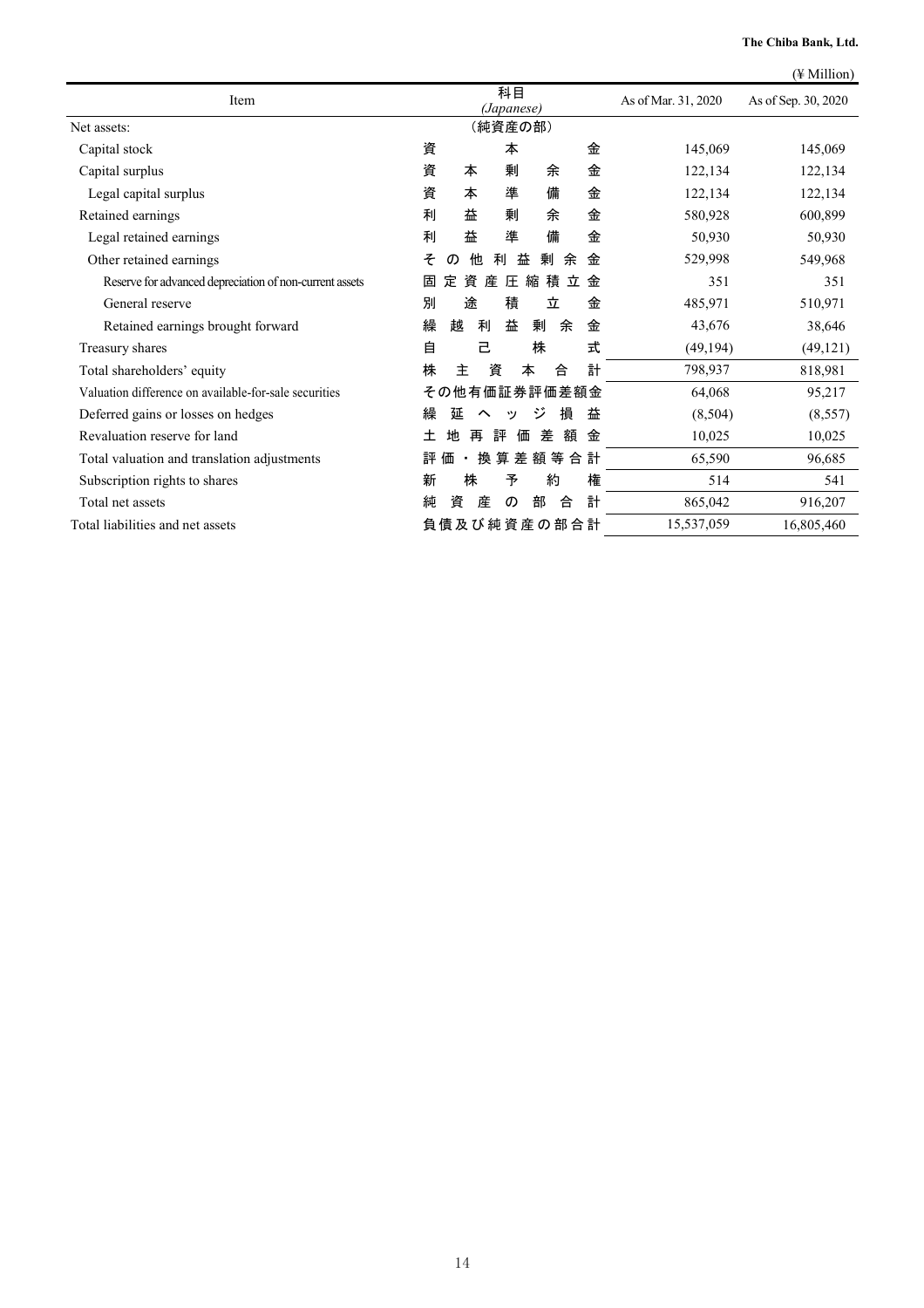(¥ Million)

| Item | 科目 (*Japanese*) | As of Mar. 31, 2020 | As of Sep. 30, 2020 |
|---|---|---|---|
| Net assets: | (純資産の部) | | |
| Capital stock | 資本金 | 145,069 | 145,069 |
| Capital surplus | 資本剰余金 | 122,134 | 122,134 |
| Legal capital surplus | 資本準備金 | 122,134 | 122,134 |
| Retained earnings | 利益剰余金 | 580,928 | 600,899 |
| Legal retained earnings | 利益準備金 | 50,930 | 50,930 |
| Other retained earnings | その他利益剰余金 | 529,998 | 549,968 |
| Reserve for advanced depreciation of non-current assets | 固定資産圧縮積立金 | 351 | 351 |
| General reserve | 別途積立金 | 485,971 | 510,971 |
| Retained earnings brought forward | 繰越利益剰余金 | 43,676 | 38,646 |
| Treasury shares | 自己株式 | (49,194) | (49,121) |
| Total shareholders' equity | 株主資本合計 | 798,937 | 818,981 |
| Valuation difference on available-for-sale securities | その他有価証券評価差額金 | 64,068 | 95,217 |
| Deferred gains or losses on hedges | 繰延ヘッジ損益 | (8,504) | (8,557) |
| Revaluation reserve for land | 土地再評価差額金 | 10,025 | 10,025 |
| Total valuation and translation adjustments | 評価・換算差額等合計 | 65,590 | 96,685 |
| Subscription rights to shares | 新株予約権 | 514 | 541 |
| Total net assets | 純資産の部合計 | 865,042 | 916,207 |
| Total liabilities and net assets | 負債及び純資産の部合計 | 15,537,059 | 16,805,460 |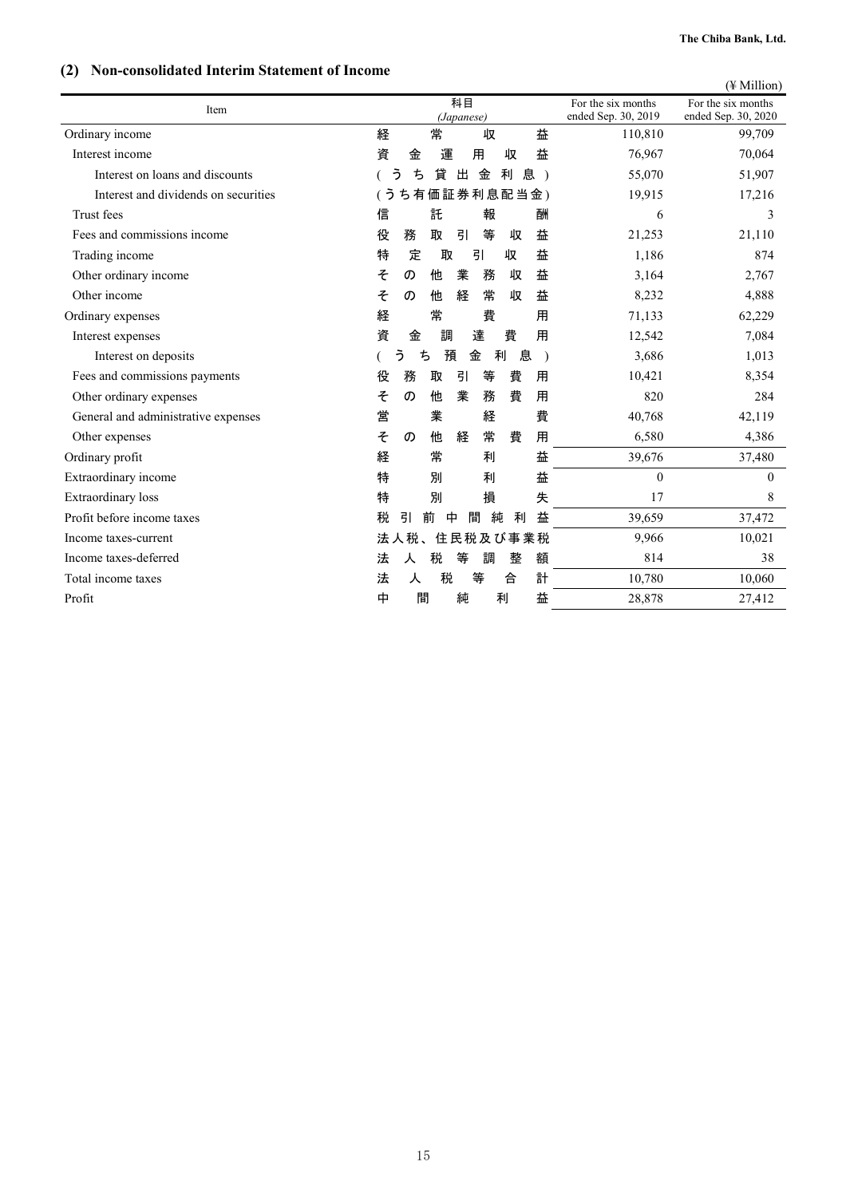## (2) Non-consolidated Interim Statement of Income

(¥ Million)

| Item | 科目 (Japanese) | For the six months ended Sep. 30, 2019 | For the six months ended Sep. 30, 2020 |
|---|---|---|---|
| Ordinary income | 経常収益 | 110,810 | 99,709 |
| Interest income | 資金運用収益 | 76,967 | 70,064 |
| Interest on loans and discounts | (うち貸出金利息) | 55,070 | 51,907 |
| Interest and dividends on securities | (うち有価証券利息配当金) | 19,915 | 17,216 |
| Trust fees | 信託報酬 | 6 | 3 |
| Fees and commissions income | 役務取引等収益 | 21,253 | 21,110 |
| Trading income | 特定取引収益 | 1,186 | 874 |
| Other ordinary income | その他業務収益 | 3,164 | 2,767 |
| Other income | その他経常収益 | 8,232 | 4,888 |
| Ordinary expenses | 経常費用 | 71,133 | 62,229 |
| Interest expenses | 資金調達費用 | 12,542 | 7,084 |
| Interest on deposits | (うち預金利息) | 3,686 | 1,013 |
| Fees and commissions payments | 役務取引等費用 | 10,421 | 8,354 |
| Other ordinary expenses | その他業務費用 | 820 | 284 |
| General and administrative expenses | 営業経費 | 40,768 | 42,119 |
| Other expenses | その他経常費用 | 6,580 | 4,386 |
| Ordinary profit | 経常利益 | 39,676 | 37,480 |
| Extraordinary income | 特別利益 | 0 | 0 |
| Extraordinary loss | 特別損失 | 17 | 8 |
| Profit before income taxes | 税引前中間純利益 | 39,659 | 37,472 |
| Income taxes-current | 法人税、住民税及び事業税 | 9,966 | 10,021 |
| Income taxes-deferred | 法人税等調整額 | 814 | 38 |
| Total income taxes | 法人税等合計 | 10,780 | 10,060 |
| Profit | 中間純利益 | 28,878 | 27,412 |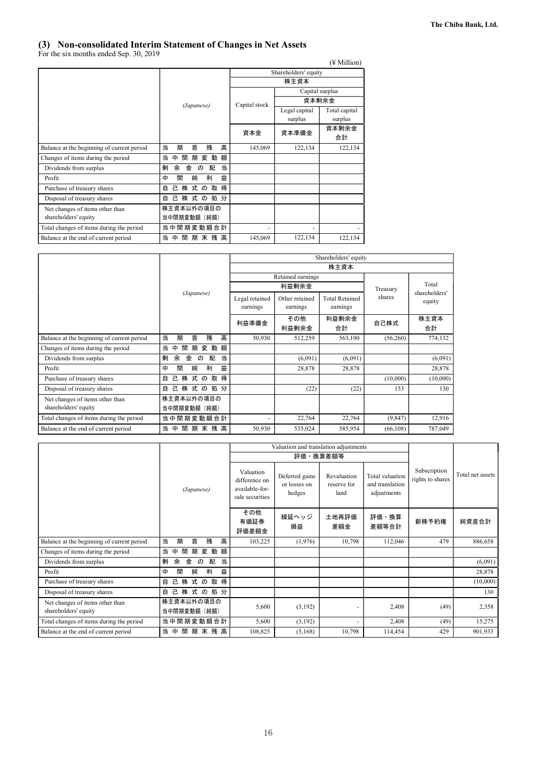## (3) Non-consolidated Interim Statement of Changes in Net Assets

For the six months ended Sep. 30, 2019

(¥ Million)

| | (Japanese) | Shareholders' equity 株主資本 | | |
|---|---|---|---|---|
| | | | Capital surplus 資本剰余金 | |
| | | Capital stock 資本金 | Legal capital surplus 資本準備金 | Total capital surplus 資本剰余金合計 |
| Balance at the beginning of current period | 当期首残高 | 145,069 | 122,134 | 122,134 |
| Changes of items during the period | 当中間期変動額 | | | |
| Dividends from surplus | 剰余金の配当 | | | |
| Profit | 中間純利益 | | | |
| Purchase of treasury shares | 自己株式の取得 | | | |
| Disposal of treasury shares | 自己株式の処分 | | | |
| Net changes of items other than shareholders' equity | 株主資本以外の項目の当中間期変動額（純額） | | | |
| Total changes of items during the period | 当中間期変動額合計 | - | - | - |
| Balance at the end of current period | 当中間期末残高 | 145,069 | 122,134 | 122,134 |

| | (Japanese) | Shareholders' equity 株主資本 | | | | |
|---|---|---|---|---|---|---|
| | | Retained earnings 利益剰余金 | | | | |
| | | Legal retained earnings 利益準備金 | Other retained earnings その他利益剰余金 | Total Retained earnings 利益剰余金合計 | Treasury shares 自己株式 | Total shareholders' equity 株主資本合計 |
| Balance at the beginning of current period | 当期首残高 | 50,930 | 512,259 | 563,190 | (56,260) | 774,132 |
| Changes of items during the period | 当中間期変動額 | | | | | |
| Dividends from surplus | 剰余金の配当 | | (6,091) | (6,091) | | (6,091) |
| Profit | 中間純利益 | | 28,878 | 28,878 | | 28,878 |
| Purchase of treasury shares | 自己株式の取得 | | | | (10,000) | (10,000) |
| Disposal of treasury shares | 自己株式の処分 | | (22) | (22) | 153 | 130 |
| Net changes of items other than shareholders' equity | 株主資本以外の項目の当中間期変動額（純額） | | | | | |
| Total changes of items during the period | 当中間期変動額合計 | - | 22,764 | 22,764 | (9,847) | 12,916 |
| Balance at the end of current period | 当中間期末残高 | 50,930 | 535,024 | 585,954 | (66,108) | 787,049 |

| | (Japanese) | Valuation and translation adjustments 評価・換算差額等 | | | | | |
|---|---|---|---|---|---|---|---|
| | | Valuation difference on available-for-sale securities その他有価証券評価差額金 | Deferred gains or losses on hedges 繰延ヘッジ損益 | Revaluation reserve for land 土地再評価差額金 | Total valuation and translation adjustments 評価・換算差額等合計 | Subscription rights to shares 新株予約権 | Total net assets 純資産合計 |
| Balance at the beginning of current period | 当期首残高 | 103,225 | (1,976) | 10,798 | 112,046 | 479 | 886,658 |
| Changes of items during the period | 当中間期変動額 | | | | | | |
| Dividends from surplus | 剰余金の配当 | | | | | | (6,091) |
| Profit | 中間純利益 | | | | | | 28,878 |
| Purchase of treasury shares | 自己株式の取得 | | | | | | (10,000) |
| Disposal of treasury shares | 自己株式の処分 | | | | | | 130 |
| Net changes of items other than shareholders' equity | 株主資本以外の項目の当中間期変動額（純額） | 5,600 | (3,192) | - | 2,408 | (49) | 2,358 |
| Total changes of items during the period | 当中間期変動額合計 | 5,600 | (3,192) | - | 2,408 | (49) | 15,275 |
| Balance at the end of current period | 当中間期末残高 | 108,825 | (5,168) | 10,798 | 114,454 | 429 | 901,933 |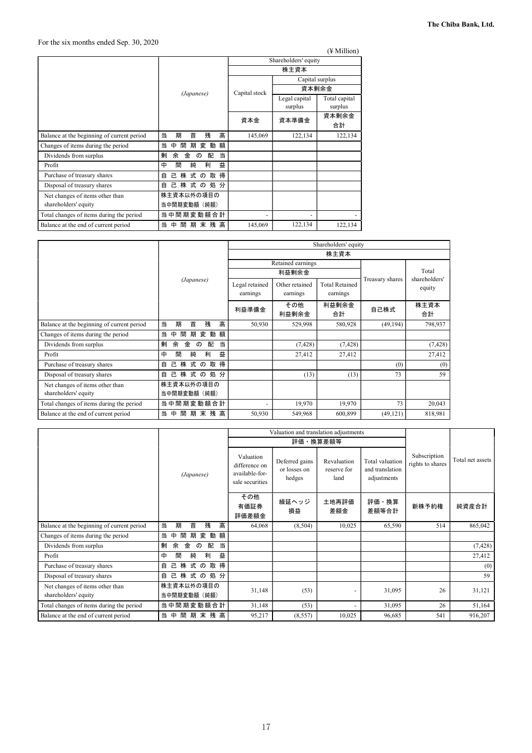For the six months ended Sep. 30, 2020

(¥ Million)

| | (Japanese) | Shareholders' equity 株主資本 | | |
|---|---|---|---|---|
| | | | Capital surplus 資本剰余金 | |
| | | Capital stock 資本金 | Legal capital surplus 資本準備金 | Total capital surplus 資本剰余金合計 |
| Balance at the beginning of current period | 当期首残高 | 145,069 | 122,134 | 122,134 |
| Changes of items during the period | 当中間期変動額 | | | |
| Dividends from surplus | 剰余金の配当 | | | |
| Profit | 中間純利益 | | | |
| Purchase of treasury shares | 自己株式の取得 | | | |
| Disposal of treasury shares | 自己株式の処分 | | | |
| Net changes of items other than shareholders' equity | 株主資本以外の項目の当中間期変動額（純額） | | | |
| Total changes of items during the period | 当中間期変動額合計 | - | - | - |
| Balance at the end of current period | 当中間期末残高 | 145,069 | 122,134 | 122,134 |

| | (Japanese) | Shareholders' equity 株主資本 | | | | |
|---|---|---|---|---|---|---|
| | | Retained earnings 利益剰余金 | | | | |
| | | Legal retained earnings 利益準備金 | Other retained earnings その他利益剰余金 | Total Retained earnings 利益剰余金合計 | Treasury shares 自己株式 | Total shareholders' equity 株主資本合計 |
| Balance at the beginning of current period | 当期首残高 | 50,930 | 529,998 | 580,928 | (49,194) | 798,937 |
| Changes of items during the period | 当中間期変動額 | | | | | |
| Dividends from surplus | 剰余金の配当 | | (7,428) | (7,428) | | (7,428) |
| Profit | 中間純利益 | | 27,412 | 27,412 | | 27,412 |
| Purchase of treasury shares | 自己株式の取得 | | | | (0) | (0) |
| Disposal of treasury shares | 自己株式の処分 | | (13) | (13) | 73 | 59 |
| Net changes of items other than shareholders' equity | 株主資本以外の項目の当中間期変動額（純額） | | | | | |
| Total changes of items during the period | 当中間期変動額合計 | - | 19,970 | 19,970 | 73 | 20,043 |
| Balance at the end of current period | 当中間期末残高 | 50,930 | 549,968 | 600,899 | (49,121) | 818,981 |

| | (Japanese) | Valuation and translation adjustments 評価・換算差額等 | | | | | |
|---|---|---|---|---|---|---|---|
| | | Valuation difference on available-for-sale securities その他有価証券評価差額金 | Deferred gains or losses on hedges 繰延ヘッジ損益 | Revaluation reserve for land 土地再評価差額金 | Total valuation and translation adjustments 評価・換算差額等合計 | Subscription rights to shares 新株予約権 | Total net assets 純資産合計 |
| Balance at the beginning of current period | 当期首残高 | 64,068 | (8,504) | 10,025 | 65,590 | 514 | 865,042 |
| Changes of items during the period | 当中間期変動額 | | | | | | |
| Dividends from surplus | 剰余金の配当 | | | | | | (7,428) |
| Profit | 中間純利益 | | | | | | 27,412 |
| Purchase of treasury shares | 自己株式の取得 | | | | | | (0) |
| Disposal of treasury shares | 自己株式の処分 | | | | | | 59 |
| Net changes of items other than shareholders' equity | 株主資本以外の項目の当中間期変動額（純額） | 31,148 | (53) | - | 31,095 | 26 | 31,121 |
| Total changes of items during the period | 当中間期変動額合計 | 31,148 | (53) | - | 31,095 | 26 | 51,164 |
| Balance at the end of current period | 当中間期末残高 | 95,217 | (8,557) | 10,025 | 96,685 | 541 | 916,207 |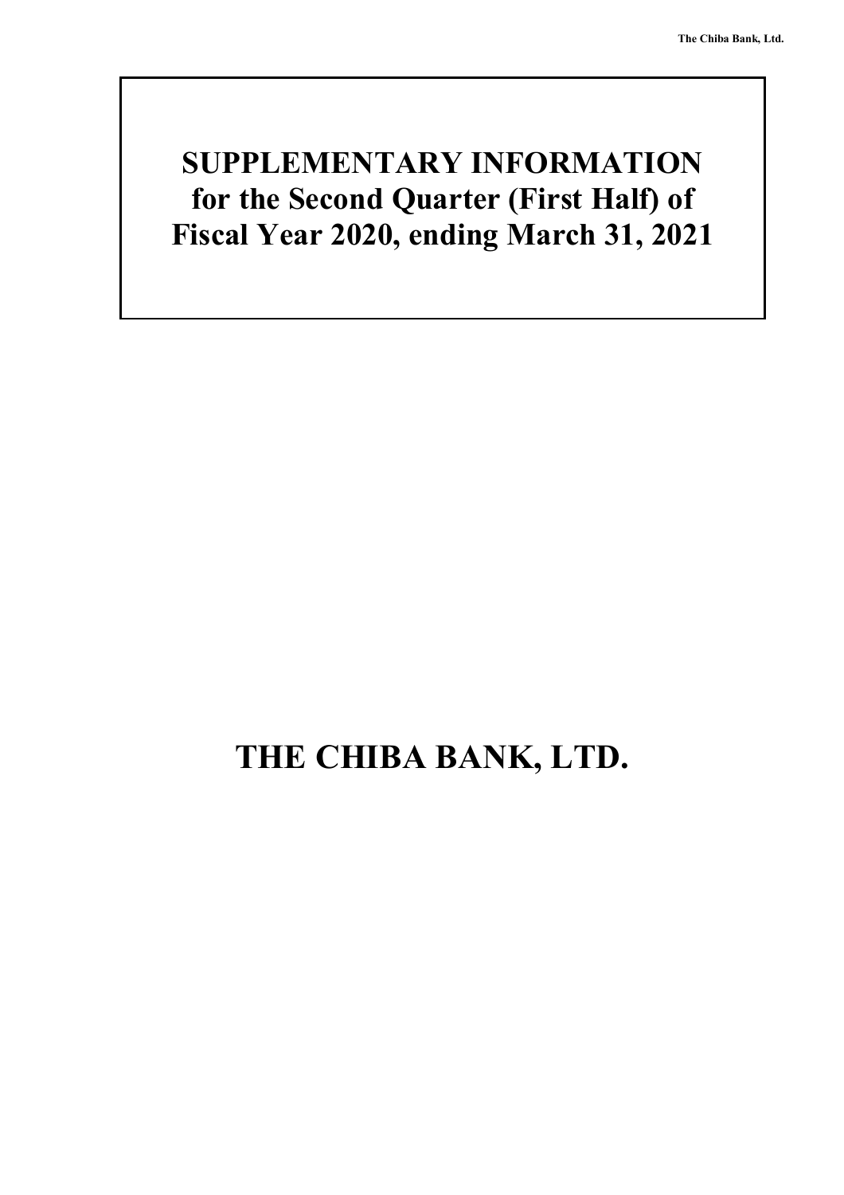# SUPPLEMENTARY INFORMATION for the Second Quarter (First Half) of Fiscal Year 2020, ending March 31, 2021

# THE CHIBA BANK, LTD.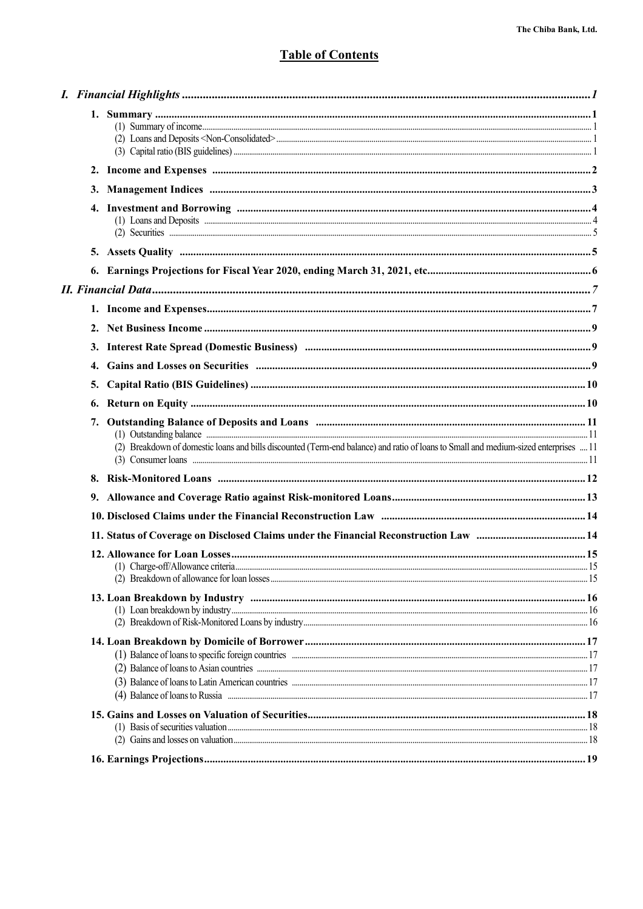# Table of Contents

| | |
|---|---|
| ***I. Financial Highlights*** | ***1*** |
| **1. Summary** | **1** |
| (1) Summary of income | 1 |
| (2) Loans and Deposits <Non-Consolidated> | 1 |
| (3) Capital ratio (BIS guidelines) | 1 |
| **2. Income and Expenses** | **2** |
| **3. Management Indices** | **3** |
| **4. Investment and Borrowing** | **4** |
| (1) Loans and Deposits | 4 |
| (2) Securities | 5 |
| **5. Assets Quality** | **5** |
| **6. Earnings Projections for Fiscal Year 2020, ending March 31, 2021, etc.** | **6** |
| ***II. Financial Data*** | ***7*** |
| **1. Income and Expenses** | **7** |
| **2. Net Business Income** | **9** |
| **3. Interest Rate Spread (Domestic Business)** | **9** |
| **4. Gains and Losses on Securities** | **9** |
| **5. Capital Ratio (BIS Guidelines)** | **10** |
| **6. Return on Equity** | **10** |
| **7. Outstanding Balance of Deposits and Loans** | **11** |
| (1) Outstanding balance | 11 |
| (2) Breakdown of domestic loans and bills discounted (Term-end balance) and ratio of loans to Small and medium-sized enterprises | 11 |
| (3) Consumer loans | 11 |
| **8. Risk-Monitored Loans** | **12** |
| **9. Allowance and Coverage Ratio against Risk-monitored Loans** | **13** |
| **10. Disclosed Claims under the Financial Reconstruction Law** | **14** |
| **11. Status of Coverage on Disclosed Claims under the Financial Reconstruction Law** | **14** |
| **12. Allowance for Loan Losses** | **15** |
| (1) Charge-off/Allowance criteria | 15 |
| (2) Breakdown of allowance for loan losses | 15 |
| **13. Loan Breakdown by Industry** | **16** |
| (1) Loan breakdown by industry | 16 |
| (2) Breakdown of Risk-Monitored Loans by industry | 16 |
| **14. Loan Breakdown by Domicile of Borrower** | **17** |
| (1) Balance of loans to specific foreign countries | 17 |
| (2) Balance of loans to Asian countries | 17 |
| (3) Balance of loans to Latin American countries | 17 |
| (4) Balance of loans to Russia | 17 |
| **15. Gains and Losses on Valuation of Securities** | **18** |
| (1) Basis of securities valuation | 18 |
| (2) Gains and losses on valuation | 18 |
| **16. Earnings Projections** | **19** |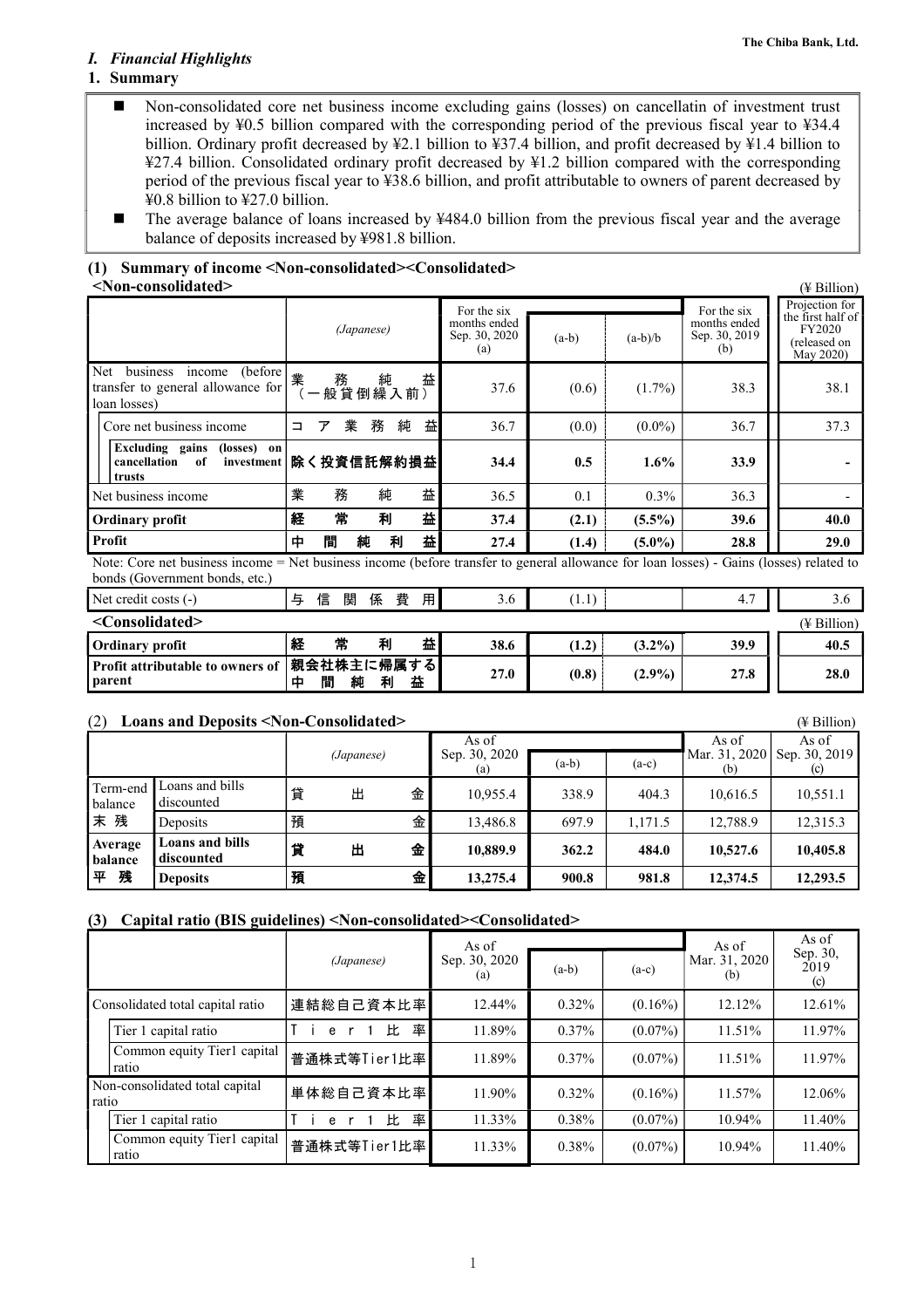## *I. Financial Highlights*

### 1. Summary

- Non-consolidated core net business income excluding gains (losses) on cancellatin of investment trust increased by ¥0.5 billion compared with the corresponding period of the previous fiscal year to ¥34.4 billion. Ordinary profit decreased by ¥2.1 billion to ¥37.4 billion, and profit decreased by ¥1.4 billion to ¥27.4 billion. Consolidated ordinary profit decreased by ¥1.2 billion compared with the corresponding period of the previous fiscal year to ¥38.6 billion, and profit attributable to owners of parent decreased by ¥0.8 billion to ¥27.0 billion.
- The average balance of loans increased by ¥484.0 billion from the previous fiscal year and the average balance of deposits increased by ¥981.8 billion.

### (1) Summary of income <Non-consolidated><Consolidated>

**<Non-consolidated>** (¥ Billion)

| | (Japanese) | For the six months ended Sep. 30, 2020 (a) | (a-b) | (a-b)/b | For the six months ended Sep. 30, 2019 (b) | Projection for the first half of FY2020 (released on May 2020) |
|---|---|---|---|---|---|---|
| Net business income (before transfer to general allowance for loan losses) | 業務純益（一般貸倒繰入前） | 37.6 | (0.6) | (1.7%) | 38.3 | 38.1 |
| Core net business income | コア業務純益 | 36.7 | (0.0) | (0.0%) | 36.7 | 37.3 |
| **Excluding gains (losses) on cancellation of investment trusts** | **除く投資信託解約損益** | **34.4** | **0.5** | **1.6%** | **33.9** | **-** |
| Net business income | 業務純益 | 36.5 | 0.1 | 0.3% | 36.3 | - |
| **Ordinary profit** | **経常利益** | **37.4** | **(2.1)** | **(5.5%)** | **39.6** | **40.0** |
| **Profit** | **中間純利益** | **27.4** | **(1.4)** | **(5.0%)** | **28.8** | **29.0** |

Note: Core net business income = Net business income (before transfer to general allowance for loan losses) - Gains (losses) related to bonds (Government bonds, etc.)

| | (Japanese) | (a) | (a-b) | (a-b)/b | (b) | Projection |
|---|---|---|---|---|---|---|
| Net credit costs (-) | 与信関係費用 | 3.6 | (1.1) | | 4.7 | 3.6 |

**<Consolidated>** (¥ Billion)

| | (Japanese) | (a) | (a-b) | (a-b)/b | (b) | Projection |
|---|---|---|---|---|---|---|
| **Ordinary profit** | **経常利益** | **38.6** | **(1.2)** | **(3.2%)** | **39.9** | **40.5** |
| **Profit attributable to owners of parent** | **親会社株主に帰属する中間純利益** | **27.0** | **(0.8)** | **(2.9%)** | **27.8** | **28.0** |

### (2) Loans and Deposits <Non-Consolidated>

(¥ Billion)

| | | (Japanese) | As of Sep. 30, 2020 (a) | (a-b) | (a-c) | As of Mar. 31, 2020 (b) | As of Sep. 30, 2019 (c) |
|---|---|---|---|---|---|---|---|
| Term-end balance 末残 | Loans and bills discounted | 貸出金 | 10,955.4 | 338.9 | 404.3 | 10,616.5 | 10,551.1 |
| | Deposits | 預金 | 13,486.8 | 697.9 | 1,171.5 | 12,788.9 | 12,315.3 |
| **Average balance 平残** | **Loans and bills discounted** | **貸出金** | **10,889.9** | **362.2** | **484.0** | **10,527.6** | **10,405.8** |
| | **Deposits** | **預金** | **13,275.4** | **900.8** | **981.8** | **12,374.5** | **12,293.5** |

### (3) Capital ratio (BIS guidelines) <Non-consolidated><Consolidated>

| | (Japanese) | As of Sep. 30, 2020 (a) | (a-b) | (a-c) | As of Mar. 31, 2020 (b) | As of Sep. 30, 2019 (c) |
|---|---|---|---|---|---|---|
| Consolidated total capital ratio | 連結総自己資本比率 | 12.44% | 0.32% | (0.16%) | 12.12% | 12.61% |
| Tier 1 capital ratio | Tier1比率 | 11.89% | 0.37% | (0.07%) | 11.51% | 11.97% |
| Common equity Tier1 capital ratio | 普通株式等Tier1比率 | 11.89% | 0.37% | (0.07%) | 11.51% | 11.97% |
| Non-consolidated total capital ratio | 単体総自己資本比率 | 11.90% | 0.32% | (0.16%) | 11.57% | 12.06% |
| Tier 1 capital ratio | Tier1比率 | 11.33% | 0.38% | (0.07%) | 10.94% | 11.40% |
| Common equity Tier1 capital ratio | 普通株式等Tier1比率 | 11.33% | 0.38% | (0.07%) | 10.94% | 11.40% |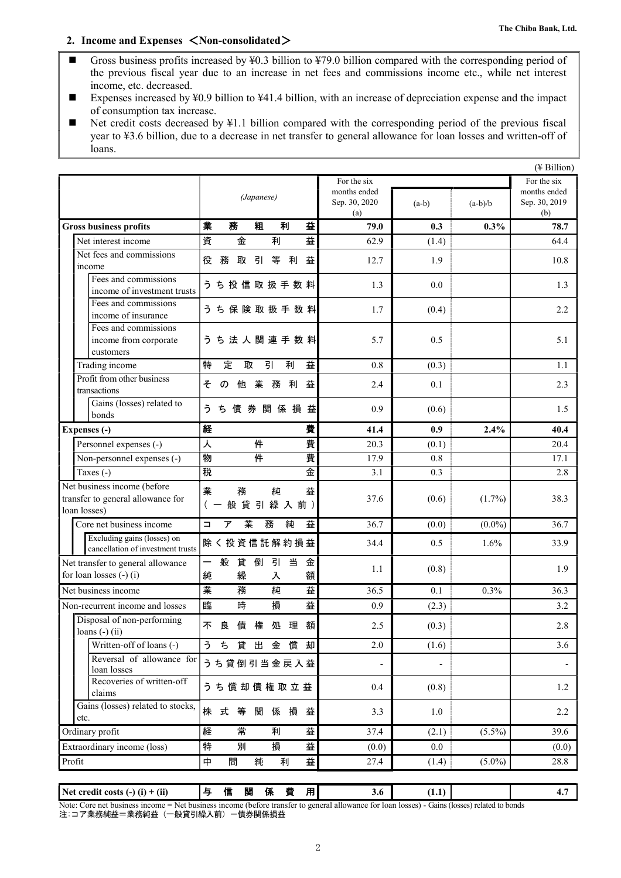## 2. Income and Expenses ＜Non-consolidated＞

- Gross business profits increased by ¥0.3 billion to ¥79.0 billion compared with the corresponding period of the previous fiscal year due to an increase in net fees and commissions income etc., while net interest income, etc. decreased.
- Expenses increased by ¥0.9 billion to ¥41.4 billion, with an increase of depreciation expense and the impact of consumption tax increase.
- Net credit costs decreased by ¥1.1 billion compared with the corresponding period of the previous fiscal year to ¥3.6 billion, due to a decrease in net transfer to general allowance for loan losses and written-off of loans.

(¥ Billion)

| | (Japanese) | For the six months ended Sep. 30, 2020 (a) | (a-b) | (a-b)/b | For the six months ended Sep. 30, 2019 (b) |
|---|---|---|---|---|---|
| **Gross business profits** | **業務粗利益** | **79.0** | **0.3** | **0.3%** | **78.7** |
| Net interest income | 資金利益 | 62.9 | (1.4) | | 64.4 |
| Net fees and commissions income | 役務取引等利益 | 12.7 | 1.9 | | 10.8 |
| Fees and commissions income of investment trusts | うち投信取扱手数料 | 1.3 | 0.0 | | 1.3 |
| Fees and commissions income of insurance | うち保険取扱手数料 | 1.7 | (0.4) | | 2.2 |
| Fees and commissions income from corporate customers | うち法人関連手数料 | 5.7 | 0.5 | | 5.1 |
| Trading income | 特定取引利益 | 0.8 | (0.3) | | 1.1 |
| Profit from other business transactions | その他業務利益 | 2.4 | 0.1 | | 2.3 |
| Gains (losses) related to bonds | うち債券関係損益 | 0.9 | (0.6) | | 1.5 |
| **Expenses (-)** | **経費** | **41.4** | **0.9** | **2.4%** | **40.4** |
| Personnel expenses (-) | 人件費 | 20.3 | (0.1) | | 20.4 |
| Non-personnel expenses (-) | 物件費 | 17.9 | 0.8 | | 17.1 |
| Taxes (-) | 税金 | 3.1 | 0.3 | | 2.8 |
| Net business income (before transfer to general allowance for loan losses) | 業務純益（一般貸引繰入前） | 37.6 | (0.6) | (1.7%) | 38.3 |
| Core net business income | コア業務純益 | 36.7 | (0.0) | (0.0%) | 36.7 |
| Excluding gains (losses) on cancellation of investment trusts | 除く投資信託解約損益 | 34.4 | 0.5 | 1.6% | 33.9 |
| Net transfer to general allowance for loan losses (-) (i) | 一般貸倒引当金純繰入額 | 1.1 | (0.8) | | 1.9 |
| Net business income | 業務純益 | 36.5 | 0.1 | 0.3% | 36.3 |
| Non-recurrent income and losses | 臨時損益 | 0.9 | (2.3) | | 3.2 |
| Disposal of non-performing loans (-) (ii) | 不良債権処理額 | 2.5 | (0.3) | | 2.8 |
| Written-off of loans (-) | うち貸出金償却 | 2.0 | (1.6) | | 3.6 |
| Reversal of allowance for loan losses | うち貸倒引当金戻入益 | - | - | | - |
| Recoveries of written-off claims | うち償却債権取立益 | 0.4 | (0.8) | | 1.2 |
| Gains (losses) related to stocks, etc. | 株式等関係損益 | 3.3 | 1.0 | | 2.2 |
| Ordinary profit | 経常利益 | 37.4 | (2.1) | (5.5%) | 39.6 |
| Extraordinary income (loss) | 特別損益 | (0.0) | 0.0 | | (0.0) |
| Profit | 中間純利益 | 27.4 | (1.4) | (5.0%) | 28.8 |

| **Net credit costs (-) (i) + (ii)** | **与信関係費用** | **3.6** | **(1.1)** | | **4.7** |
|---|---|---|---|---|---|

Note: Core net business income = Net business income (before transfer to general allowance for loan losses) - Gains (losses) related to bonds
注：コア業務純益＝業務純益（一般貸引繰入前）－債券関係損益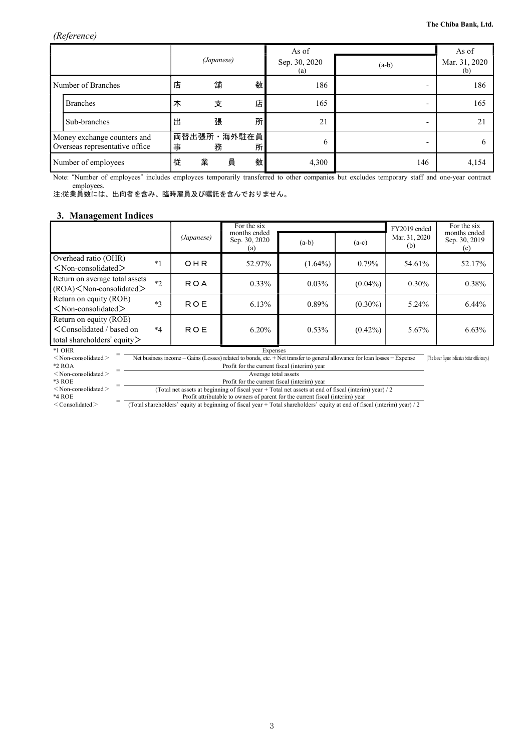*(Reference)*

| | (Japanese) | As of Sep. 30, 2020 (a) | (a-b) | As of Mar. 31, 2020 (b) |
|---|---|---|---|---|
| Number of Branches | 店舗数 | 186 | - | 186 |
| Branches | 本支店 | 165 | - | 165 |
| Sub-branches | 出張所 | 21 | - | 21 |
| Money exchange counters and Overseas representative office | 両替出張所・海外駐在員事務所 | 6 | - | 6 |
| Number of employees | 従業員数 | 4,300 | 146 | 4,154 |

Note: "Number of employees" includes employees temporarily transferred to other companies but excludes temporary staff and one-year contract employees.

注:従業員数には、出向者を含み、臨時雇員及び嘱託を含んでおりません。

## 3. Management Indices

| | | (Japanese) | For the six months ended Sep. 30, 2020 (a) | (a-b) | (a-c) | FY2019 ended Mar. 31, 2020 (b) | For the six months ended Sep. 30, 2019 (c) |
|---|---|---|---|---|---|---|---|
| Overhead ratio (OHR) <Non-consolidated> | *1 | OHR | 52.97% | (1.64%) | 0.79% | 54.61% | 52.17% |
| Return on average total assets (ROA)<Non-consolidated> | *2 | ROA | 0.33% | 0.03% | (0.04%) | 0.30% | 0.38% |
| Return on equity (ROE) <Non-consolidated> | *3 | ROE | 6.13% | 0.89% | (0.30%) | 5.24% | 6.44% |
| Return on equity (ROE) <Consolidated / based on total shareholders' equity> | *4 | ROE | 6.20% | 0.53% | (0.42%) | 5.67% | 6.63% |

*1 OHR <Non-consolidated> = Expenses / (Net business income – Gains (Losses) related to bonds, etc. + Net transfer to general allowance for loan losses + Expense) (The lower figure indicates better efficiency.)

*2 ROA <Non-consolidated> = Profit for the current fiscal (interim) year / Average total assets

*3 ROE <Non-consolidated> = Profit for the current fiscal (interim) year / ((Total net assets at beginning of fiscal year + Total net assets at end of fiscal (interim) year) / 2)

*4 ROE <Consolidated> = Profit attributable to owners of parent for the current fiscal (interim) year / ((Total shareholders' equity at beginning of fiscal year + Total shareholders' equity at end of fiscal (interim) year) / 2)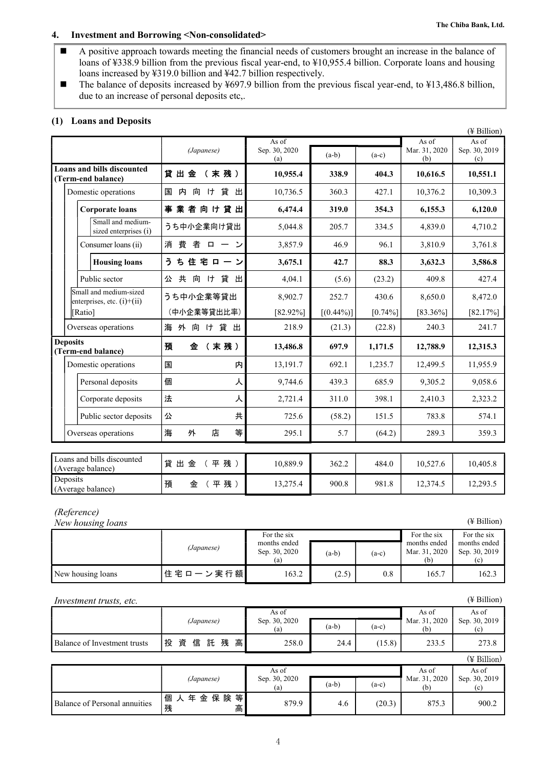## 4. Investment and Borrowing <Non-consolidated>

- A positive approach towards meeting the financial needs of customers brought an increase in the balance of loans of ¥338.9 billion from the previous fiscal year-end, to ¥10,955.4 billion. Corporate loans and housing loans increased by ¥319.0 billion and ¥42.7 billion respectively.
- The balance of deposits increased by ¥697.9 billion from the previous fiscal year-end, to ¥13,486.8 billion, due to an increase of personal deposits etc,.

### (1) Loans and Deposits

(¥ Billion)

| | (Japanese) | As of Sep. 30, 2020 (a) | (a-b) | (a-c) | As of Mar. 31, 2020 (b) | As of Sep. 30, 2019 (c) |
|---|---|---|---|---|---|---|
| **Loans and bills discounted (Term-end balance)** | **貸出金（末残）** | **10,955.4** | **338.9** | **404.3** | **10,616.5** | **10,551.1** |
| Domestic operations | 国内向け貸出 | 10,736.5 | 360.3 | 427.1 | 10,376.2 | 10,309.3 |
| **Corporate loans** | **事業者向け貸出** | **6,474.4** | **319.0** | **354.3** | **6,155.3** | **6,120.0** |
| Small and medium-sized enterprises (i) | うち中小企業向け貸出 | 5,044.8 | 205.7 | 334.5 | 4,839.0 | 4,710.2 |
| Consumer loans (ii) | 消費者ローン | 3,857.9 | 46.9 | 96.1 | 3,810.9 | 3,761.8 |
| **Housing loans** | **うち住宅ローン** | **3,675.1** | **42.7** | **88.3** | **3,632.3** | **3,586.8** |
| Public sector | 公共向け貸出 | 4,04.1 | (5.6) | (23.2) | 409.8 | 427.4 |
| Small and medium-sized enterprises, etc. (i)+(ii) | うち中小企業等貸出 | 8,902.7 | 252.7 | 430.6 | 8,650.0 | 8,472.0 |
| [Ratio] | (中小企業等貸出比率) | [82.92%] | [(0.44%)] | [0.74%] | [83.36%] | [82.17%] |
| Overseas operations | 海外向け貸出 | 218.9 | (21.3) | (22.8) | 240.3 | 241.7 |
| **Deposits (Term-end balance)** | **預金（末残）** | **13,486.8** | **697.9** | **1,171.5** | **12,788.9** | **12,315.3** |
| Domestic operations | 国内 | 13,191.7 | 692.1 | 1,235.7 | 12,499.5 | 11,955.9 |
| Personal deposits | 個人 | 9,744.6 | 439.3 | 685.9 | 9,305.2 | 9,058.6 |
| Corporate deposits | 法人 | 2,721.4 | 311.0 | 398.1 | 2,410.3 | 2,323.2 |
| Public sector deposits | 公共 | 725.6 | (58.2) | 151.5 | 783.8 | 574.1 |
| Overseas operations | 海外店等 | 295.1 | 5.7 | (64.2) | 289.3 | 359.3 |
| Loans and bills discounted (Average balance) | 貸出金（平残） | 10,889.9 | 362.2 | 484.0 | 10,527.6 | 10,405.8 |
| Deposits (Average balance) | 預金（平残） | 13,275.4 | 900.8 | 981.8 | 12,374.5 | 12,293.5 |

*(Reference)*

*New housing loans* (¥ Billion)

| | (Japanese) | For the six months ended Sep. 30, 2020 (a) | (a-b) | (a-c) | For the six months ended Mar. 31, 2020 (b) | For the six months ended Sep. 30, 2019 (c) |
|---|---|---|---|---|---|---|
| New housing loans | 住宅ローン実行額 | 163.2 | (2.5) | 0.8 | 165.7 | 162.3 |

*Investment trusts, etc.* (¥ Billion)

| | (Japanese) | As of Sep. 30, 2020 (a) | (a-b) | (a-c) | As of Mar. 31, 2020 (b) | As of Sep. 30, 2019 (c) |
|---|---|---|---|---|---|---|
| Balance of Investment trusts | 投資信託残高 | 258.0 | 24.4 | (15.8) | 233.5 | 273.8 |

(¥ Billion)

| | (Japanese) | As of Sep. 30, 2020 (a) | (a-b) | (a-c) | As of Mar. 31, 2020 (b) | As of Sep. 30, 2019 (c) |
|---|---|---|---|---|---|---|
| Balance of Personal annuities | 個人年金保険等残高 | 879.9 | 4.6 | (20.3) | 875.3 | 900.2 |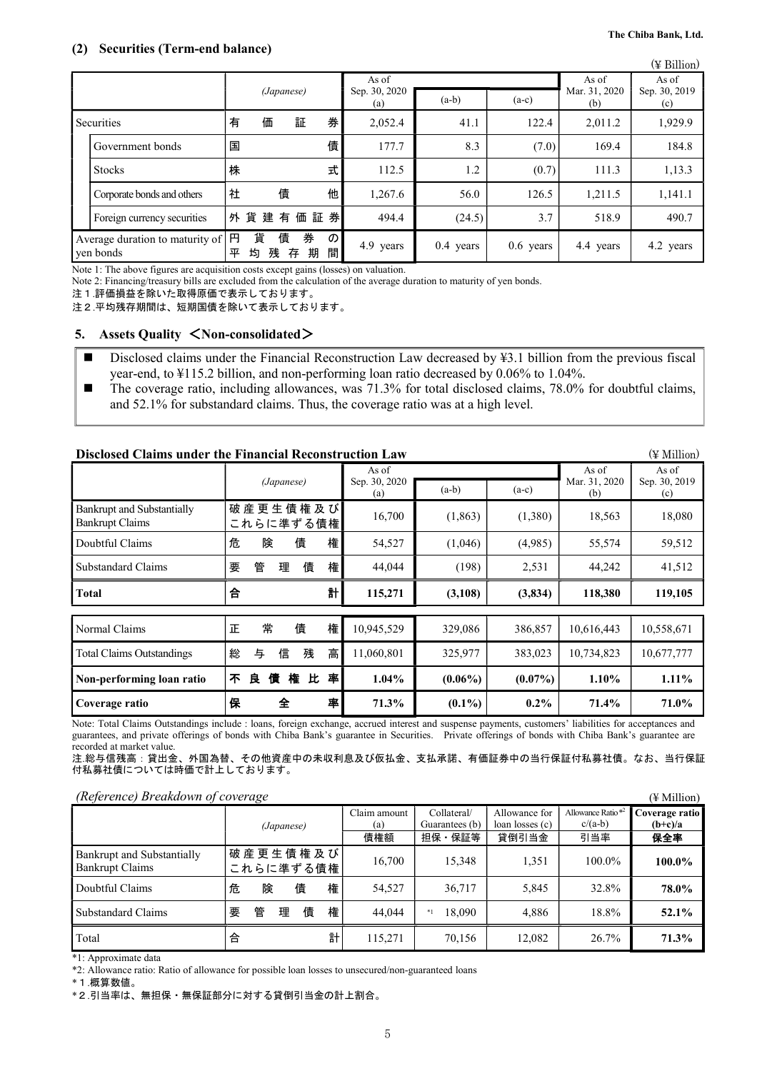## (2) Securities (Term-end balance)

(¥ Billion)

| | (Japanese) | As of Sep. 30, 2020 (a) | (a-b) | (a-c) | As of Mar. 31, 2020 (b) | As of Sep. 30, 2019 (c) |
|---|---|---|---|---|---|---|
| Securities | 有価証券 | 2,052.4 | 41.1 | 122.4 | 2,011.2 | 1,929.9 |
| Government bonds | 国債 | 177.7 | 8.3 | (7.0) | 169.4 | 184.8 |
| Stocks | 株式 | 112.5 | 1.2 | (0.7) | 111.3 | 1,13.3 |
| Corporate bonds and others | 社債他 | 1,267.6 | 56.0 | 126.5 | 1,211.5 | 1,141.1 |
| Foreign currency securities | 外貨建有価証券 | 494.4 | (24.5) | 3.7 | 518.9 | 490.7 |
| Average duration to maturity of yen bonds | 円貨債券の平均残存期間 | 4.9 years | 0.4 years | 0.6 years | 4.4 years | 4.2 years |

Note 1: The above figures are acquisition costs except gains (losses) on valuation.
Note 2: Financing/treasury bills are excluded from the calculation of the average duration to maturity of yen bonds.
注１.評価損益を除いた取得原価で表示しております。
注２.平均残存期間は、短期国債を除いて表示しております。

## 5. Assets Quality ＜Non-consolidated＞

- Disclosed claims under the Financial Reconstruction Law decreased by ¥3.1 billion from the previous fiscal year-end, to ¥115.2 billion, and non-performing loan ratio decreased by 0.06% to 1.04%.
- The coverage ratio, including allowances, was 71.3% for total disclosed claims, 78.0% for doubtful claims, and 52.1% for substandard claims. Thus, the coverage ratio was at a high level.

### Disclosed Claims under the Financial Reconstruction Law

(¥ Million)

| | (Japanese) | As of Sep. 30, 2020 (a) | (a-b) | (a-c) | As of Mar. 31, 2020 (b) | As of Sep. 30, 2019 (c) |
|---|---|---|---|---|---|---|
| Bankrupt and Substantially Bankrupt Claims | 破産更生債権及びこれらに準ずる債権 | 16,700 | (1,863) | (1,380) | 18,563 | 18,080 |
| Doubtful Claims | 危険債権 | 54,527 | (1,046) | (4,985) | 55,574 | 59,512 |
| Substandard Claims | 要管理債権 | 44,044 | (198) | 2,531 | 44,242 | 41,512 |
| **Total** | 合計 | **115,271** | **(3,108)** | **(3,834)** | **118,380** | **119,105** |
| Normal Claims | 正常債権 | 10,945,529 | 329,086 | 386,857 | 10,616,443 | 10,558,671 |
| Total Claims Outstandings | 総与信残高 | 11,060,801 | 325,977 | 383,023 | 10,734,823 | 10,677,777 |
| **Non-performing loan ratio** | 不良債権比率 | **1.04%** | **(0.06%)** | **(0.07%)** | **1.10%** | **1.11%** |
| **Coverage ratio** | 保全率 | **71.3%** | **(0.1%)** | **0.2%** | **71.4%** | **71.0%** |

Note: Total Claims Outstandings include : loans, foreign exchange, accrued interest and suspense payments, customers' liabilities for acceptances and guarantees, and private offerings of bonds with Chiba Bank's guarantee in Securities. Private offerings of bonds with Chiba Bank's guarantee are recorded at market value.
注.総与信残高：貸出金、外国為替、その他資産中の未収利息及び仮払金、支払承諾、有価証券中の当行保証付私募社債。なお、当行保証付私募社債については時価で計上しております。

*(Reference) Breakdown of coverage*

(¥ Million)

| | (Japanese) | Claim amount (a) 債権額 | Collateral/ Guarantees (b) 担保・保証等 | Allowance for loan losses (c) 貸倒引当金 | Allowance Ratio*2 c/(a-b) 引当率 | **Coverage ratio (b+c)/a 保全率** |
|---|---|---|---|---|---|---|
| Bankrupt and Substantially Bankrupt Claims | 破産更生債権及びこれらに準ずる債権 | 16,700 | 15,348 | 1,351 | 100.0% | **100.0%** |
| Doubtful Claims | 危険債権 | 54,527 | 36,717 | 5,845 | 32.8% | **78.0%** |
| Substandard Claims | 要管理債権 | 44,044 | *1 18,090 | 4,886 | 18.8% | **52.1%** |
| Total | 合計 | 115,271 | 70,156 | 12,082 | 26.7% | **71.3%** |

*1: Approximate data
*2: Allowance ratio: Ratio of allowance for possible loan losses to unsecured/non-guaranteed loans
*１.概算数値。
*２.引当率は、無担保・無保証部分に対する貸倒引当金の計上割合。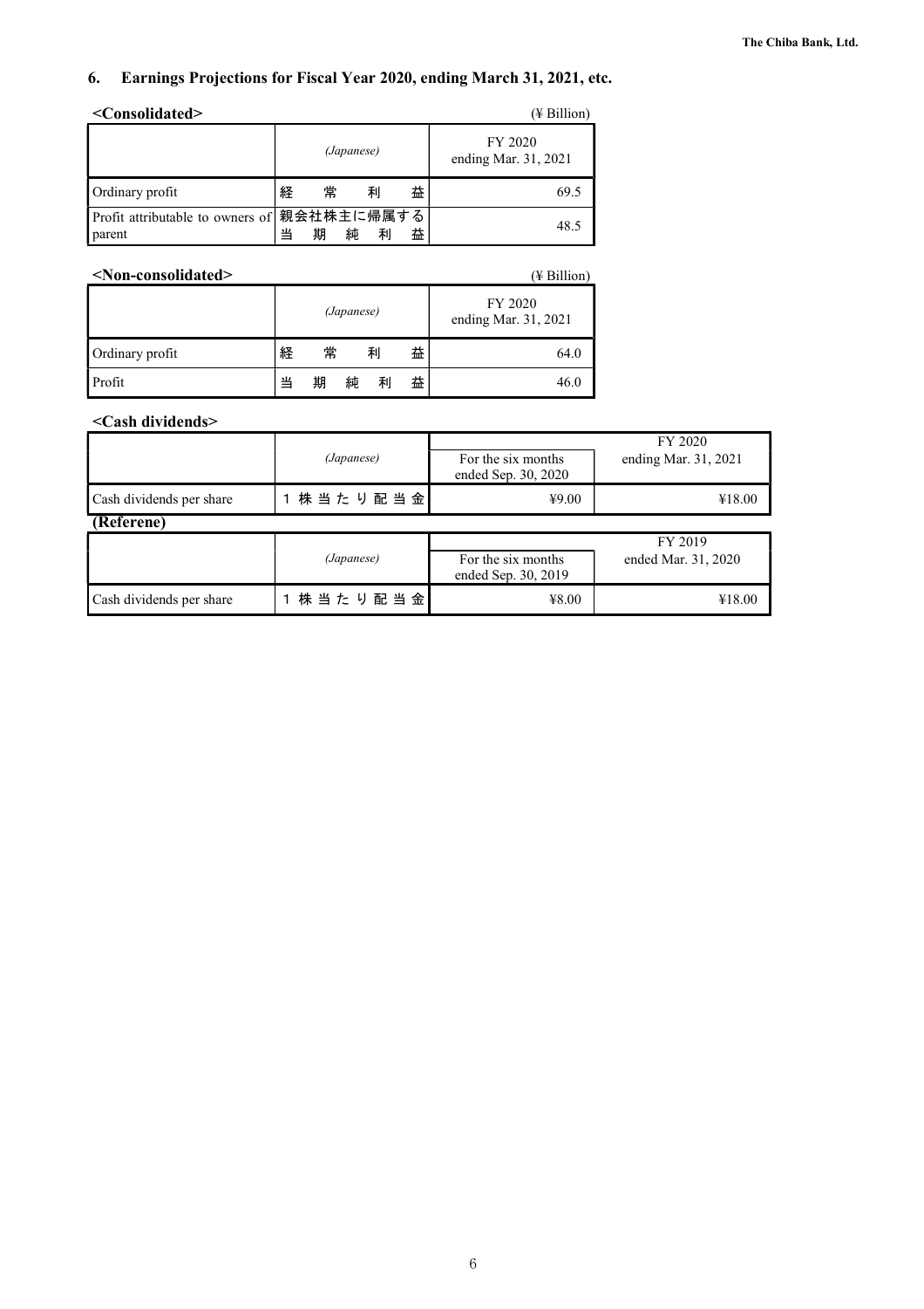## 6. Earnings Projections for Fiscal Year 2020, ending March 31, 2021, etc.

**<Consolidated>** (¥ Billion)

| | *(Japanese)* | FY 2020 ending Mar. 31, 2021 |
|---|---|---|
| Ordinary profit | 経常利益 | 69.5 |
| Profit attributable to owners of parent | 親会社株主に帰属する当期純利益 | 48.5 |

**<Non-consolidated>** (¥ Billion)

| | *(Japanese)* | FY 2020 ending Mar. 31, 2021 |
|---|---|---|
| Ordinary profit | 経常利益 | 64.0 |
| Profit | 当期純利益 | 46.0 |

**<Cash dividends>**

| | *(Japanese)* | For the six months ended Sep. 30, 2020 | FY 2020 ending Mar. 31, 2021 |
|---|---|---|---|
| Cash dividends per share | 1株当たり配当金 | ¥9.00 | ¥18.00 |

**(Referene)**

| | *(Japanese)* | For the six months ended Sep. 30, 2019 | FY 2019 ended Mar. 31, 2020 |
|---|---|---|---|
| Cash dividends per share | 1株当たり配当金 | ¥8.00 | ¥18.00 |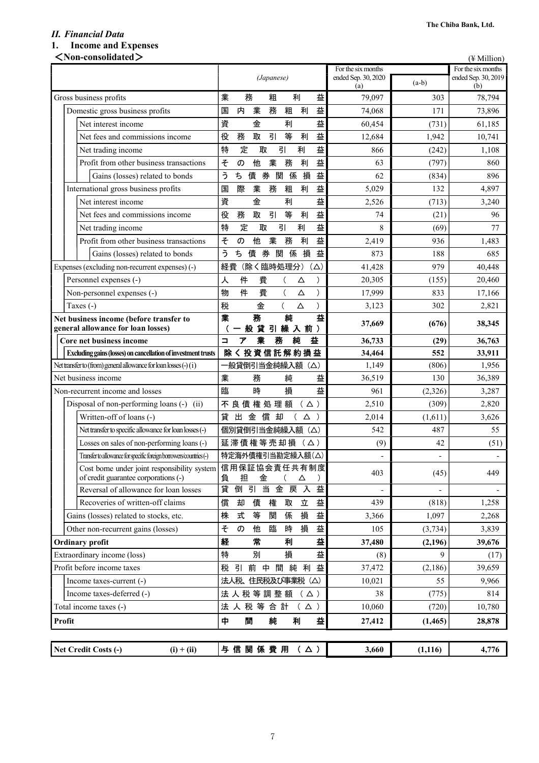## *II. Financial Data*

### 1. Income and Expenses

**＜Non-consolidated＞**

(¥ Million)

| | (Japanese) | For the six months ended Sep. 30, 2020 (a) | (a-b) | For the six months ended Sep. 30, 2019 (b) |
|---|---|---|---|---|
| Gross business profits | 業務粗利益 | 79,097 | 303 | 78,794 |
| Domestic gross business profits | 国内業務粗利益 | 74,068 | 171 | 73,896 |
| Net interest income | 資金利益 | 60,454 | (731) | 61,185 |
| Net fees and commissions income | 役務取引等利益 | 12,684 | 1,942 | 10,741 |
| Net trading income | 特定取引利益 | 866 | (242) | 1,108 |
| Profit from other business transactions | その他業務利益 | 63 | (797) | 860 |
| Gains (losses) related to bonds | うち債券関係損益 | 62 | (834) | 896 |
| International gross business profits | 国際業務粗利益 | 5,029 | 132 | 4,897 |
| Net interest income | 資金利益 | 2,526 | (713) | 3,240 |
| Net fees and commissions income | 役務取引等利益 | 74 | (21) | 96 |
| Net trading income | 特定取引利益 | 8 | (69) | 77 |
| Profit from other business transactions | その他業務利益 | 2,419 | 936 | 1,483 |
| Gains (losses) related to bonds | うち債券関係損益 | 873 | 188 | 685 |
| Expenses (excluding non-recurrent expenses) (-) | 経費（除く臨時処理分）（△） | 41,428 | 979 | 40,448 |
| Personnel expenses (-) | 人件費（△） | 20,305 | (155) | 20,460 |
| Non-personnel expenses (-) | 物件費（△） | 17,999 | 833 | 17,166 |
| Taxes (-) | 税金（△） | 3,123 | 302 | 2,821 |
| **Net business income (before transfer to general allowance for loan losses)** | **業務純益（一般貸引繰入前）** | **37,669** | **(676)** | **38,345** |
| **Core net business income** | **コア業務純益** | **36,733** | **(29)** | **36,763** |
| **Excluding gains (losses) on cancellation of investment trusts** | **除く投資信託解約損益** | **34,464** | **552** | **33,911** |
| Net transfer to (from) general allowance for loan losses (-) (i) | 一般貸倒引当金純繰入額（△） | 1,149 | (806) | 1,956 |
| Net business income | 業務純益 | 36,519 | 130 | 36,389 |
| Non-recurrent income and losses | 臨時損益 | 961 | (2,326) | 3,287 |
| Disposal of non-performing loans (-) (ii) | 不良債権処理額（△） | 2,510 | (309) | 2,820 |
| Written-off of loans (-) | 貸出金償却（△） | 2,014 | (1,611) | 3,626 |
| Net transfer to specific allowance for loan losses (-) | 個別貸倒引当金純繰入額（△） | 542 | 487 | 55 |
| Losses on sales of non-performing loans (-) | 延滞債権等売却損（△） | (9) | 42 | (51) |
| Transfer to allowance for specific foreign borrowers/countries (-) | 特定海外債権引当勘定繰入額(△) | - | - | - |
| Cost borne under joint responsibility system of credit guarantee corporations (-) | 信用保証協会責任共有制度負担金（△） | 403 | (45) | 449 |
| Reversal of allowance for loan losses | 貸倒引当金戻入益 | - | - | - |
| Recoveries of written-off claims | 償却債権取立益 | 439 | (818) | 1,258 |
| Gains (losses) related to stocks, etc. | 株式等関係損益 | 3,366 | 1,097 | 2,268 |
| Other non-recurrent gains (losses) | その他臨時損益 | 105 | (3,734) | 3,839 |
| **Ordinary profit** | **経常利益** | **37,480** | **(2,196)** | **39,676** |
| Extraordinary income (loss) | 特別損益 | (8) | 9 | (17) |
| Profit before income taxes | 税引前中間純利益 | 37,472 | (2,186) | 39,659 |
| Income taxes-current (-) | 法人税、住民税及び事業税（△） | 10,021 | 55 | 9,966 |
| Income taxes-deferred (-) | 法人税等調整額（△） | 38 | (775) | 814 |
| Total income taxes (-) | 法人税等合計（△） | 10,060 | (720) | 10,780 |
| **Profit** | **中間純利益** | **27,412** | **(1,465)** | **28,878** |

| | | | | |
|---|---|---|---|---|
| **Net Credit Costs (-) (i) + (ii)** | **与信関係費用（△）** | **3,660** | **(1,116)** | **4,776** |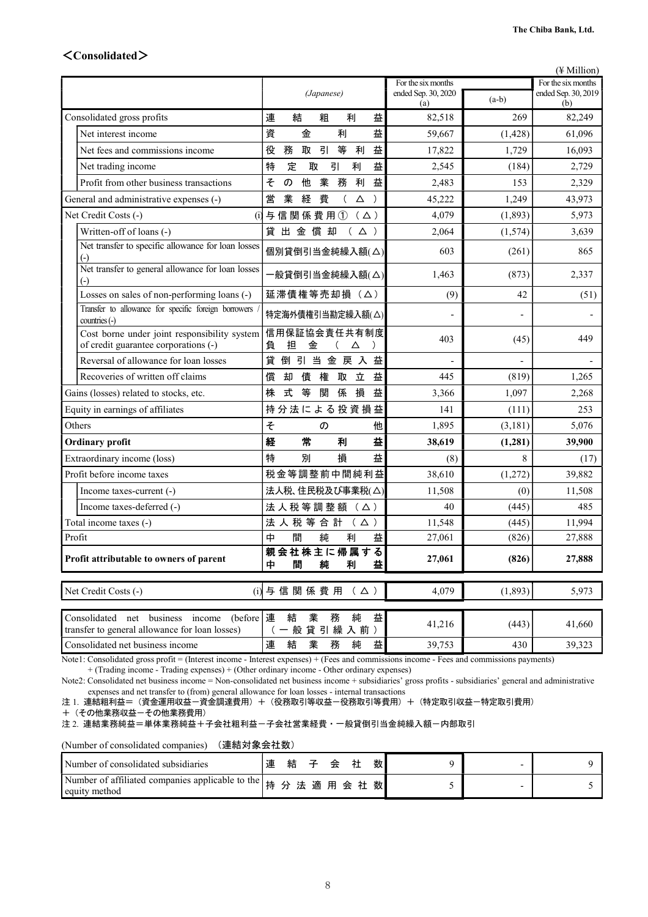## <Consolidated>

(¥ Million)

| | (Japanese) | For the six months ended Sep. 30, 2020 (a) | (a-b) | For the six months ended Sep. 30, 2019 (b) |
|---|---|---|---|---|
| Consolidated gross profits | 連結粗利益 | 82,518 | 269 | 82,249 |
| Net interest income | 資金利益 | 59,667 | (1,428) | 61,096 |
| Net fees and commissions income | 役務取引等利益 | 17,822 | 1,729 | 16,093 |
| Net trading income | 特定取引利益 | 2,545 | (184) | 2,729 |
| Profit from other business transactions | その他業務利益 | 2,483 | 153 | 2,329 |
| General and administrative expenses (-) | 営業経費（△） | 45,222 | 1,249 | 43,973 |
| Net Credit Costs (-) (i) | 与信関係費用①（△） | 4,079 | (1,893) | 5,973 |
| Written-off of loans (-) | 貸出金償却（△） | 2,064 | (1,574) | 3,639 |
| Net transfer to specific allowance for loan losses (-) | 個別貸倒引当金純繰入額(△) | 603 | (261) | 865 |
| Net transfer to general allowance for loan losses (-) | 一般貸倒引当金純繰入額(△) | 1,463 | (873) | 2,337 |
| Losses on sales of non-performing loans (-) | 延滞債権等売却損（△） | (9) | 42 | (51) |
| Transfer to allowance for specific foreign borrowers / countries (-) | 特定海外債権引当勘定繰入額(△) | - | - | - |
| Cost borne under joint responsibility system of credit guarantee corporations (-) | 信用保証協会責任共有制度負担金（△） | 403 | (45) | 449 |
| Reversal of allowance for loan losses | 貸倒引当金戻入益 | - | - | - |
| Recoveries of written off claims | 償却債権取立益 | 445 | (819) | 1,265 |
| Gains (losses) related to stocks, etc. | 株式等関係損益 | 3,366 | 1,097 | 2,268 |
| Equity in earnings of affiliates | 持分法による投資損益 | 141 | (111) | 253 |
| Others | その他 | 1,895 | (3,181) | 5,076 |
| **Ordinary profit** | **経常利益** | **38,619** | **(1,281)** | **39,900** |
| Extraordinary income (loss) | 特別損益 | (8) | 8 | (17) |
| Profit before income taxes | 税金等調整前中間純利益 | 38,610 | (1,272) | 39,882 |
| Income taxes-current (-) | 法人税、住民税及び事業税(△) | 11,508 | (0) | 11,508 |
| Income taxes-deferred (-) | 法人税等調整額（△） | 40 | (445) | 485 |
| Total income taxes (-) | 法人税等合計（△） | 11,548 | (445) | 11,994 |
| Profit | 中間純利益 | 27,061 | (826) | 27,888 |
| **Profit attributable to owners of parent** | **親会社株主に帰属する中間純利益** | **27,061** | **(826)** | **27,888** |

| | | | | |
|---|---|---|---|---|
| Net Credit Costs (-) (i) | 与信関係費用（△） | 4,079 | (1,893) | 5,973 |

| | | | | |
|---|---|---|---|---|
| Consolidated net business income (before transfer to general allowance for loan losses) | 連結業務純益（一般貸引繰入前） | 41,216 | (443) | 41,660 |
| Consolidated net business income | 連結業務純益 | 39,753 | 430 | 39,323 |

Note1: Consolidated gross profit = (Interest income - Interest expenses) + (Fees and commissions income - Fees and commissions payments) + (Trading income - Trading expenses) + (Other ordinary income - Other ordinary expenses)

Note2: Consolidated net business income = Non-consolidated net business income + subsidiaries' gross profits - subsidiaries' general and administrative expenses and net transfer to (from) general allowance for loan losses - internal transactions

注 1. 連結粗利益＝（資金運用収益－資金調達費用）＋（役務取引等収益－役務取引等費用）＋（特定取引収益－特定取引費用）＋（その他業務収益－その他業務費用）

注 2. 連結業務純益＝単体業務純益＋子会社粗利益－子会社営業経費・一般貸倒引当金純繰入額－内部取引

(Number of consolidated companies) （連結対象会社数）

| | | | | |
|---|---|---|---|---|
| Number of consolidated subsidiaries | 連結子会社数 | 9 | - | 9 |
| Number of affiliated companies applicable to the equity method | 持分法適用会社数 | 5 | - | 5 |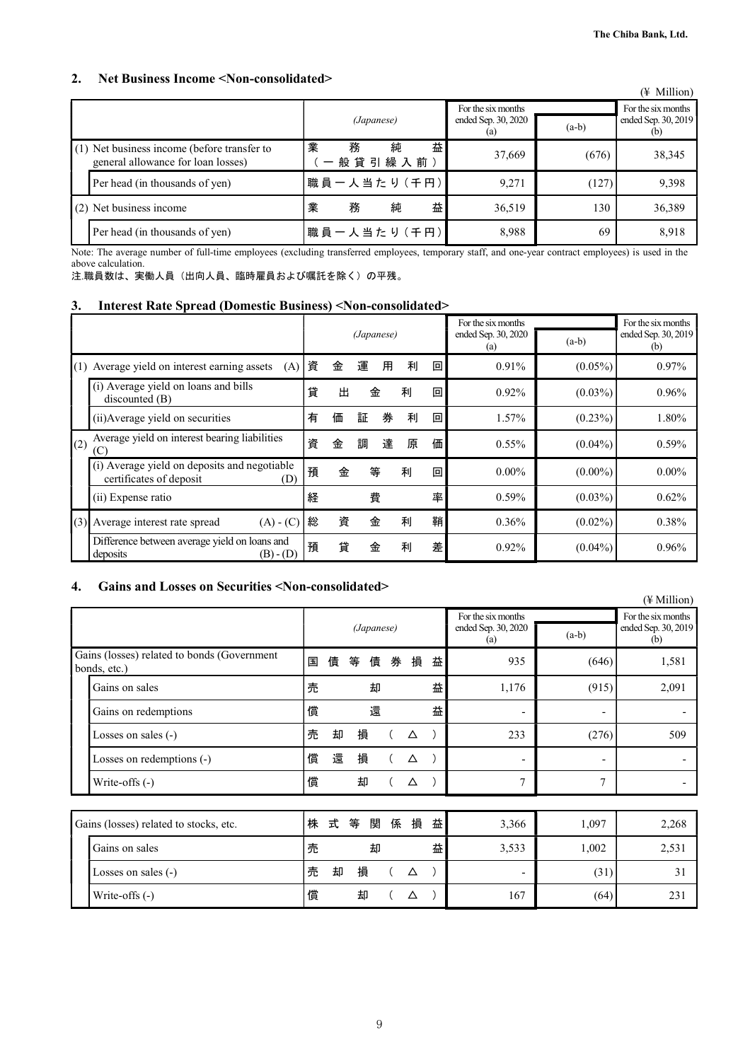## 2. Net Business Income <Non-consolidated>

(¥ Million)

| | (Japanese) | For the six months ended Sep. 30, 2020 (a) | (a-b) | For the six months ended Sep. 30, 2019 (b) |
|---|---|---|---|---|
| (1) Net business income (before transfer to general allowance for loan losses) | 業務純益（一般貸引繰入前） | 37,669 | (676) | 38,345 |
| Per head (in thousands of yen) | 職員一人当たり（千円） | 9,271 | (127) | 9,398 |
| (2) Net business income | 業務純益 | 36,519 | 130 | 36,389 |
| Per head (in thousands of yen) | 職員一人当たり（千円） | 8,988 | 69 | 8,918 |

Note: The average number of full-time employees (excluding transferred employees, temporary staff, and one-year contract employees) is used in the above calculation.

注.職員数は、実働人員（出向人員、臨時雇員および嘱託を除く）の平残。

## 3. Interest Rate Spread (Domestic Business) <Non-consolidated>

| | (Japanese) | For the six months ended Sep. 30, 2020 (a) | (a-b) | For the six months ended Sep. 30, 2019 (b) |
|---|---|---|---|---|
| (1) Average yield on interest earning assets (A) | 資金運用利回 | 0.91% | (0.05%) | 0.97% |
| (i) Average yield on loans and bills discounted (B) | 貸出金利回 | 0.92% | (0.03%) | 0.96% |
| (ii)Average yield on securities | 有価証券利回 | 1.57% | (0.23%) | 1.80% |
| (2) Average yield on interest bearing liabilities (C) | 資金調達原価 | 0.55% | (0.04%) | 0.59% |
| (i) Average yield on deposits and negotiable certificates of deposit (D) | 預金等利回 | 0.00% | (0.00%) | 0.00% |
| (ii) Expense ratio | 経費率 | 0.59% | (0.03%) | 0.62% |
| (3) Average interest rate spread (A) - (C) | 総資金利鞘 | 0.36% | (0.02%) | 0.38% |
| Difference between average yield on loans and deposits (B) - (D) | 預貸金利差 | 0.92% | (0.04%) | 0.96% |

## 4. Gains and Losses on Securities <Non-consolidated>

(¥ Million)

| | (Japanese) | For the six months ended Sep. 30, 2020 (a) | (a-b) | For the six months ended Sep. 30, 2019 (b) |
|---|---|---|---|---|
| Gains (losses) related to bonds (Government bonds, etc.) | 国債等債券損益 | 935 | (646) | 1,581 |
| Gains on sales | 売却益 | 1,176 | (915) | 2,091 |
| Gains on redemptions | 償還益 | - | - | - |
| Losses on sales (-) | 売却損（△） | 233 | (276) | 509 |
| Losses on redemptions (-) | 償還損（△） | - | - | - |
| Write-offs (-) | 償却（△） | 7 | 7 | - |

| | (Japanese) | For the six months ended Sep. 30, 2020 (a) | (a-b) | For the six months ended Sep. 30, 2019 (b) |
|---|---|---|---|---|
| Gains (losses) related to stocks, etc. | 株式等関係損益 | 3,366 | 1,097 | 2,268 |
| Gains on sales | 売却益 | 3,533 | 1,002 | 2,531 |
| Losses on sales (-) | 売却損（△） | - | (31) | 31 |
| Write-offs (-) | 償却（△） | 167 | (64) | 231 |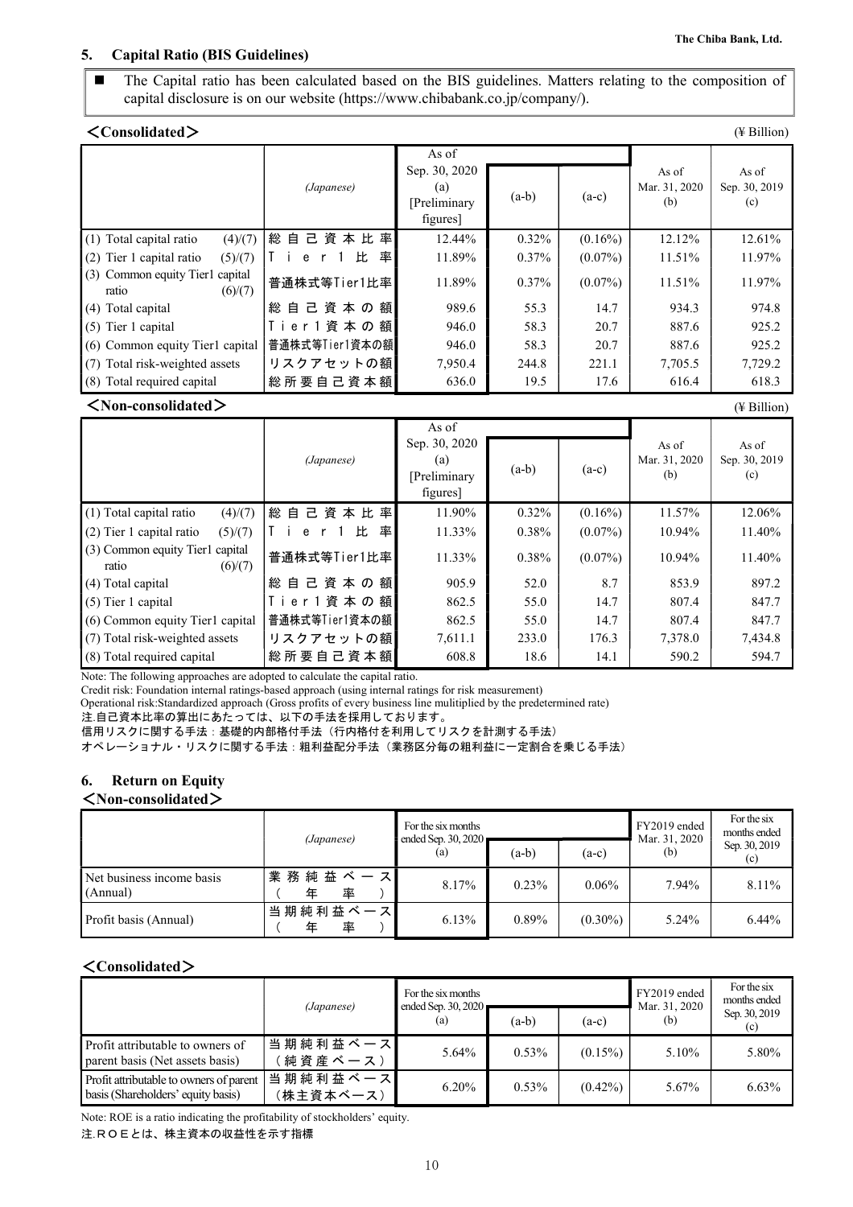## 5. Capital Ratio (BIS Guidelines)

■ The Capital ratio has been calculated based on the BIS guidelines. Matters relating to the composition of capital disclosure is on our website (https://www.chibabank.co.jp/company/).

**＜Consolidated＞** (¥ Billion)

| | (Japanese) | As of Sep. 30, 2020 (a) [Preliminary figures] | (a-b) | (a-c) | As of Mar. 31, 2020 (b) | As of Sep. 30, 2019 (c) |
|---|---|---|---|---|---|---|
| (1) Total capital ratio (4)/(7) | 総自己資本比率 | 12.44% | 0.32% | (0.16%) | 12.12% | 12.61% |
| (2) Tier 1 capital ratio (5)/(7) | Tier1比率 | 11.89% | 0.37% | (0.07%) | 11.51% | 11.97% |
| (3) Common equity Tier1 capital ratio (6)/(7) | 普通株式等Tier1比率 | 11.89% | 0.37% | (0.07%) | 11.51% | 11.97% |
| (4) Total capital | 総自己資本の額 | 989.6 | 55.3 | 14.7 | 934.3 | 974.8 |
| (5) Tier 1 capital | Tier1資本の額 | 946.0 | 58.3 | 20.7 | 887.6 | 925.2 |
| (6) Common equity Tier1 capital | 普通株式等Tier1資本の額 | 946.0 | 58.3 | 20.7 | 887.6 | 925.2 |
| (7) Total risk-weighted assets | リスクアセットの額 | 7,950.4 | 244.8 | 221.1 | 7,705.5 | 7,729.2 |
| (8) Total required capital | 総所要自己資本額 | 636.0 | 19.5 | 17.6 | 616.4 | 618.3 |

**＜Non-consolidated＞** (¥ Billion)

| | (Japanese) | As of Sep. 30, 2020 (a) [Preliminary figures] | (a-b) | (a-c) | As of Mar. 31, 2020 (b) | As of Sep. 30, 2019 (c) |
|---|---|---|---|---|---|---|
| (1) Total capital ratio (4)/(7) | 総自己資本比率 | 11.90% | 0.32% | (0.16%) | 11.57% | 12.06% |
| (2) Tier 1 capital ratio (5)/(7) | Tier1比率 | 11.33% | 0.38% | (0.07%) | 10.94% | 11.40% |
| (3) Common equity Tier1 capital ratio (6)/(7) | 普通株式等Tier1比率 | 11.33% | 0.38% | (0.07%) | 10.94% | 11.40% |
| (4) Total capital | 総自己資本の額 | 905.9 | 52.0 | 8.7 | 853.9 | 897.2 |
| (5) Tier 1 capital | Tier1資本の額 | 862.5 | 55.0 | 14.7 | 807.4 | 847.7 |
| (6) Common equity Tier1 capital | 普通株式等Tier1資本の額 | 862.5 | 55.0 | 14.7 | 807.4 | 847.7 |
| (7) Total risk-weighted assets | リスクアセットの額 | 7,611.1 | 233.0 | 176.3 | 7,378.0 | 7,434.8 |
| (8) Total required capital | 総所要自己資本額 | 608.8 | 18.6 | 14.1 | 590.2 | 594.7 |

Note: The following approaches are adopted to calculate the capital ratio.
Credit risk: Foundation internal ratings-based approach (using internal ratings for risk measurement)
Operational risk:Standardized approach (Gross profits of every business line mulitiplied by the predetermined rate)
注.自己資本比率の算出にあたっては、以下の手法を採用しております。
信用リスクに関する手法：基礎的内部格付手法（行内格付を利用してリスクを計測する手法）
オペレーショナル・リスクに関する手法：粗利益配分手法（業務区分毎の粗利益に一定割合を乗じる手法）

## 6. Return on Equity

**＜Non-consolidated＞**

| | (Japanese) | For the six months ended Sep. 30, 2020 (a) | (a-b) | (a-c) | FY2019 ended Mar. 31, 2020 (b) | For the six months ended Sep. 30, 2019 (c) |
|---|---|---|---|---|---|---|
| Net business income basis (Annual) | 業務純益ベース（年率） | 8.17% | 0.23% | 0.06% | 7.94% | 8.11% |
| Profit basis (Annual) | 当期純利益ベース（年率） | 6.13% | 0.89% | (0.30%) | 5.24% | 6.44% |

**＜Consolidated＞**

| | (Japanese) | For the six months ended Sep. 30, 2020 (a) | (a-b) | (a-c) | FY2019 ended Mar. 31, 2020 (b) | For the six months ended Sep. 30, 2019 (c) |
|---|---|---|---|---|---|---|
| Profit attributable to owners of parent basis (Net assets basis) | 当期純利益ベース（純資産ベース） | 5.64% | 0.53% | (0.15%) | 5.10% | 5.80% |
| Profit attributable to owners of parent basis (Shareholders' equity basis) | 当期純利益ベース（株主資本ベース） | 6.20% | 0.53% | (0.42%) | 5.67% | 6.63% |

Note: ROE is a ratio indicating the profitability of stockholders' equity.
注.ＲＯＥとは、株主資本の収益性を示す指標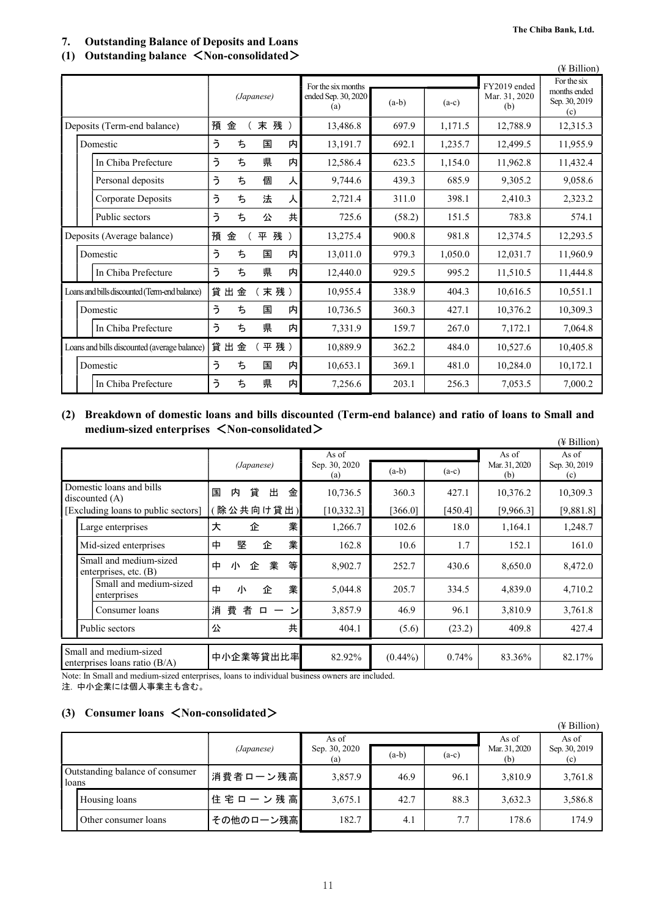## 7. Outstanding Balance of Deposits and Loans

### (1) Outstanding balance ＜Non-consolidated＞

(¥ Billion)

| | (Japanese) | For the six months ended Sep. 30, 2020 (a) | (a-b) | (a-c) | FY2019 ended Mar. 31, 2020 (b) | For the six months ended Sep. 30, 2019 (c) |
|---|---|---|---|---|---|---|
| Deposits (Term-end balance) | 預金（末残） | 13,486.8 | 697.9 | 1,171.5 | 12,788.9 | 12,315.3 |
| Domestic | うち国内 | 13,191.7 | 692.1 | 1,235.7 | 12,499.5 | 11,955.9 |
| In Chiba Prefecture | うち県内 | 12,586.4 | 623.5 | 1,154.0 | 11,962.8 | 11,432.4 |
| Personal deposits | うち個人 | 9,744.6 | 439.3 | 685.9 | 9,305.2 | 9,058.6 |
| Corporate Deposits | うち法人 | 2,721.4 | 311.0 | 398.1 | 2,410.3 | 2,323.2 |
| Public sectors | うち公共 | 725.6 | (58.2) | 151.5 | 783.8 | 574.1 |
| Deposits (Average balance) | 預金（平残） | 13,275.4 | 900.8 | 981.8 | 12,374.5 | 12,293.5 |
| Domestic | うち国内 | 13,011.0 | 979.3 | 1,050.0 | 12,031.7 | 11,960.9 |
| In Chiba Prefecture | うち県内 | 12,440.0 | 929.5 | 995.2 | 11,510.5 | 11,444.8 |
| Loans and bills discounted (Term-end balance) | 貸出金（末残） | 10,955.4 | 338.9 | 404.3 | 10,616.5 | 10,551.1 |
| Domestic | うち国内 | 10,736.5 | 360.3 | 427.1 | 10,376.2 | 10,309.3 |
| In Chiba Prefecture | うち県内 | 7,331.9 | 159.7 | 267.0 | 7,172.1 | 7,064.8 |
| Loans and bills discounted (average balance) | 貸出金（平残） | 10,889.9 | 362.2 | 484.0 | 10,527.6 | 10,405.8 |
| Domestic | うち国内 | 10,653.1 | 369.1 | 481.0 | 10,284.0 | 10,172.1 |
| In Chiba Prefecture | うち県内 | 7,256.6 | 203.1 | 256.3 | 7,053.5 | 7,000.2 |

### (2) Breakdown of domestic loans and bills discounted (Term-end balance) and ratio of loans to Small and medium-sized enterprises ＜Non-consolidated＞

(¥ Billion)

| | (Japanese) | As of Sep. 30, 2020 (a) | (a-b) | (a-c) | As of Mar. 31, 2020 (b) | As of Sep. 30, 2019 (c) |
|---|---|---|---|---|---|---|
| Domestic loans and bills discounted (A) | 国内貸出金 | 10,736.5 | 360.3 | 427.1 | 10,376.2 | 10,309.3 |
| [Excluding loans to public sectors] | (除公共向け貸出) | [10,332.3] | [366.0] | [450.4] | [9,966.3] | [9,881.8] |
| Large enterprises | 大企業 | 1,266.7 | 102.6 | 18.0 | 1,164.1 | 1,248.7 |
| Mid-sized enterprises | 中堅企業 | 162.8 | 10.6 | 1.7 | 152.1 | 161.0 |
| Small and medium-sized enterprises, etc. (B) | 中小企業等 | 8,902.7 | 252.7 | 430.6 | 8,650.0 | 8,472.0 |
| Small and medium-sized enterprises | 中小企業 | 5,044.8 | 205.7 | 334.5 | 4,839.0 | 4,710.2 |
| Consumer loans | 消費者ローン | 3,857.9 | 46.9 | 96.1 | 3,810.9 | 3,761.8 |
| Public sectors | 公共 | 404.1 | (5.6) | (23.2) | 409.8 | 427.4 |
| Small and medium-sized enterprises loans ratio (B/A) | 中小企業等貸出比率 | 82.92% | (0.44%) | 0.74% | 83.36% | 82.17% |

Note: In Small and medium-sized enterprises, loans to individual business owners are included.
注．中小企業には個人事業主も含む。

### (3) Consumer loans ＜Non-consolidated＞

(¥ Billion)

| | (Japanese) | As of Sep. 30, 2020 (a) | (a-b) | (a-c) | As of Mar. 31, 2020 (b) | As of Sep. 30, 2019 (c) |
|---|---|---|---|---|---|---|
| Outstanding balance of consumer loans | 消費者ローン残高 | 3,857.9 | 46.9 | 96.1 | 3,810.9 | 3,761.8 |
| Housing loans | 住宅ローン残高 | 3,675.1 | 42.7 | 88.3 | 3,632.3 | 3,586.8 |
| Other consumer loans | その他のローン残高 | 182.7 | 4.1 | 7.7 | 178.6 | 174.9 |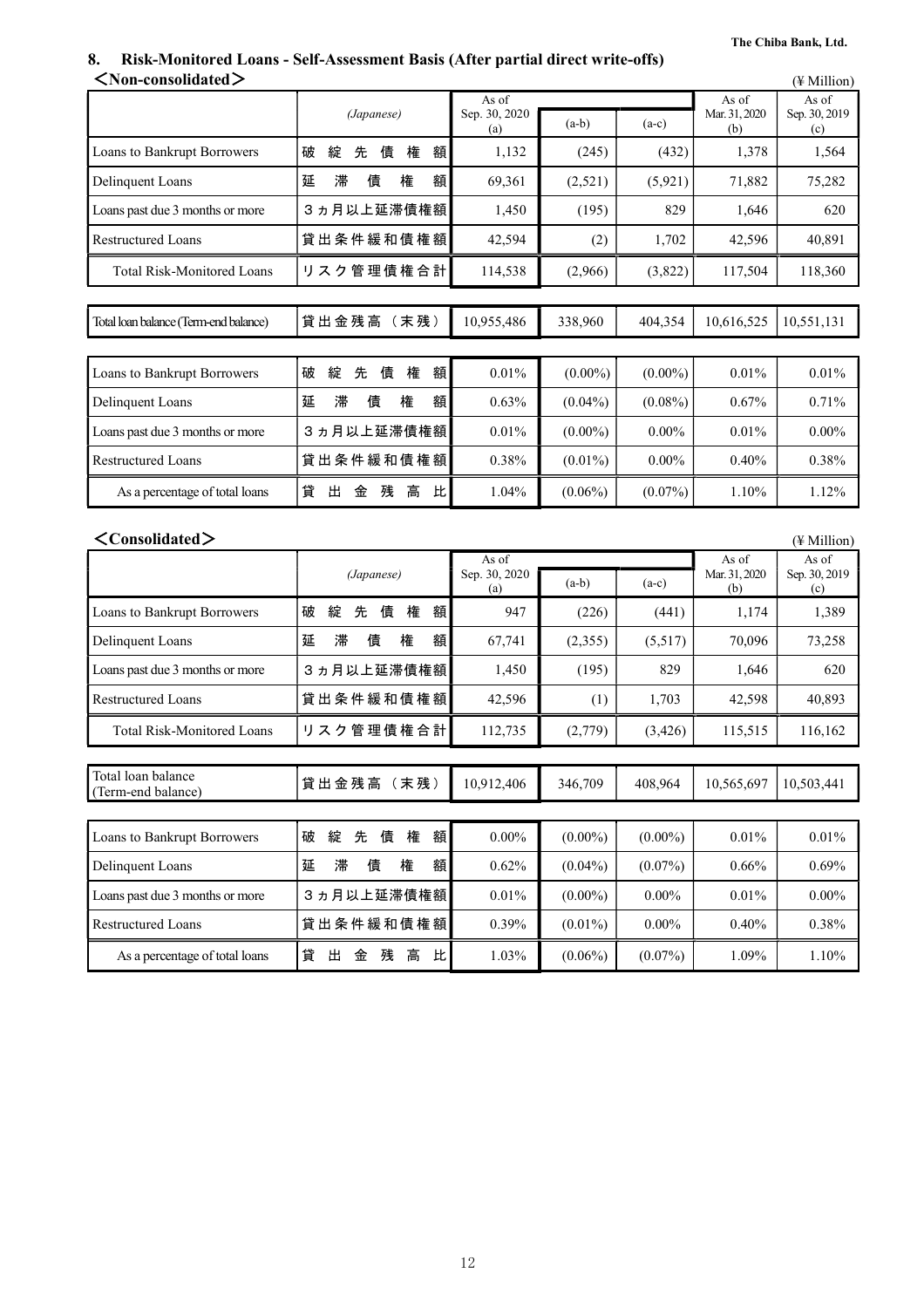## 8. Risk-Monitored Loans - Self-Assessment Basis (After partial direct write-offs)

### <Non-consolidated>

(¥ Million)

| | (Japanese) | As of Sep. 30, 2020 (a) | (a-b) | (a-c) | As of Mar. 31, 2020 (b) | As of Sep. 30, 2019 (c) |
|---|---|---|---|---|---|---|
| Loans to Bankrupt Borrowers | 破綻先債権額 | 1,132 | (245) | (432) | 1,378 | 1,564 |
| Delinquent Loans | 延滞債権額 | 69,361 | (2,521) | (5,921) | 71,882 | 75,282 |
| Loans past due 3 months or more | 3ヵ月以上延滞債権額 | 1,450 | (195) | 829 | 1,646 | 620 |
| Restructured Loans | 貸出条件緩和債権額 | 42,594 | (2) | 1,702 | 42,596 | 40,891 |
| Total Risk-Monitored Loans | リスク管理債権合計 | 114,538 | (2,966) | (3,822) | 117,504 | 118,360 |
| Total loan balance (Term-end balance) | 貸出金残高（末残） | 10,955,486 | 338,960 | 404,354 | 10,616,525 | 10,551,131 |
| Loans to Bankrupt Borrowers | 破綻先債権額 | 0.01% | (0.00%) | (0.00%) | 0.01% | 0.01% |
| Delinquent Loans | 延滞債権額 | 0.63% | (0.04%) | (0.08%) | 0.67% | 0.71% |
| Loans past due 3 months or more | 3ヵ月以上延滞債権額 | 0.01% | (0.00%) | 0.00% | 0.01% | 0.00% |
| Restructured Loans | 貸出条件緩和債権額 | 0.38% | (0.01%) | 0.00% | 0.40% | 0.38% |
| As a percentage of total loans | 貸出金残高比 | 1.04% | (0.06%) | (0.07%) | 1.10% | 1.12% |

### <Consolidated>

(¥ Million)

| | (Japanese) | As of Sep. 30, 2020 (a) | (a-b) | (a-c) | As of Mar. 31, 2020 (b) | As of Sep. 30, 2019 (c) |
|---|---|---|---|---|---|---|
| Loans to Bankrupt Borrowers | 破綻先債権額 | 947 | (226) | (441) | 1,174 | 1,389 |
| Delinquent Loans | 延滞債権額 | 67,741 | (2,355) | (5,517) | 70,096 | 73,258 |
| Loans past due 3 months or more | 3ヵ月以上延滞債権額 | 1,450 | (195) | 829 | 1,646 | 620 |
| Restructured Loans | 貸出条件緩和債権額 | 42,596 | (1) | 1,703 | 42,598 | 40,893 |
| Total Risk-Monitored Loans | リスク管理債権合計 | 112,735 | (2,779) | (3,426) | 115,515 | 116,162 |
| Total loan balance (Term-end balance) | 貸出金残高（末残） | 10,912,406 | 346,709 | 408,964 | 10,565,697 | 10,503,441 |
| Loans to Bankrupt Borrowers | 破綻先債権額 | 0.00% | (0.00%) | (0.00%) | 0.01% | 0.01% |
| Delinquent Loans | 延滞債権額 | 0.62% | (0.04%) | (0.07%) | 0.66% | 0.69% |
| Loans past due 3 months or more | 3ヵ月以上延滞債権額 | 0.01% | (0.00%) | 0.00% | 0.01% | 0.00% |
| Restructured Loans | 貸出条件緩和債権額 | 0.39% | (0.01%) | 0.00% | 0.40% | 0.38% |
| As a percentage of total loans | 貸出金残高比 | 1.03% | (0.06%) | (0.07%) | 1.09% | 1.10% |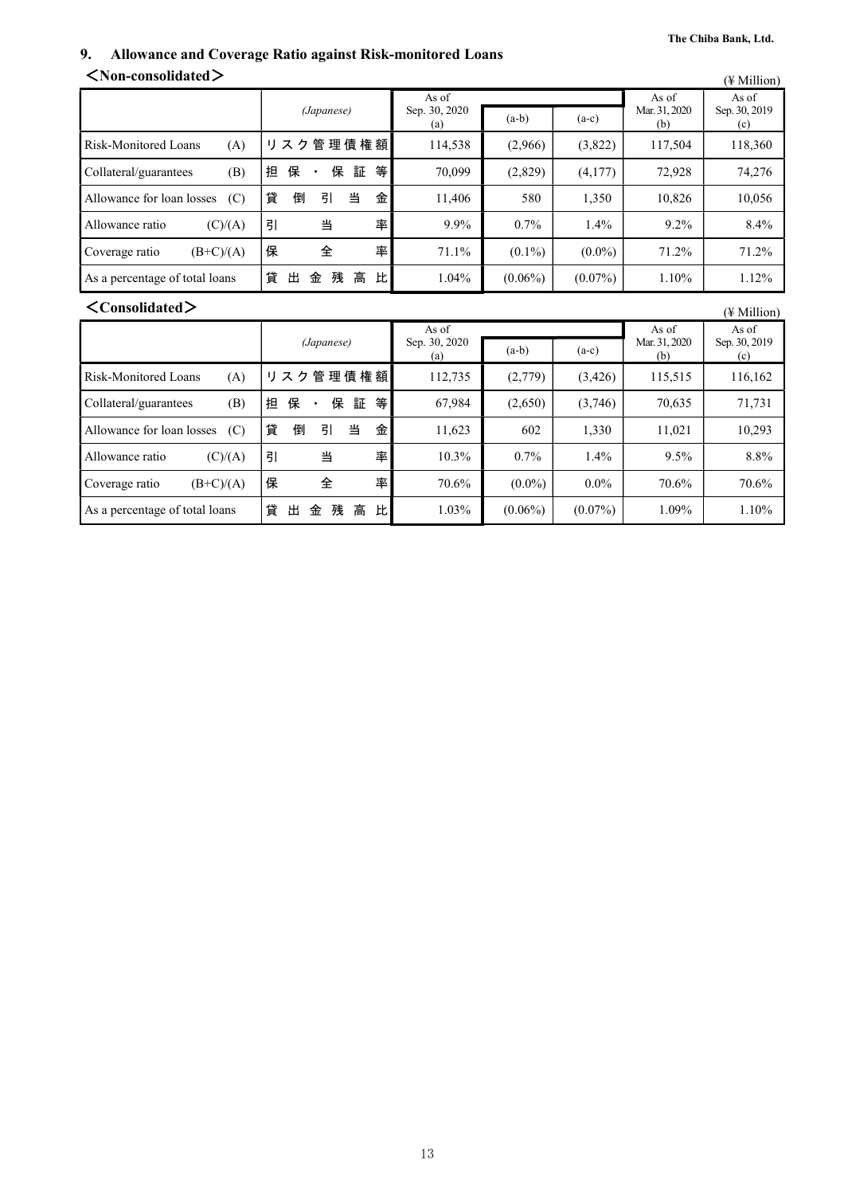## 9. Allowance and Coverage Ratio against Risk-monitored Loans

### ＜Non-consolidated＞

(¥ Million)

| | (Japanese) | As of Sep. 30, 2020 (a) | (a-b) | (a-c) | As of Mar. 31, 2020 (b) | As of Sep. 30, 2019 (c) |
|---|---|---|---|---|---|---|
| Risk-Monitored Loans (A) | リスク管理債権額 | 114,538 | (2,966) | (3,822) | 117,504 | 118,360 |
| Collateral/guarantees (B) | 担保・保証等 | 70,099 | (2,829) | (4,177) | 72,928 | 74,276 |
| Allowance for loan losses (C) | 貸倒引当金 | 11,406 | 580 | 1,350 | 10,826 | 10,056 |
| Allowance ratio (C)/(A) | 引当率 | 9.9% | 0.7% | 1.4% | 9.2% | 8.4% |
| Coverage ratio (B+C)/(A) | 保全率 | 71.1% | (0.1%) | (0.0%) | 71.2% | 71.2% |
| As a percentage of total loans | 貸出金残高比 | 1.04% | (0.06%) | (0.07%) | 1.10% | 1.12% |

### ＜Consolidated＞

(¥ Million)

| | (Japanese) | As of Sep. 30, 2020 (a) | (a-b) | (a-c) | As of Mar. 31, 2020 (b) | As of Sep. 30, 2019 (c) |
|---|---|---|---|---|---|---|
| Risk-Monitored Loans (A) | リスク管理債権額 | 112,735 | (2,779) | (3,426) | 115,515 | 116,162 |
| Collateral/guarantees (B) | 担保・保証等 | 67,984 | (2,650) | (3,746) | 70,635 | 71,731 |
| Allowance for loan losses (C) | 貸倒引当金 | 11,623 | 602 | 1,330 | 11,021 | 10,293 |
| Allowance ratio (C)/(A) | 引当率 | 10.3% | 0.7% | 1.4% | 9.5% | 8.8% |
| Coverage ratio (B+C)/(A) | 保全率 | 70.6% | (0.0%) | 0.0% | 70.6% | 70.6% |
| As a percentage of total loans | 貸出金残高比 | 1.03% | (0.06%) | (0.07%) | 1.09% | 1.10% |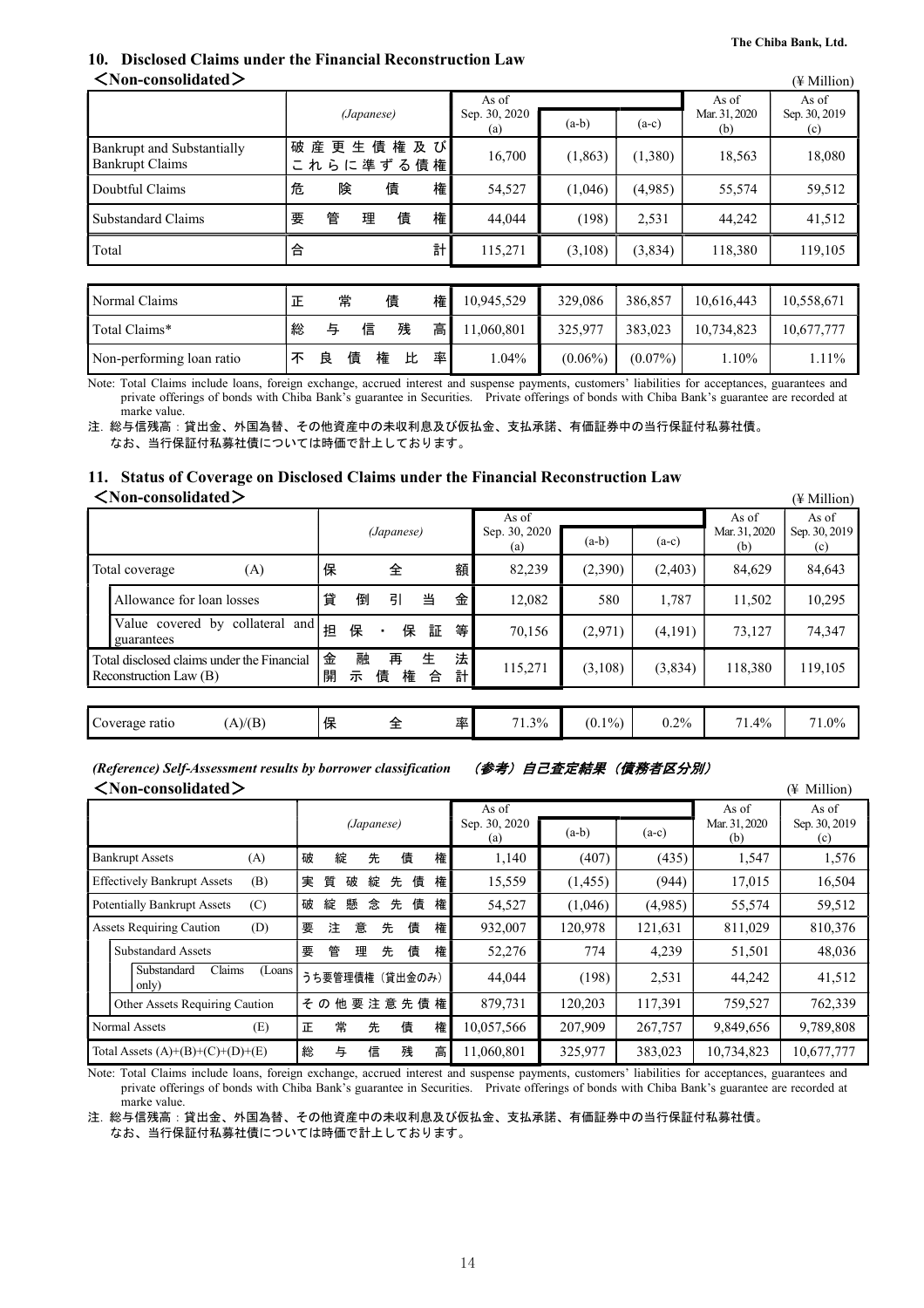## 10. Disclosed Claims under the Financial Reconstruction Law

＜Non-consolidated＞

(¥ Million)

| | (Japanese) | As of Sep. 30, 2020 (a) | (a-b) | (a-c) | As of Mar. 31, 2020 (b) | As of Sep. 30, 2019 (c) |
|---|---|---|---|---|---|---|
| Bankrupt and Substantially Bankrupt Claims | 破産更生債権及びこれらに準ずる債権 | 16,700 | (1,863) | (1,380) | 18,563 | 18,080 |
| Doubtful Claims | 危険債権 | 54,527 | (1,046) | (4,985) | 55,574 | 59,512 |
| Substandard Claims | 要管理債権 | 44,044 | (198) | 2,531 | 44,242 | 41,512 |
| Total | 合計 | 115,271 | (3,108) | (3,834) | 118,380 | 119,105 |
| Normal Claims | 正常債権 | 10,945,529 | 329,086 | 386,857 | 10,616,443 | 10,558,671 |
| Total Claims* | 総与信残高 | 11,060,801 | 325,977 | 383,023 | 10,734,823 | 10,677,777 |
| Non-performing loan ratio | 不良債権比率 | 1.04% | (0.06%) | (0.07%) | 1.10% | 1.11% |

Note: Total Claims include loans, foreign exchange, accrued interest and suspense payments, customers' liabilities for acceptances, guarantees and private offerings of bonds with Chiba Bank's guarantee in Securities. Private offerings of bonds with Chiba Bank's guarantee are recorded at marke value.

注. 総与信残高：貸出金、外国為替、その他資産中の未収利息及び仮払金、支払承諾、有価証券中の当行保証付私募社債。
なお、当行保証付私募社債については時価で計上しております。

## 11. Status of Coverage on Disclosed Claims under the Financial Reconstruction Law

＜Non-consolidated＞

(¥ Million)

| | (Japanese) | As of Sep. 30, 2020 (a) | (a-b) | (a-c) | As of Mar. 31, 2020 (b) | As of Sep. 30, 2019 (c) |
|---|---|---|---|---|---|---|
| Total coverage (A) | 保全額 | 82,239 | (2,390) | (2,403) | 84,629 | 84,643 |
| Allowance for loan losses | 貸倒引当金 | 12,082 | 580 | 1,787 | 11,502 | 10,295 |
| Value covered by collateral and guarantees | 担保・保証等 | 70,156 | (2,971) | (4,191) | 73,127 | 74,347 |
| Total disclosed claims under the Financial Reconstruction Law (B) | 金融再生法開示債権合計 | 115,271 | (3,108) | (3,834) | 118,380 | 119,105 |
| Coverage ratio (A)/(B) | 保全率 | 71.3% | (0.1%) | 0.2% | 71.4% | 71.0% |

### *(Reference) Self-Assessment results by borrower classification* （参考）自己査定結果（債務者区分別）

＜Non-consolidated＞

(¥ Million)

| | (Japanese) | As of Sep. 30, 2020 (a) | (a-b) | (a-c) | As of Mar. 31, 2020 (b) | As of Sep. 30, 2019 (c) |
|---|---|---|---|---|---|---|
| Bankrupt Assets (A) | 破綻先債権 | 1,140 | (407) | (435) | 1,547 | 1,576 |
| Effectively Bankrupt Assets (B) | 実質破綻先債権 | 15,559 | (1,455) | (944) | 17,015 | 16,504 |
| Potentially Bankrupt Assets (C) | 破綻懸念先債権 | 54,527 | (1,046) | (4,985) | 55,574 | 59,512 |
| Assets Requiring Caution (D) | 要注意先債権 | 932,007 | 120,978 | 121,631 | 811,029 | 810,376 |
| Substandard Assets | 要管理先債権 | 52,276 | 774 | 4,239 | 51,501 | 48,036 |
| Substandard Claims (Loans only) | うち要管理債権（貸出金のみ） | 44,044 | (198) | 2,531 | 44,242 | 41,512 |
| Other Assets Requiring Caution | その他要注意先債権 | 879,731 | 120,203 | 117,391 | 759,527 | 762,339 |
| Normal Assets (E) | 正常先債権 | 10,057,566 | 207,909 | 267,757 | 9,849,656 | 9,789,808 |
| Total Assets (A)+(B)+(C)+(D)+(E) | 総与信残高 | 11,060,801 | 325,977 | 383,023 | 10,734,823 | 10,677,777 |

Note: Total Claims include loans, foreign exchange, accrued interest and suspense payments, customers' liabilities for acceptances, guarantees and private offerings of bonds with Chiba Bank's guarantee in Securities. Private offerings of bonds with Chiba Bank's guarantee are recorded at marke value.

注. 総与信残高：貸出金、外国為替、その他資産中の未収利息及び仮払金、支払承諾、有価証券中の当行保証付私募社債。
なお、当行保証付私募社債については時価で計上しております。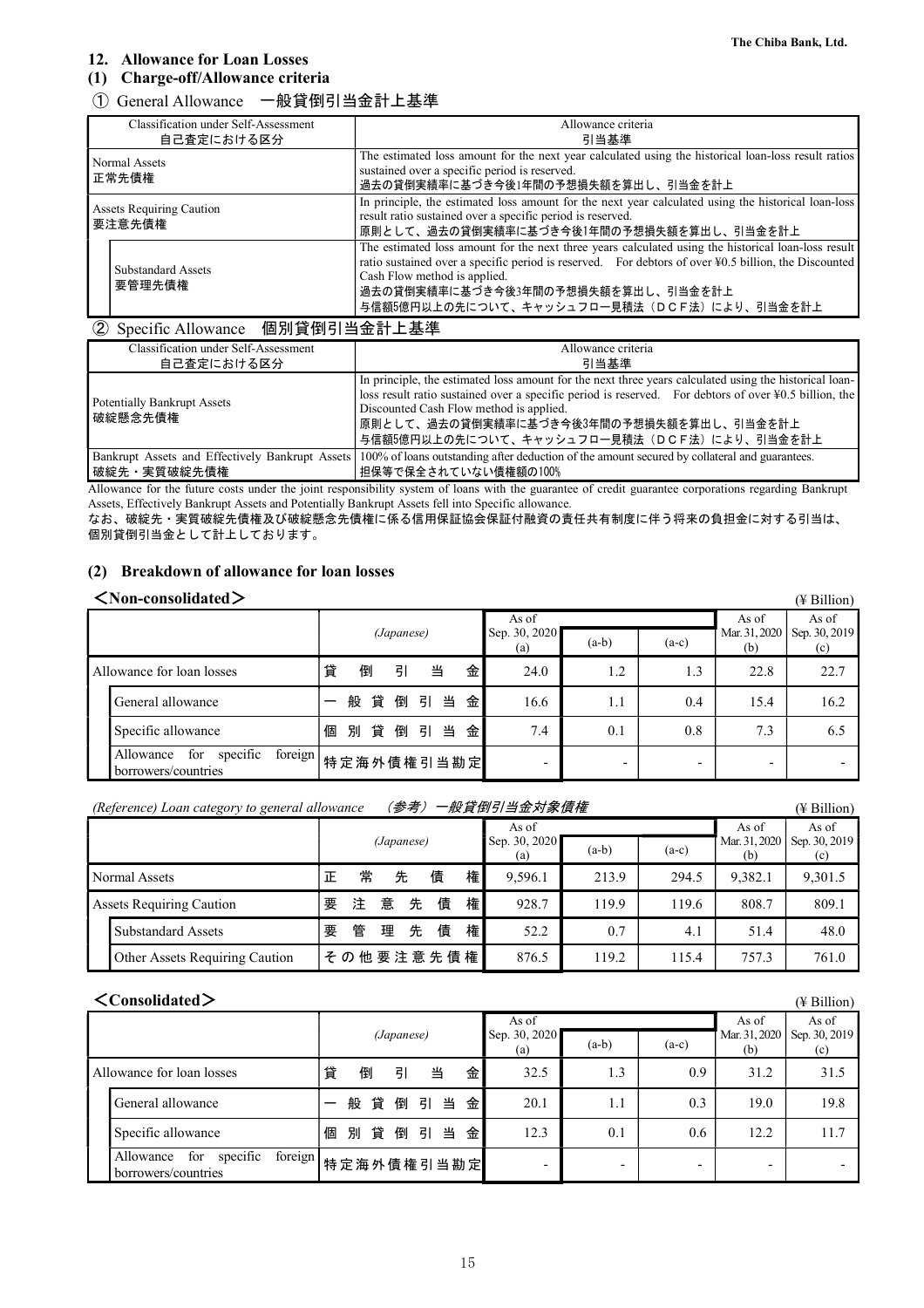## 12. Allowance for Loan Losses

### (1) Charge-off/Allowance criteria

① General Allowance　一般貸倒引当金計上基準

| Classification under Self-Assessment<br>自己査定における区分 | Allowance criteria<br>引当基準 |
|---|---|
| Normal Assets<br>正常先債権 | The estimated loss amount for the next year calculated using the historical loan-loss result ratios sustained over a specific period is reserved.<br>過去の貸倒実績率に基づき今後1年間の予想損失額を算出し、引当金を計上 |
| Assets Requiring Caution<br>要注意先債権 | In principle, the estimated loss amount for the next year calculated using the historical loan-loss result ratio sustained over a specific period is reserved.<br>原則として、過去の貸倒実績率に基づき今後1年間の予想損失額を算出し、引当金を計上 |
| Substandard Assets<br>要管理先債権 | The estimated loss amount for the next three years calculated using the historical loan-loss result ratio sustained over a specific period is reserved. For debtors of over ¥0.5 billion, the Discounted Cash Flow method is applied.<br>過去の貸倒実績率に基づき今後3年間の予想損失額を算出し、引当金を計上<br>与信額5億円以上の先について、キャッシュフロー見積法（ＤＣＦ法）により、引当金を計上 |

② Specific Allowance　個別貸倒引当金計上基準

| Classification under Self-Assessment<br>自己査定における区分 | Allowance criteria<br>引当基準 |
|---|---|
| Potentially Bankrupt Assets<br>破綻懸念先債権 | In principle, the estimated loss amount for the next three years calculated using the historical loan-loss result ratio sustained over a specific period is reserved. For debtors of over ¥0.5 billion, the Discounted Cash Flow method is applied.<br>原則として、過去の貸倒実績率に基づき今後3年間の予想損失額を算出し、引当金を計上<br>与信額5億円以上の先について、キャッシュフロー見積法（ＤＣＦ法）により、引当金を計上 |
| Bankrupt Assets and Effectively Bankrupt Assets<br>破綻先・実質破綻先債権 | 100% of loans outstanding after deduction of the amount secured by collateral and guarantees.<br>担保等で保全されていない債権額の100% |

Allowance for the future costs under the joint responsibility system of loans with the guarantee of credit guarantee corporations regarding Bankrupt Assets, Effectively Bankrupt Assets and Potentially Bankrupt Assets fell into Specific allowance.

なお、破綻先・実質破綻先債権及び破綻懸念先債権に係る信用保証協会保証付融資の責任共有制度に伴う将来の負担金に対する引当は、個別貸倒引当金として計上しております。

### (2) Breakdown of allowance for loan losses

**<Non-consolidated>** (¥ Billion)

| | (Japanese) | As of Sep. 30, 2020 (a) | (a-b) | (a-c) | As of Mar. 31, 2020 (b) | As of Sep. 30, 2019 (c) |
|---|---|---|---|---|---|---|
| Allowance for loan losses | 貸倒引当金 | 24.0 | 1.2 | 1.3 | 22.8 | 22.7 |
| General allowance | 一般貸倒引当金 | 16.6 | 1.1 | 0.4 | 15.4 | 16.2 |
| Specific allowance | 個別貸倒引当金 | 7.4 | 0.1 | 0.8 | 7.3 | 6.5 |
| Allowance for specific foreign borrowers/countries | 特定海外債権引当勘定 | - | - | - | - | - |

*(Reference) Loan category to general allowance　（参考）一般貸倒引当金対象債権* (¥ Billion)

| | (Japanese) | As of Sep. 30, 2020 (a) | (a-b) | (a-c) | As of Mar. 31, 2020 (b) | As of Sep. 30, 2019 (c) |
|---|---|---|---|---|---|---|
| Normal Assets | 正常先債権 | 9,596.1 | 213.9 | 294.5 | 9,382.1 | 9,301.5 |
| Assets Requiring Caution | 要注意先債権 | 928.7 | 119.9 | 119.6 | 808.7 | 809.1 |
| Substandard Assets | 要管理先債権 | 52.2 | 0.7 | 4.1 | 51.4 | 48.0 |
| Other Assets Requiring Caution | その他要注意先債権 | 876.5 | 119.2 | 115.4 | 757.3 | 761.0 |

**<Consolidated>** (¥ Billion)

| | (Japanese) | As of Sep. 30, 2020 (a) | (a-b) | (a-c) | As of Mar. 31, 2020 (b) | As of Sep. 30, 2019 (c) |
|---|---|---|---|---|---|---|
| Allowance for loan losses | 貸倒引当金 | 32.5 | 1.3 | 0.9 | 31.2 | 31.5 |
| General allowance | 一般貸倒引当金 | 20.1 | 1.1 | 0.3 | 19.0 | 19.8 |
| Specific allowance | 個別貸倒引当金 | 12.3 | 0.1 | 0.6 | 12.2 | 11.7 |
| Allowance for specific foreign borrowers/countries | 特定海外債権引当勘定 | - | - | - | - | - |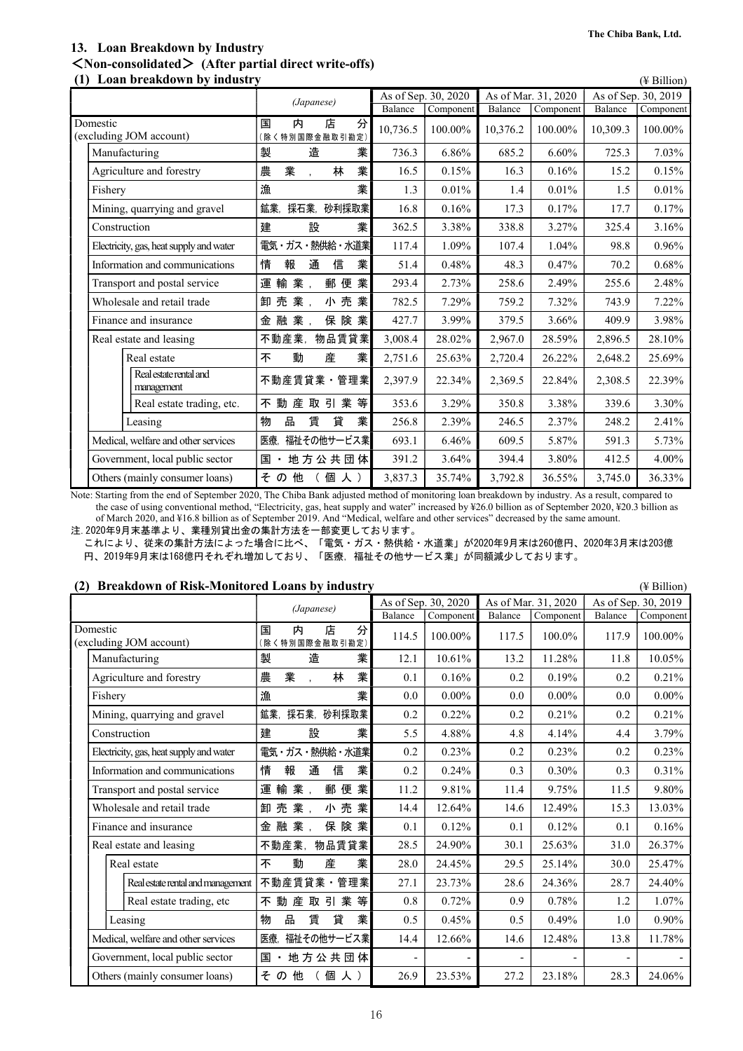## 13. Loan Breakdown by Industry

### ＜Non-consolidated＞ (After partial direct write-offs)

### (1) Loan breakdown by industry

(¥ Billion)

| | (Japanese) | As of Sep. 30, 2020 | | As of Mar. 31, 2020 | | As of Sep. 30, 2019 | |
|---|---|---|---|---|---|---|---|
| | | Balance | Component | Balance | Component | Balance | Component |
| Domestic (excluding JOM account) | 国内店分 (除く特別国際金融取引勘定) | 10,736.5 | 100.00% | 10,376.2 | 100.00% | 10,309.3 | 100.00% |
| Manufacturing | 製造業 | 736.3 | 6.86% | 685.2 | 6.60% | 725.3 | 7.03% |
| Agriculture and forestry | 農業，林業 | 16.5 | 0.15% | 16.3 | 0.16% | 15.2 | 0.15% |
| Fishery | 漁業 | 1.3 | 0.01% | 1.4 | 0.01% | 1.5 | 0.01% |
| Mining, quarrying and gravel | 鉱業，採石業，砂利採取業 | 16.8 | 0.16% | 17.3 | 0.17% | 17.7 | 0.17% |
| Construction | 建設業 | 362.5 | 3.38% | 338.8 | 3.27% | 325.4 | 3.16% |
| Electricity, gas, heat supply and water | 電気・ガス・熱供給・水道業 | 117.4 | 1.09% | 107.4 | 1.04% | 98.8 | 0.96% |
| Information and communications | 情報通信業 | 51.4 | 0.48% | 48.3 | 0.47% | 70.2 | 0.68% |
| Transport and postal service | 運輸業，郵便業 | 293.4 | 2.73% | 258.6 | 2.49% | 255.6 | 2.48% |
| Wholesale and retail trade | 卸売業，小売業 | 782.5 | 7.29% | 759.2 | 7.32% | 743.9 | 7.22% |
| Finance and insurance | 金融業，保険業 | 427.7 | 3.99% | 379.5 | 3.66% | 409.9 | 3.98% |
| Real estate and leasing | 不動産業，物品賃貸業 | 3,008.4 | 28.02% | 2,967.0 | 28.59% | 2,896.5 | 28.10% |
| Real estate | 不動産業 | 2,751.6 | 25.63% | 2,720.4 | 26.22% | 2,648.2 | 25.69% |
| Real estate rental and management | 不動産賃貸業・管理業 | 2,397.9 | 22.34% | 2,369.5 | 22.84% | 2,308.5 | 22.39% |
| Real estate trading, etc. | 不動産取引業等 | 353.6 | 3.29% | 350.8 | 3.38% | 339.6 | 3.30% |
| Leasing | 物品賃貸業 | 256.8 | 2.39% | 246.5 | 2.37% | 248.2 | 2.41% |
| Medical, welfare and other services | 医療，福祉その他サービス業 | 693.1 | 6.46% | 609.5 | 5.87% | 591.3 | 5.73% |
| Government, local public sector | 国・地方公共団体 | 391.2 | 3.64% | 394.4 | 3.80% | 412.5 | 4.00% |
| Others (mainly consumer loans) | その他（個人） | 3,837.3 | 35.74% | 3,792.8 | 36.55% | 3,745.0 | 36.33% |

Note: Starting from the end of September 2020, The Chiba Bank adjusted method of monitoring loan breakdown by industry. As a result, compared to the case of using conventional method, "Electricity, gas, heat supply and water" increased by ¥26.0 billion as of September 2020, ¥20.3 billion as of March 2020, and ¥16.8 billion as of September 2019. And "Medical, welfare and other services" decreased by the same amount.

注. 2020年9月末基準より、業種別貸出金の集計方法を一部変更しております。
これにより、従来の集計方法によった場合に比べ、「電気・ガス・熱供給・水道業」が2020年9月末は260億円、2020年3月末は203億円、2019年9月末は168億円それぞれ増加しており、「医療，福祉その他サービス業」が同額減少しております。

### (2) Breakdown of Risk-Monitored Loans by industry

(¥ Billion)

| | (Japanese) | As of Sep. 30, 2020 | | As of Mar. 31, 2020 | | As of Sep. 30, 2019 | |
|---|---|---|---|---|---|---|---|
| | | Balance | Component | Balance | Component | Balance | Component |
| Domestic (excluding JOM account) | 国内店分 (除く特別国際金融取引勘定) | 114.5 | 100.00% | 117.5 | 100.0% | 117.9 | 100.00% |
| Manufacturing | 製造業 | 12.1 | 10.61% | 13.2 | 11.28% | 11.8 | 10.05% |
| Agriculture and forestry | 農業，林業 | 0.1 | 0.16% | 0.2 | 0.19% | 0.2 | 0.21% |
| Fishery | 漁業 | 0.0 | 0.00% | 0.0 | 0.00% | 0.0 | 0.00% |
| Mining, quarrying and gravel | 鉱業，採石業，砂利採取業 | 0.2 | 0.22% | 0.2 | 0.21% | 0.2 | 0.21% |
| Construction | 建設業 | 5.5 | 4.88% | 4.8 | 4.14% | 4.4 | 3.79% |
| Electricity, gas, heat supply and water | 電気・ガス・熱供給・水道業 | 0.2 | 0.23% | 0.2 | 0.23% | 0.2 | 0.23% |
| Information and communications | 情報通信業 | 0.2 | 0.24% | 0.3 | 0.30% | 0.3 | 0.31% |
| Transport and postal service | 運輸業，郵便業 | 11.2 | 9.81% | 11.4 | 9.75% | 11.5 | 9.80% |
| Wholesale and retail trade | 卸売業，小売業 | 14.4 | 12.64% | 14.6 | 12.49% | 15.3 | 13.03% |
| Finance and insurance | 金融業，保険業 | 0.1 | 0.12% | 0.1 | 0.12% | 0.1 | 0.16% |
| Real estate and leasing | 不動産業，物品賃貸業 | 28.5 | 24.90% | 30.1 | 25.63% | 31.0 | 26.37% |
| Real estate | 不動産業 | 28.0 | 24.45% | 29.5 | 25.14% | 30.0 | 25.47% |
| Real estate rental and management | 不動産賃貸業・管理業 | 27.1 | 23.73% | 28.6 | 24.36% | 28.7 | 24.40% |
| Real estate trading, etc | 不動産取引業等 | 0.8 | 0.72% | 0.9 | 0.78% | 1.2 | 1.07% |
| Leasing | 物品賃貸業 | 0.5 | 0.45% | 0.5 | 0.49% | 1.0 | 0.90% |
| Medical, welfare and other services | 医療，福祉その他サービス業 | 14.4 | 12.66% | 14.6 | 12.48% | 13.8 | 11.78% |
| Government, local public sector | 国・地方公共団体 | - | - | - | - | - | - |
| Others (mainly consumer loans) | その他（個人） | 26.9 | 23.53% | 27.2 | 23.18% | 28.3 | 24.06% |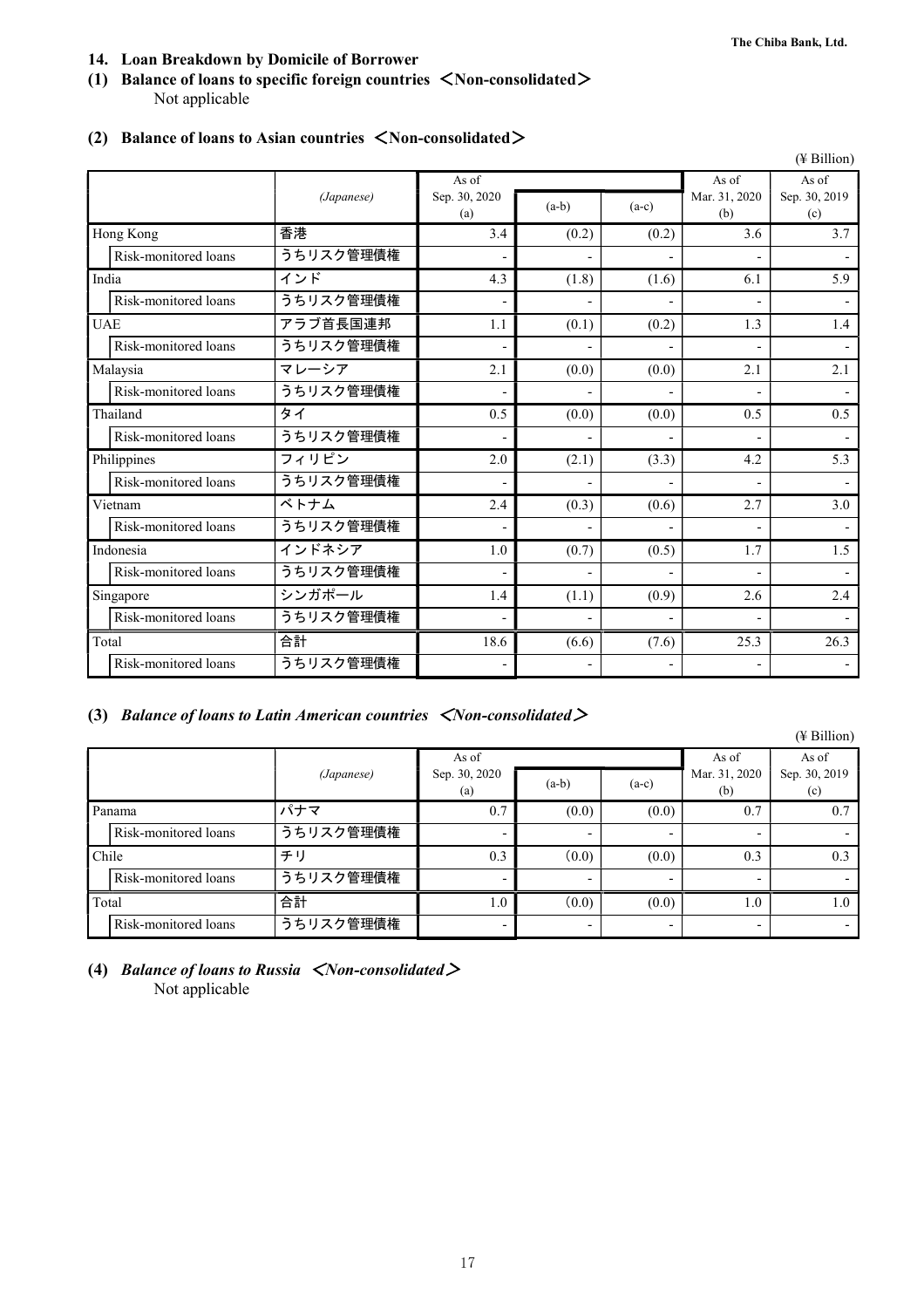## 14. Loan Breakdown by Domicile of Borrower

### (1) Balance of loans to specific foreign countries ＜Non-consolidated＞

Not applicable

### (2) Balance of loans to Asian countries ＜Non-consolidated＞

(¥ Billion)

| | (Japanese) | As of Sep. 30, 2020 (a) | (a-b) | (a-c) | As of Mar. 31, 2020 (b) | As of Sep. 30, 2019 (c) |
|---|---|---|---|---|---|---|
| Hong Kong | 香港 | 3.4 | (0.2) | (0.2) | 3.6 | 3.7 |
| Risk-monitored loans | うちリスク管理債権 | - | - | - | - | - |
| India | インド | 4.3 | (1.8) | (1.6) | 6.1 | 5.9 |
| Risk-monitored loans | うちリスク管理債権 | - | - | - | - | - |
| UAE | アラブ首長国連邦 | 1.1 | (0.1) | (0.2) | 1.3 | 1.4 |
| Risk-monitored loans | うちリスク管理債権 | - | - | - | - | - |
| Malaysia | マレーシア | 2.1 | (0.0) | (0.0) | 2.1 | 2.1 |
| Risk-monitored loans | うちリスク管理債権 | - | - | - | - | - |
| Thailand | タイ | 0.5 | (0.0) | (0.0) | 0.5 | 0.5 |
| Risk-monitored loans | うちリスク管理債権 | - | - | - | - | - |
| Philippines | フィリピン | 2.0 | (2.1) | (3.3) | 4.2 | 5.3 |
| Risk-monitored loans | うちリスク管理債権 | - | - | - | - | - |
| Vietnam | ベトナム | 2.4 | (0.3) | (0.6) | 2.7 | 3.0 |
| Risk-monitored loans | うちリスク管理債権 | - | - | - | - | - |
| Indonesia | インドネシア | 1.0 | (0.7) | (0.5) | 1.7 | 1.5 |
| Risk-monitored loans | うちリスク管理債権 | - | - | - | - | - |
| Singapore | シンガポール | 1.4 | (1.1) | (0.9) | 2.6 | 2.4 |
| Risk-monitored loans | うちリスク管理債権 | - | - | - | - | - |
| Total | 合計 | 18.6 | (6.6) | (7.6) | 25.3 | 26.3 |
| Risk-monitored loans | うちリスク管理債権 | - | - | - | - | - |

### (3) *Balance of loans to Latin American countries ＜Non-consolidated＞*

(¥ Billion)

| | (Japanese) | As of Sep. 30, 2020 (a) | (a-b) | (a-c) | As of Mar. 31, 2020 (b) | As of Sep. 30, 2019 (c) |
|---|---|---|---|---|---|---|
| Panama | パナマ | 0.7 | (0.0) | (0.0) | 0.7 | 0.7 |
| Risk-monitored loans | うちリスク管理債権 | - | - | - | - | - |
| Chile | チリ | 0.3 | (0.0) | (0.0) | 0.3 | 0.3 |
| Risk-monitored loans | うちリスク管理債権 | - | - | - | - | - |
| Total | 合計 | 1.0 | (0.0) | (0.0) | 1.0 | 1.0 |
| Risk-monitored loans | うちリスク管理債権 | - | - | - | - | - |

### (4) *Balance of loans to Russia ＜Non-consolidated＞*

Not applicable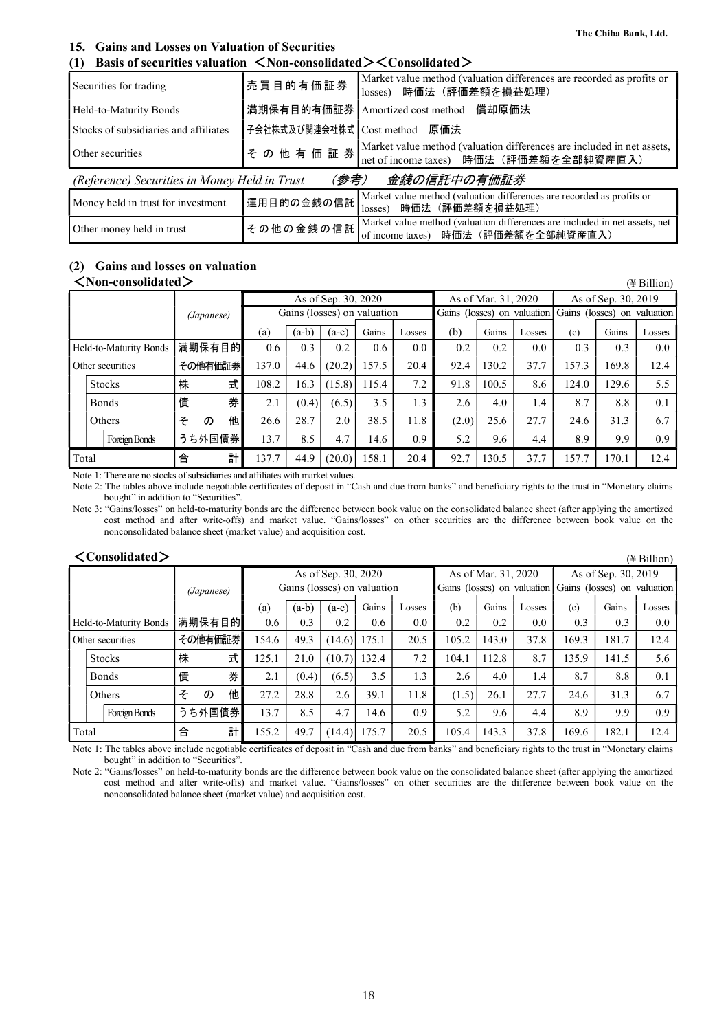## 15. Gains and Losses on Valuation of Securities

### (1) Basis of securities valuation ＜Non-consolidated＞＜Consolidated＞

| | | |
|---|---|---|
| Securities for trading | 売買目的有価証券 | Market value method (valuation differences are recorded as profits or losses) 時価法（評価差額を損益処理） |
| Held-to-Maturity Bonds | 満期保有目的有価証券 | Amortized cost method 償却原価法 |
| Stocks of subsidiaries and affiliates | 子会社株式及び関連会社株式 | Cost method 原価法 |
| Other securities | その他有価証券 | Market value method (valuation differences are included in net assets, net of income taxes) 時価法（評価差額を全部純資産直入） |

*(Reference) Securities in Money Held in Trust （参考） 金銭の信託中の有価証券*

| | | |
|---|---|---|
| Money held in trust for investment | 運用目的の金銭の信託 | Market value method (valuation differences are recorded as profits or losses) 時価法（評価差額を損益処理） |
| Other money held in trust | その他の金銭の信託 | Market value method (valuation differences are included in net assets, net of income taxes) 時価法（評価差額を全部純資産直入） |

### (2) Gains and losses on valuation

＜Non-consolidated＞ (¥ Billion)

| | (Japanese) | As of Sep. 30, 2020 | | | | | As of Mar. 31, 2020 | | | As of Sep. 30, 2019 | | |
|---|---|---|---|---|---|---|---|---|---|---|---|---|
| | | Gains (losses) on valuation | | | | | Gains (losses) on valuation | | | Gains (losses) on valuation | | |
| | | (a) | (a-b) | (a-c) | Gains | Losses | (b) | Gains | Losses | (c) | Gains | Losses |
| Held-to-Maturity Bonds | 満期保有目的 | 0.6 | 0.3 | 0.2 | 0.6 | 0.0 | 0.2 | 0.2 | 0.0 | 0.3 | 0.3 | 0.0 |
| Other securities | その他有価証券 | 137.0 | 44.6 | (20.2) | 157.5 | 20.4 | 92.4 | 130.2 | 37.7 | 157.3 | 169.8 | 12.4 |
| Stocks | 株式 | 108.2 | 16.3 | (15.8) | 115.4 | 7.2 | 91.8 | 100.5 | 8.6 | 124.0 | 129.6 | 5.5 |
| Bonds | 債券 | 2.1 | (0.4) | (6.5) | 3.5 | 1.3 | 2.6 | 4.0 | 1.4 | 8.7 | 8.8 | 0.1 |
| Others | その他 | 26.6 | 28.7 | 2.0 | 38.5 | 11.8 | (2.0) | 25.6 | 27.7 | 24.6 | 31.3 | 6.7 |
| Foreign Bonds | うち外国債券 | 13.7 | 8.5 | 4.7 | 14.6 | 0.9 | 5.2 | 9.6 | 4.4 | 8.9 | 9.9 | 0.9 |
| Total | 合計 | 137.7 | 44.9 | (20.0) | 158.1 | 20.4 | 92.7 | 130.5 | 37.7 | 157.7 | 170.1 | 12.4 |

Note 1: There are no stocks of subsidiaries and affiliates with market values.

Note 2: The tables above include negotiable certificates of deposit in "Cash and due from banks" and beneficiary rights to the trust in "Monetary claims bought" in addition to "Securities".

Note 3: "Gains/losses" on held-to-maturity bonds are the difference between book value on the consolidated balance sheet (after applying the amortized cost method and after write-offs) and market value. "Gains/losses" on other securities are the difference between book value on the nonconsolidated balance sheet (market value) and acquisition cost.

＜Consolidated＞ (¥ Billion)

| | (Japanese) | As of Sep. 30, 2020 | | | | | As of Mar. 31, 2020 | | | As of Sep. 30, 2019 | | |
|---|---|---|---|---|---|---|---|---|---|---|---|---|
| | | Gains (losses) on valuation | | | | | Gains (losses) on valuation | | | Gains (losses) on valuation | | |
| | | (a) | (a-b) | (a-c) | Gains | Losses | (b) | Gains | Losses | (c) | Gains | Losses |
| Held-to-Maturity Bonds | 満期保有目的 | 0.6 | 0.3 | 0.2 | 0.6 | 0.0 | 0.2 | 0.2 | 0.0 | 0.3 | 0.3 | 0.0 |
| Other securities | その他有価証券 | 154.6 | 49.3 | (14.6) | 175.1 | 20.5 | 105.2 | 143.0 | 37.8 | 169.3 | 181.7 | 12.4 |
| Stocks | 株式 | 125.1 | 21.0 | (10.7) | 132.4 | 7.2 | 104.1 | 112.8 | 8.7 | 135.9 | 141.5 | 5.6 |
| Bonds | 債券 | 2.1 | (0.4) | (6.5) | 3.5 | 1.3 | 2.6 | 4.0 | 1.4 | 8.7 | 8.8 | 0.1 |
| Others | その他 | 27.2 | 28.8 | 2.6 | 39.1 | 11.8 | (1.5) | 26.1 | 27.7 | 24.6 | 31.3 | 6.7 |
| Foreign Bonds | うち外国債券 | 13.7 | 8.5 | 4.7 | 14.6 | 0.9 | 5.2 | 9.6 | 4.4 | 8.9 | 9.9 | 0.9 |
| Total | 合計 | 155.2 | 49.7 | (14.4) | 175.7 | 20.5 | 105.4 | 143.3 | 37.8 | 169.6 | 182.1 | 12.4 |

Note 1: The tables above include negotiable certificates of deposit in "Cash and due from banks" and beneficiary rights to the trust in "Monetary claims bought" in addition to "Securities".

Note 2: "Gains/losses" on held-to-maturity bonds are the difference between book value on the consolidated balance sheet (after applying the amortized cost method and after write-offs) and market value. "Gains/losses" on other securities are the difference between book value on the nonconsolidated balance sheet (market value) and acquisition cost.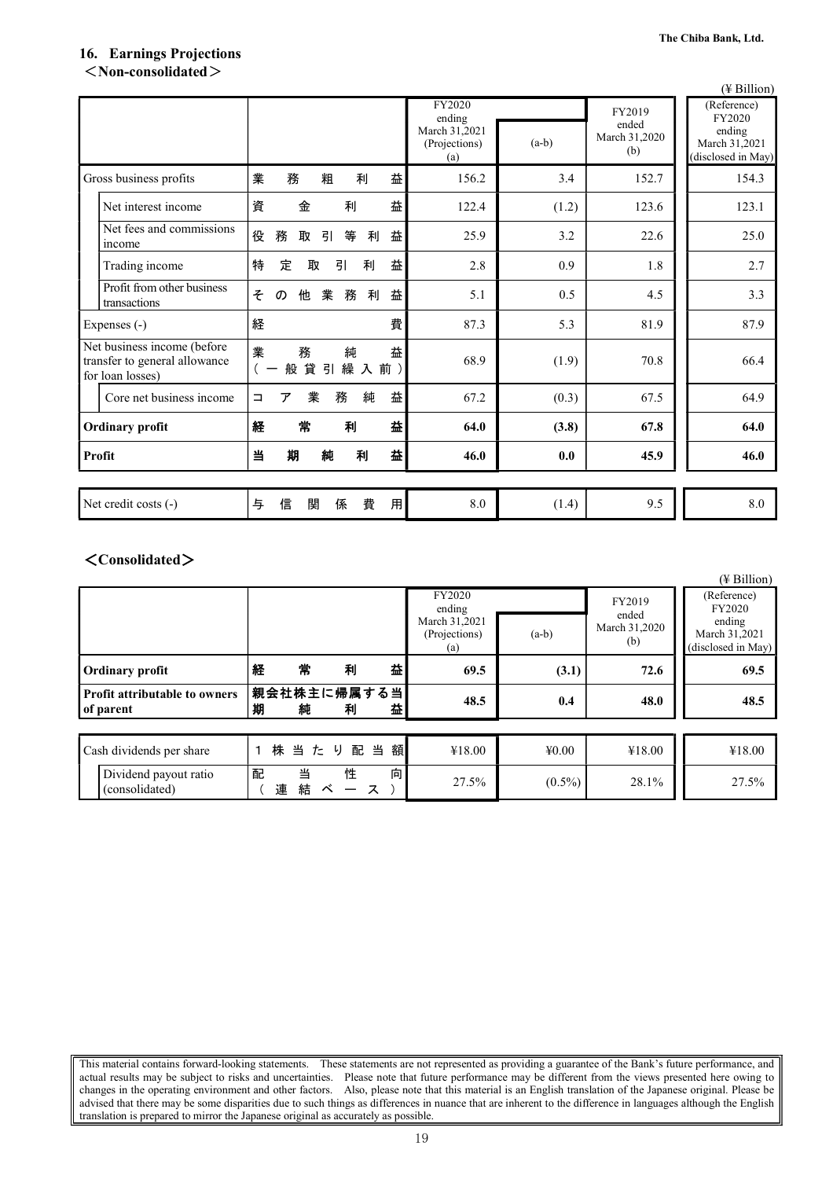## 16. Earnings Projections

＜Non-consolidated＞

(¥ Billion)

| | | FY2020 ending March 31,2021 (Projections) (a) | (a-b) | FY2019 ended March 31,2020 (b) | (Reference) FY2020 ending March 31,2021 (disclosed in May) |
|---|---|---|---|---|---|
| Gross business profits | 業務粗利益 | 156.2 | 3.4 | 152.7 | 154.3 |
| Net interest income | 資金利益 | 122.4 | (1.2) | 123.6 | 123.1 |
| Net fees and commissions income | 役務取引等利益 | 25.9 | 3.2 | 22.6 | 25.0 |
| Trading income | 特定取引利益 | 2.8 | 0.9 | 1.8 | 2.7 |
| Profit from other business transactions | その他業務利益 | 5.1 | 0.5 | 4.5 | 3.3 |
| Expenses (-) | 経費 | 87.3 | 5.3 | 81.9 | 87.9 |
| Net business income (before transfer to general allowance for loan losses) | 業務純益（一般貸引繰入前） | 68.9 | (1.9) | 70.8 | 66.4 |
| Core net business income | コア業務純益 | 67.2 | (0.3) | 67.5 | 64.9 |
| **Ordinary profit** | **経常利益** | **64.0** | **(3.8)** | **67.8** | **64.0** |
| **Profit** | **当期純利益** | **46.0** | **0.0** | **45.9** | **46.0** |
| Net credit costs (-) | 与信関係費用 | 8.0 | (1.4) | 9.5 | 8.0 |

＜Consolidated＞

(¥ Billion)

| | | FY2020 ending March 31,2021 (Projections) (a) | (a-b) | FY2019 ended March 31,2020 (b) | (Reference) FY2020 ending March 31,2021 (disclosed in May) |
|---|---|---|---|---|---|
| **Ordinary profit** | **経常利益** | **69.5** | **(3.1)** | **72.6** | **69.5** |
| **Profit attributable to owners of parent** | **親会社株主に帰属する当期純利益** | **48.5** | **0.4** | **48.0** | **48.5** |
| Cash dividends per share | 1株当たり配当額 | ¥18.00 | ¥0.00 | ¥18.00 | ¥18.00 |
| Dividend payout ratio (consolidated) | 配当性向（連結ベース） | 27.5% | (0.5%) | 28.1% | 27.5% |

This material contains forward-looking statements. These statements are not represented as providing a guarantee of the Bank's future performance, and actual results may be subject to risks and uncertainties. Please note that future performance may be different from the views presented here owing to changes in the operating environment and other factors. Also, please note that this material is an English translation of the Japanese original. Please be advised that there may be some disparities due to such things as differences in nuance that are inherent to the difference in languages although the English translation is prepared to mirror the Japanese original as accurately as possible.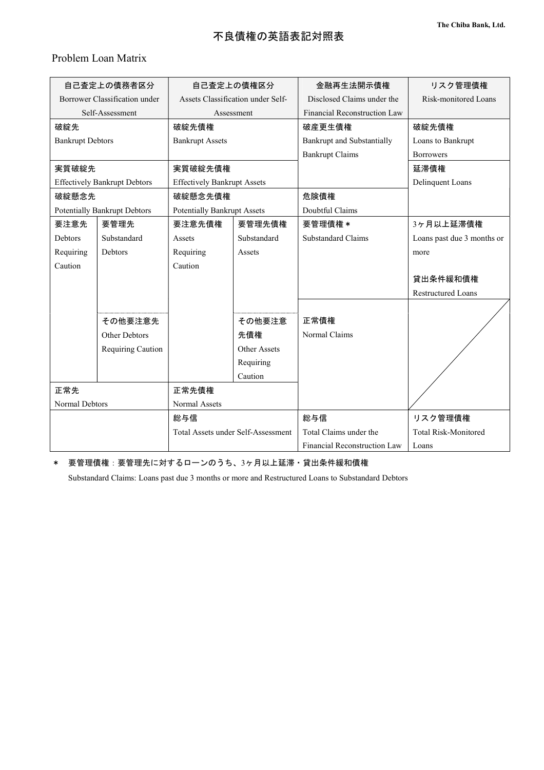# 不良債権の英語表記対照表

## Problem Loan Matrix

| 自己査定上の債務者区分 Borrower Classification under Self-Assessment | | 自己査定上の債権区分 Assets Classification under Self-Assessment | | 金融再生法開示債権 Disclosed Claims under the Financial Reconstruction Law | リスク管理債権 Risk-monitored Loans |
|---|---|---|---|---|---|
| 破綻先 Bankrupt Debtors | | 破綻先債権 Bankrupt Assets | | 破産更生債権 Bankrupt and Substantially Bankrupt Claims | 破綻先債権 Loans to Bankrupt Borrowers |
| 実質破綻先 Effectively Bankrupt Debtors | | 実質破綻先債権 Effectively Bankrupt Assets | | | 延滞債権 Delinquent Loans |
| 破綻懸念先 Potentially Bankrupt Debtors | | 破綻懸念先債権 Potentially Bankrupt Assets | | 危険債権 Doubtful Claims | |
| 要注意先 Debtors Requiring Caution | 要管理先 Substandard Debtors | 要注意先債権 Assets Requiring Caution | 要管理先債権 Substandard Assets | 要管理債権＊ Substandard Claims | 3ヶ月以上延滞債権 Loans past due 3 months or more<br>貸出条件緩和債権 Restructured Loans |
| | その他要注意先 Other Debtors Requiring Caution | | その他要注意先債権 Other Assets Requiring Caution | 正常債権 Normal Claims | |
| 正常先 Normal Debtors | | 正常先債権 Normal Assets | | | |
| | | 総与信 Total Assets under Self-Assessment | | 総与信 Total Claims under the Financial Reconstruction Law | リスク管理債権 Total Risk-Monitored Loans |

＊ 要管理債権：要管理先に対するローンのうち、3ヶ月以上延滞・貸出条件緩和債権

Substandard Claims: Loans past due 3 months or more and Restructured Loans to Substandard Debtors